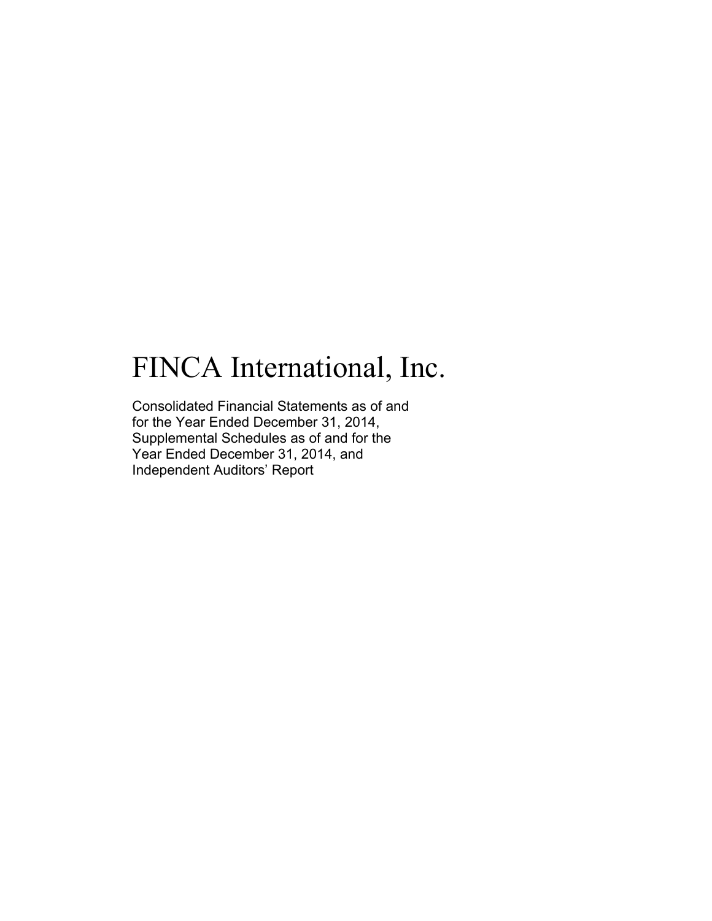# FINCA International, Inc.

Consolidated Financial Statements as of and for the Year Ended December 31, 2014, Supplemental Schedules as of and for the Year Ended December 31, 2014, and Independent Auditors' Report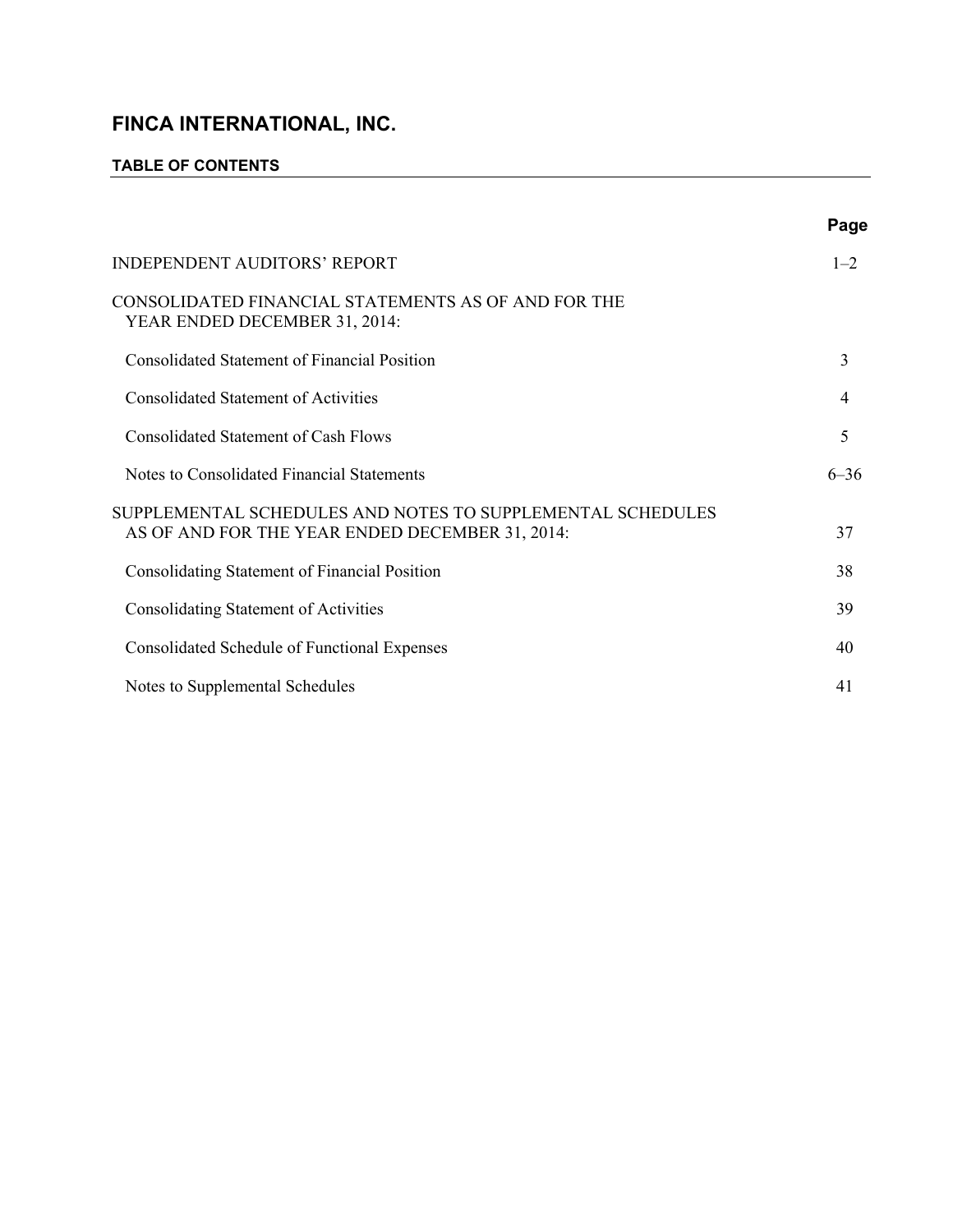# FINCA INTERNATIONAL, INC.

## TABLE OF CONTENTS

| | Page |
|---|---|
| INDEPENDENT AUDITORS' REPORT | 1–2 |
| CONSOLIDATED FINANCIAL STATEMENTS AS OF AND FOR THE YEAR ENDED DECEMBER 31, 2014: | |
| Consolidated Statement of Financial Position | 3 |
| Consolidated Statement of Activities | 4 |
| Consolidated Statement of Cash Flows | 5 |
| Notes to Consolidated Financial Statements | 6–36 |
| SUPPLEMENTAL SCHEDULES AND NOTES TO SUPPLEMENTAL SCHEDULES AS OF AND FOR THE YEAR ENDED DECEMBER 31, 2014: | 37 |
| Consolidating Statement of Financial Position | 38 |
| Consolidating Statement of Activities | 39 |
| Consolidated Schedule of Functional Expenses | 40 |
| Notes to Supplemental Schedules | 41 |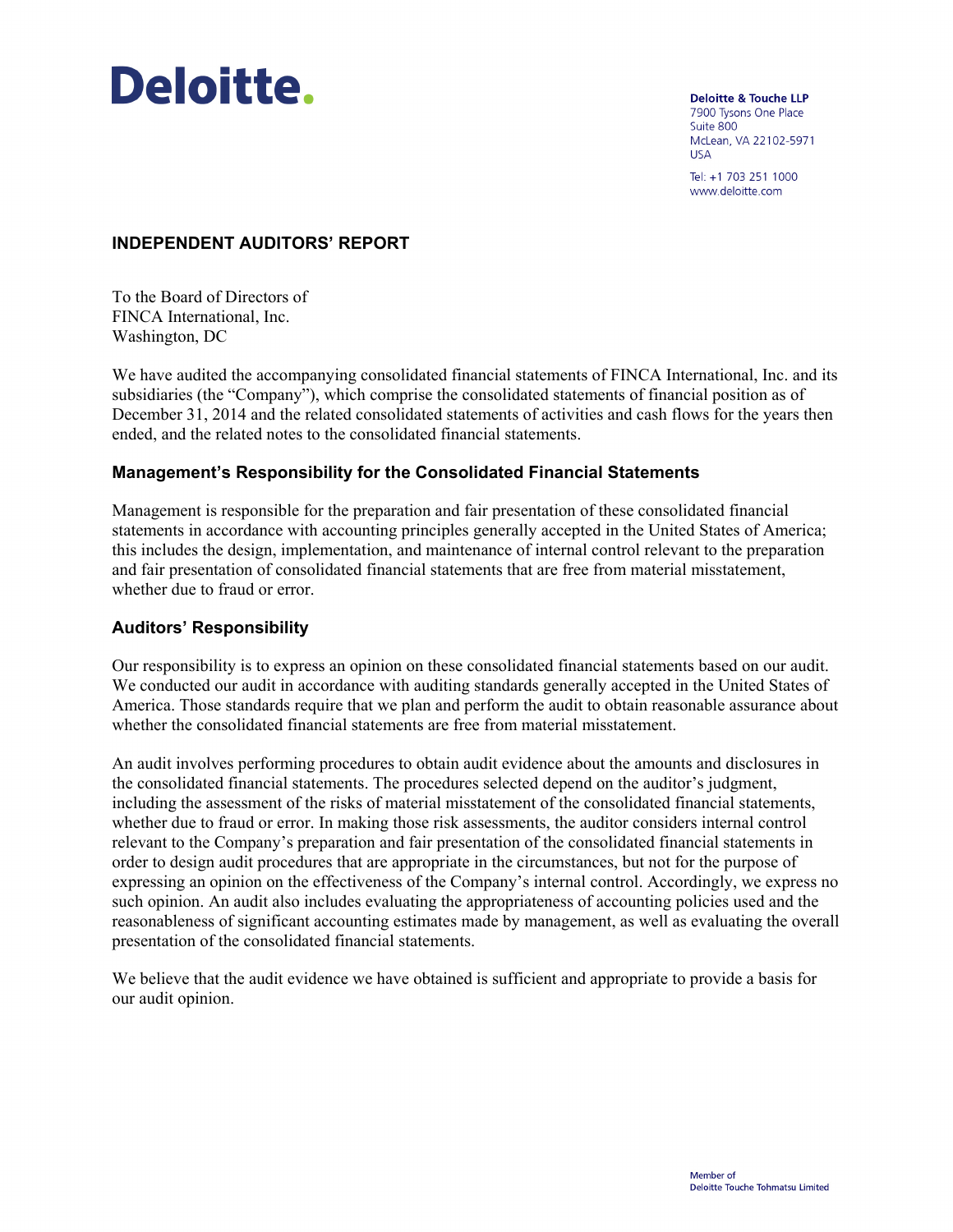Deloitte.

**Deloitte & Touche LLP**
7900 Tysons One Place
Suite 800
McLean, VA 22102-5971
USA

Tel: +1 703 251 1000
www.deloitte.com

## INDEPENDENT AUDITORS' REPORT

To the Board of Directors of
FINCA International, Inc.
Washington, DC

We have audited the accompanying consolidated financial statements of FINCA International, Inc. and its subsidiaries (the "Company"), which comprise the consolidated statements of financial position as of December 31, 2014 and the related consolidated statements of activities and cash flows for the years then ended, and the related notes to the consolidated financial statements.

### Management's Responsibility for the Consolidated Financial Statements

Management is responsible for the preparation and fair presentation of these consolidated financial statements in accordance with accounting principles generally accepted in the United States of America; this includes the design, implementation, and maintenance of internal control relevant to the preparation and fair presentation of consolidated financial statements that are free from material misstatement, whether due to fraud or error.

### Auditors' Responsibility

Our responsibility is to express an opinion on these consolidated financial statements based on our audit. We conducted our audit in accordance with auditing standards generally accepted in the United States of America. Those standards require that we plan and perform the audit to obtain reasonable assurance about whether the consolidated financial statements are free from material misstatement.

An audit involves performing procedures to obtain audit evidence about the amounts and disclosures in the consolidated financial statements. The procedures selected depend on the auditor's judgment, including the assessment of the risks of material misstatement of the consolidated financial statements, whether due to fraud or error. In making those risk assessments, the auditor considers internal control relevant to the Company's preparation and fair presentation of the consolidated financial statements in order to design audit procedures that are appropriate in the circumstances, but not for the purpose of expressing an opinion on the effectiveness of the Company's internal control. Accordingly, we express no such opinion. An audit also includes evaluating the appropriateness of accounting policies used and the reasonableness of significant accounting estimates made by management, as well as evaluating the overall presentation of the consolidated financial statements.

We believe that the audit evidence we have obtained is sufficient and appropriate to provide a basis for our audit opinion.

Member of
Deloitte Touche Tohmatsu Limited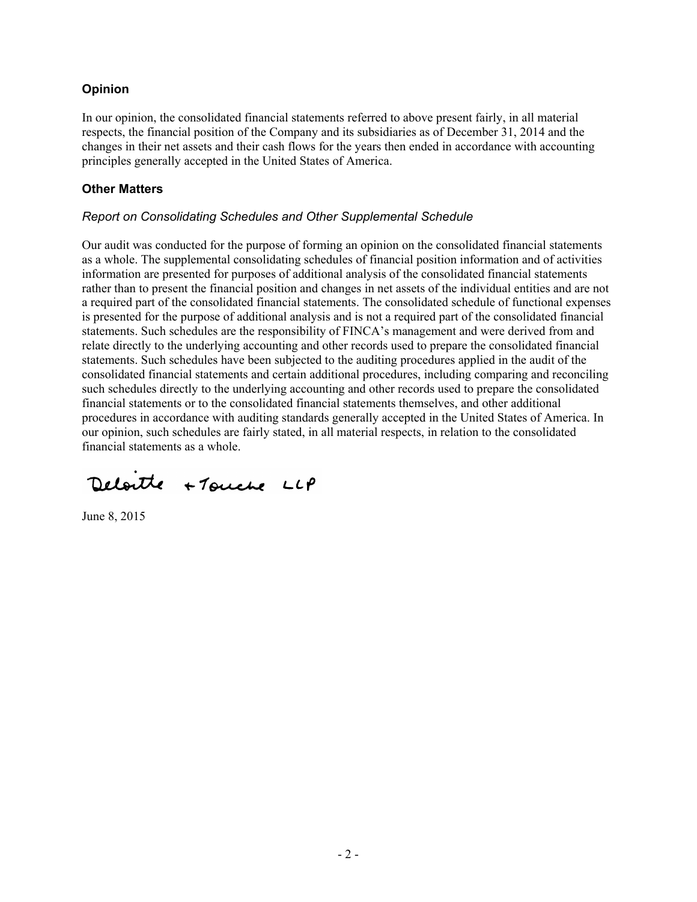## Opinion

In our opinion, the consolidated financial statements referred to above present fairly, in all material respects, the financial position of the Company and its subsidiaries as of December 31, 2014 and the changes in their net assets and their cash flows for the years then ended in accordance with accounting principles generally accepted in the United States of America.

## Other Matters

### *Report on Consolidating Schedules and Other Supplemental Schedule*

Our audit was conducted for the purpose of forming an opinion on the consolidated financial statements as a whole. The supplemental consolidating schedules of financial position information and of activities information are presented for purposes of additional analysis of the consolidated financial statements rather than to present the financial position and changes in net assets of the individual entities and are not a required part of the consolidated financial statements. The consolidated schedule of functional expenses is presented for the purpose of additional analysis and is not a required part of the consolidated financial statements. Such schedules are the responsibility of FINCA's management and were derived from and relate directly to the underlying accounting and other records used to prepare the consolidated financial statements. Such schedules have been subjected to the auditing procedures applied in the audit of the consolidated financial statements and certain additional procedures, including comparing and reconciling such schedules directly to the underlying accounting and other records used to prepare the consolidated financial statements or to the consolidated financial statements themselves, and other additional procedures in accordance with auditing standards generally accepted in the United States of America. In our opinion, such schedules are fairly stated, in all material respects, in relation to the consolidated financial statements as a whole.

Deloitte + Touche LLP

June 8, 2015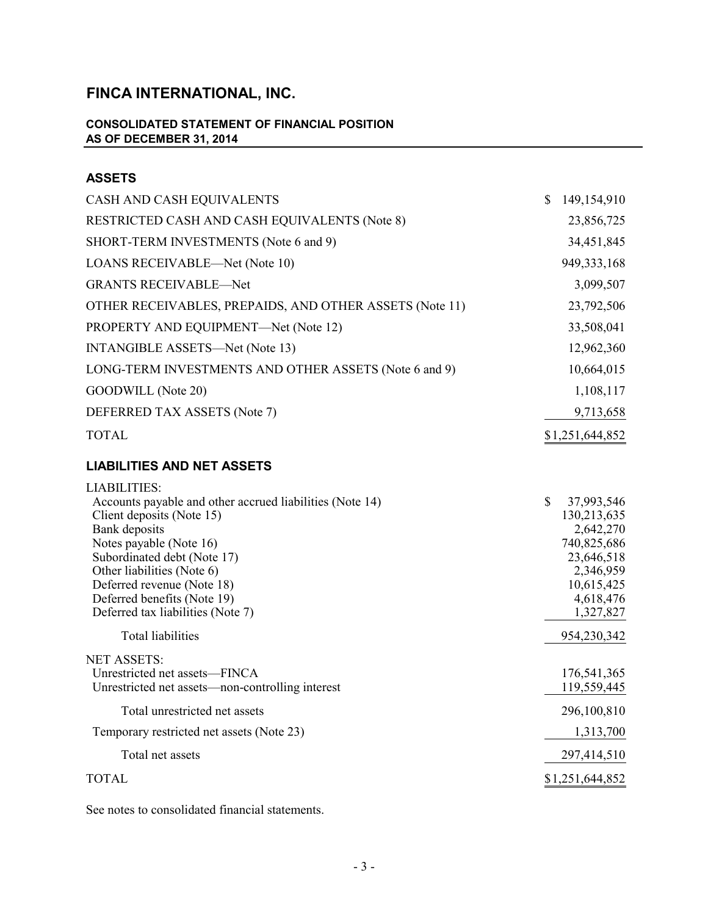# FINCA INTERNATIONAL, INC.

## CONSOLIDATED STATEMENT OF FINANCIAL POSITION
## AS OF DECEMBER 31, 2014

### ASSETS

| | |
|---|---|
| CASH AND CASH EQUIVALENTS | $ 149,154,910 |
| RESTRICTED CASH AND CASH EQUIVALENTS (Note 8) | 23,856,725 |
| SHORT-TERM INVESTMENTS (Note 6 and 9) | 34,451,845 |
| LOANS RECEIVABLE—Net (Note 10) | 949,333,168 |
| GRANTS RECEIVABLE—Net | 3,099,507 |
| OTHER RECEIVABLES, PREPAIDS, AND OTHER ASSETS (Note 11) | 23,792,506 |
| PROPERTY AND EQUIPMENT—Net (Note 12) | 33,508,041 |
| INTANGIBLE ASSETS—Net (Note 13) | 12,962,360 |
| LONG-TERM INVESTMENTS AND OTHER ASSETS (Note 6 and 9) | 10,664,015 |
| GOODWILL (Note 20) | 1,108,117 |
| DEFERRED TAX ASSETS (Note 7) | 9,713,658 |
| TOTAL | $1,251,644,852 |

### LIABILITIES AND NET ASSETS

| | |
|---|---|
| LIABILITIES: | |
| Accounts payable and other accrued liabilities (Note 14) | $ 37,993,546 |
| Client deposits (Note 15) | 130,213,635 |
| Bank deposits | 2,642,270 |
| Notes payable (Note 16) | 740,825,686 |
| Subordinated debt (Note 17) | 23,646,518 |
| Other liabilities (Note 6) | 2,346,959 |
| Deferred revenue (Note 18) | 10,615,425 |
| Deferred benefits (Note 19) | 4,618,476 |
| Deferred tax liabilities (Note 7) | 1,327,827 |
| Total liabilities | 954,230,342 |
| NET ASSETS: | |
| Unrestricted net assets—FINCA | 176,541,365 |
| Unrestricted net assets—non-controlling interest | 119,559,445 |
| Total unrestricted net assets | 296,100,810 |
| Temporary restricted net assets (Note 23) | 1,313,700 |
| Total net assets | 297,414,510 |
| TOTAL | $1,251,644,852 |

See notes to consolidated financial statements.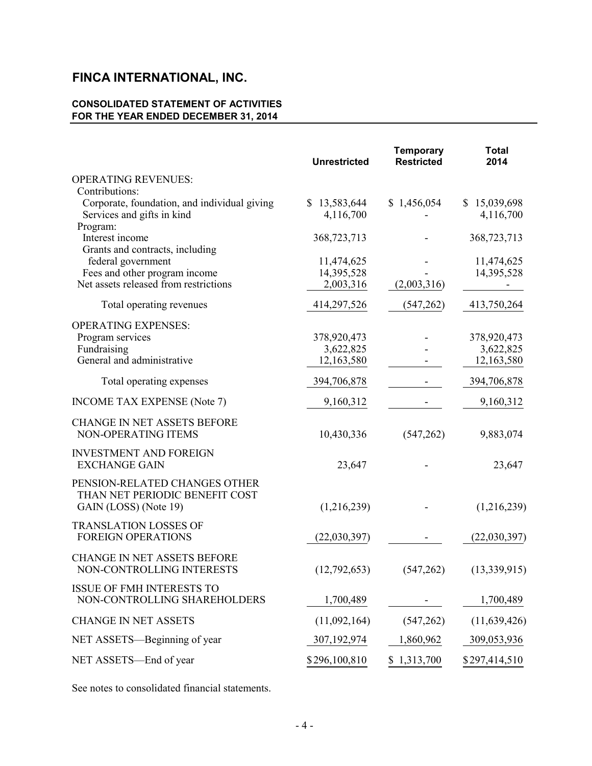# FINCA INTERNATIONAL, INC.

## CONSOLIDATED STATEMENT OF ACTIVITIES FOR THE YEAR ENDED DECEMBER 31, 2014

| | Unrestricted | Temporary Restricted | Total 2014 |
|---|---|---|---|
| OPERATING REVENUES: | | | |
| Contributions: | | | |
| Corporate, foundation, and individual giving | $ 13,583,644 | $ 1,456,054 | $ 15,039,698 |
| Services and gifts in kind | 4,116,700 | - | 4,116,700 |
| Program: | | | |
| Interest income | 368,723,713 | - | 368,723,713 |
| Grants and contracts, including federal government | 11,474,625 | - | 11,474,625 |
| Fees and other program income | 14,395,528 | - | 14,395,528 |
| Net assets released from restrictions | 2,003,316 | (2,003,316) | - |
| Total operating revenues | 414,297,526 | (547,262) | 413,750,264 |
| OPERATING EXPENSES: | | | |
| Program services | 378,920,473 | - | 378,920,473 |
| Fundraising | 3,622,825 | - | 3,622,825 |
| General and administrative | 12,163,580 | - | 12,163,580 |
| Total operating expenses | 394,706,878 | - | 394,706,878 |
| INCOME TAX EXPENSE (Note 7) | 9,160,312 | - | 9,160,312 |
| CHANGE IN NET ASSETS BEFORE NON-OPERATING ITEMS | 10,430,336 | (547,262) | 9,883,074 |
| INVESTMENT AND FOREIGN EXCHANGE GAIN | 23,647 | - | 23,647 |
| PENSION-RELATED CHANGES OTHER THAN NET PERIODIC BENEFIT COST GAIN (LOSS) (Note 19) | (1,216,239) | - | (1,216,239) |
| TRANSLATION LOSSES OF FOREIGN OPERATIONS | (22,030,397) | - | (22,030,397) |
| CHANGE IN NET ASSETS BEFORE NON-CONTROLLING INTERESTS | (12,792,653) | (547,262) | (13,339,915) |
| ISSUE OF FMH INTERESTS TO NON-CONTROLLING SHAREHOLDERS | 1,700,489 | - | 1,700,489 |
| CHANGE IN NET ASSETS | (11,092,164) | (547,262) | (11,639,426) |
| NET ASSETS—Beginning of year | 307,192,974 | 1,860,962 | 309,053,936 |
| NET ASSETS—End of year | $296,100,810 | $ 1,313,700 | $297,414,510 |

See notes to consolidated financial statements.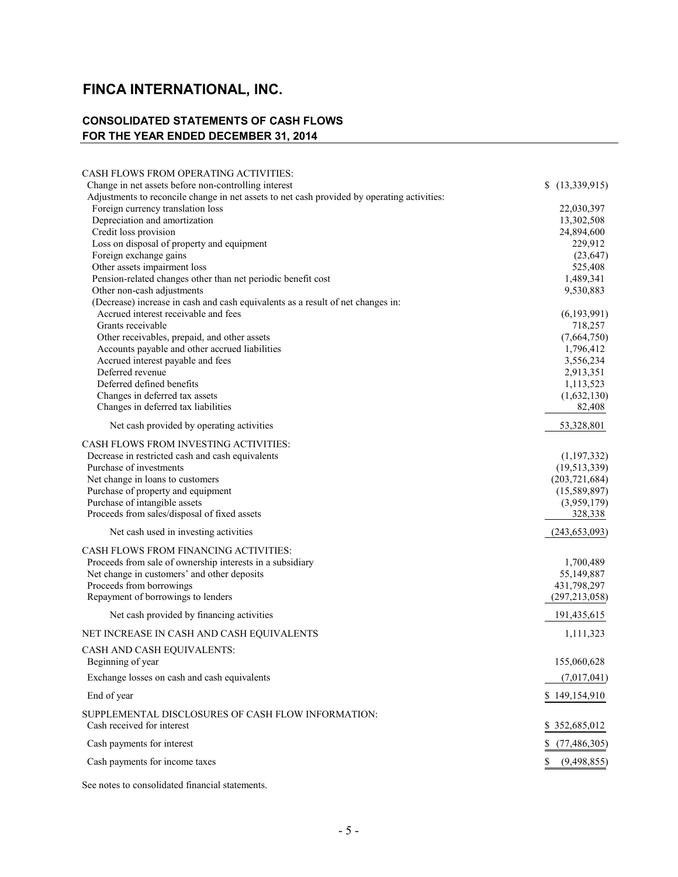# FINCA INTERNATIONAL, INC.

## CONSOLIDATED STATEMENTS OF CASH FLOWS
## FOR THE YEAR ENDED DECEMBER 31, 2014

| | |
|---|---|
| CASH FLOWS FROM OPERATING ACTIVITIES: | |
| Change in net assets before non-controlling interest | $ (13,339,915) |
| Adjustments to reconcile change in net assets to net cash provided by operating activities: | |
| Foreign currency translation loss | 22,030,397 |
| Depreciation and amortization | 13,302,508 |
| Credit loss provision | 24,894,600 |
| Loss on disposal of property and equipment | 229,912 |
| Foreign exchange gains | (23,647) |
| Other assets impairment loss | 525,408 |
| Pension-related changes other than net periodic benefit cost | 1,489,341 |
| Other non-cash adjustments | 9,530,883 |
| (Decrease) increase in cash and cash equivalents as a result of net changes in: | |
| Accrued interest receivable and fees | (6,193,991) |
| Grants receivable | 718,257 |
| Other receivables, prepaid, and other assets | (7,664,750) |
| Accounts payable and other accrued liabilities | 1,796,412 |
| Accrued interest payable and fees | 3,556,234 |
| Deferred revenue | 2,913,351 |
| Deferred defined benefits | 1,113,523 |
| Changes in deferred tax assets | (1,632,130) |
| Changes in deferred tax liabilities | 82,408 |
| Net cash provided by operating activities | 53,328,801 |
| CASH FLOWS FROM INVESTING ACTIVITIES: | |
| Decrease in restricted cash and cash equivalents | (1,197,332) |
| Purchase of investments | (19,513,339) |
| Net change in loans to customers | (203,721,684) |
| Purchase of property and equipment | (15,589,897) |
| Purchase of intangible assets | (3,959,179) |
| Proceeds from sales/disposal of fixed assets | 328,338 |
| Net cash used in investing activities | (243,653,093) |
| CASH FLOWS FROM FINANCING ACTIVITIES: | |
| Proceeds from sale of ownership interests in a subsidiary | 1,700,489 |
| Net change in customers' and other deposits | 55,149,887 |
| Proceeds from borrowings | 431,798,297 |
| Repayment of borrowings to lenders | (297,213,058) |
| Net cash provided by financing activities | 191,435,615 |
| NET INCREASE IN CASH AND CASH EQUIVALENTS | 1,111,323 |
| CASH AND CASH EQUIVALENTS: | |
| Beginning of year | 155,060,628 |
| Exchange losses on cash and cash equivalents | (7,017,041) |
| End of year | $ 149,154,910 |
| SUPPLEMENTAL DISCLOSURES OF CASH FLOW INFORMATION: | |
| Cash received for interest | $ 352,685,012 |
| Cash payments for interest | $ (77,486,305) |
| Cash payments for income taxes | $ (9,498,855) |

See notes to consolidated financial statements.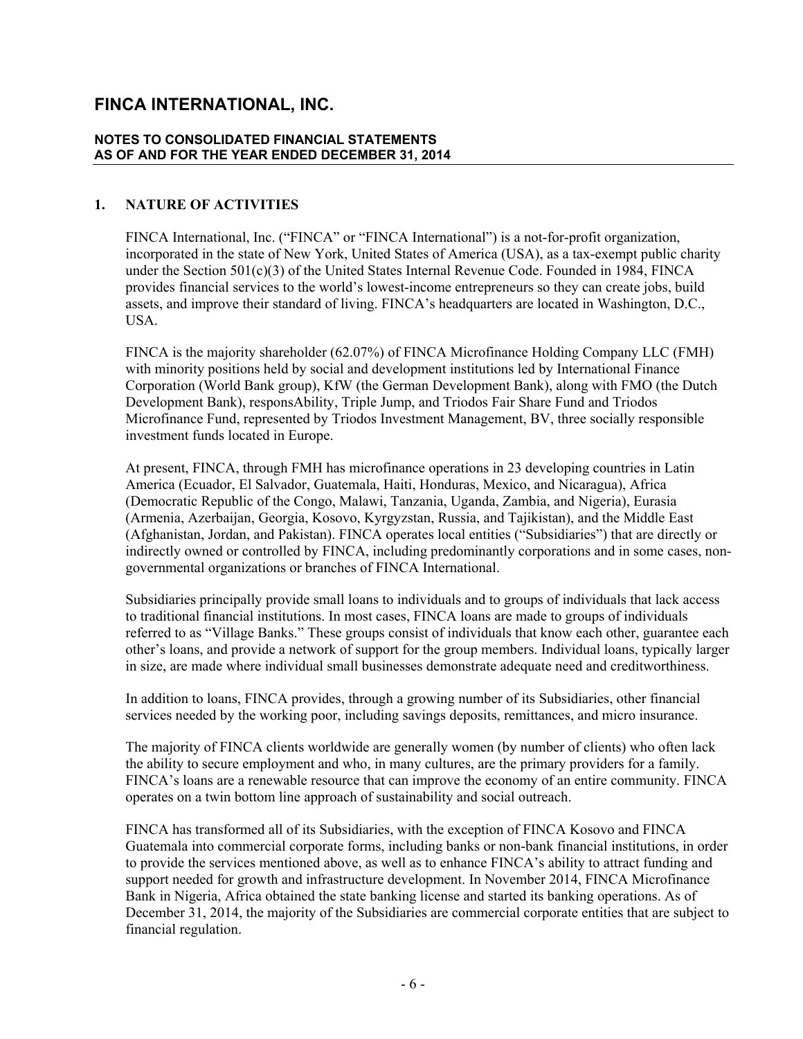# FINCA INTERNATIONAL, INC.

**NOTES TO CONSOLIDATED FINANCIAL STATEMENTS**
**AS OF AND FOR THE YEAR ENDED DECEMBER 31, 2014**

## 1. NATURE OF ACTIVITIES

FINCA International, Inc. ("FINCA" or "FINCA International") is a not-for-profit organization, incorporated in the state of New York, United States of America (USA), as a tax-exempt public charity under the Section 501(c)(3) of the United States Internal Revenue Code. Founded in 1984, FINCA provides financial services to the world's lowest-income entrepreneurs so they can create jobs, build assets, and improve their standard of living. FINCA's headquarters are located in Washington, D.C., USA.

FINCA is the majority shareholder (62.07%) of FINCA Microfinance Holding Company LLC (FMH) with minority positions held by social and development institutions led by International Finance Corporation (World Bank group), KfW (the German Development Bank), along with FMO (the Dutch Development Bank), responsAbility, Triple Jump, and Triodos Fair Share Fund and Triodos Microfinance Fund, represented by Triodos Investment Management, BV, three socially responsible investment funds located in Europe.

At present, FINCA, through FMH has microfinance operations in 23 developing countries in Latin America (Ecuador, El Salvador, Guatemala, Haiti, Honduras, Mexico, and Nicaragua), Africa (Democratic Republic of the Congo, Malawi, Tanzania, Uganda, Zambia, and Nigeria), Eurasia (Armenia, Azerbaijan, Georgia, Kosovo, Kyrgyzstan, Russia, and Tajikistan), and the Middle East (Afghanistan, Jordan, and Pakistan). FINCA operates local entities ("Subsidiaries") that are directly or indirectly owned or controlled by FINCA, including predominantly corporations and in some cases, non-governmental organizations or branches of FINCA International.

Subsidiaries principally provide small loans to individuals and to groups of individuals that lack access to traditional financial institutions. In most cases, FINCA loans are made to groups of individuals referred to as "Village Banks." These groups consist of individuals that know each other, guarantee each other's loans, and provide a network of support for the group members. Individual loans, typically larger in size, are made where individual small businesses demonstrate adequate need and creditworthiness.

In addition to loans, FINCA provides, through a growing number of its Subsidiaries, other financial services needed by the working poor, including savings deposits, remittances, and micro insurance.

The majority of FINCA clients worldwide are generally women (by number of clients) who often lack the ability to secure employment and who, in many cultures, are the primary providers for a family. FINCA's loans are a renewable resource that can improve the economy of an entire community. FINCA operates on a twin bottom line approach of sustainability and social outreach.

FINCA has transformed all of its Subsidiaries, with the exception of FINCA Kosovo and FINCA Guatemala into commercial corporate forms, including banks or non-bank financial institutions, in order to provide the services mentioned above, as well as to enhance FINCA's ability to attract funding and support needed for growth and infrastructure development. In November 2014, FINCA Microfinance Bank in Nigeria, Africa obtained the state banking license and started its banking operations. As of December 31, 2014, the majority of the Subsidiaries are commercial corporate entities that are subject to financial regulation.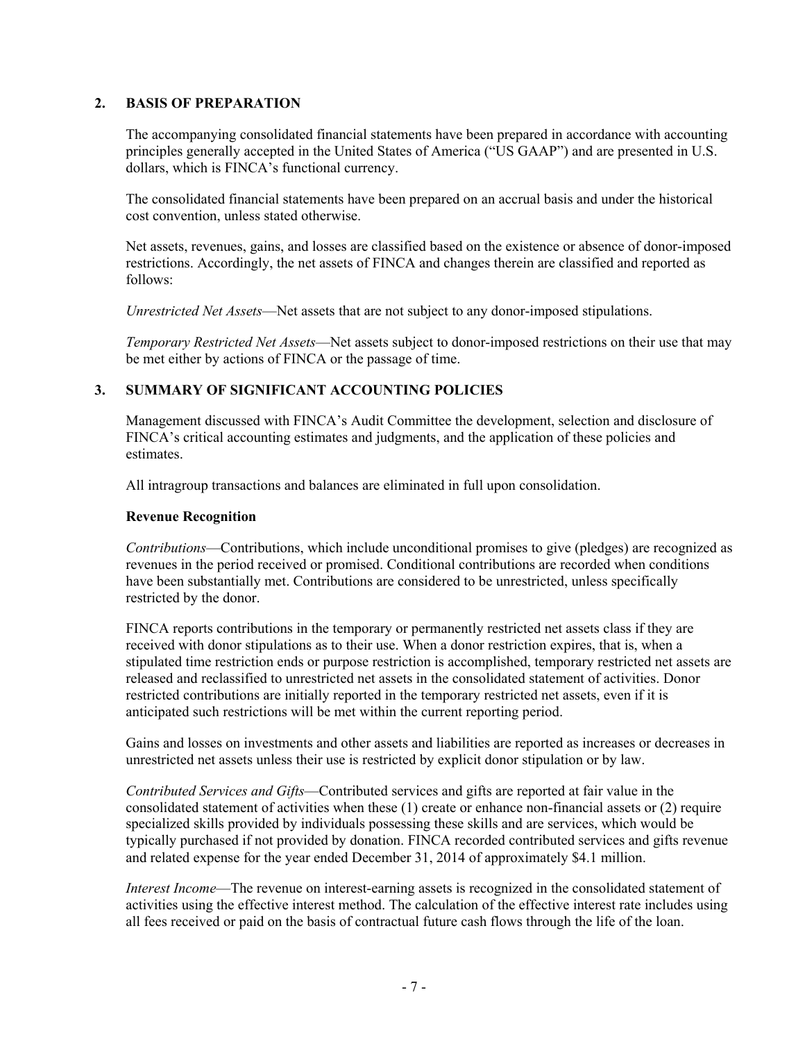## 2. BASIS OF PREPARATION

The accompanying consolidated financial statements have been prepared in accordance with accounting principles generally accepted in the United States of America ("US GAAP") and are presented in U.S. dollars, which is FINCA's functional currency.

The consolidated financial statements have been prepared on an accrual basis and under the historical cost convention, unless stated otherwise.

Net assets, revenues, gains, and losses are classified based on the existence or absence of donor-imposed restrictions. Accordingly, the net assets of FINCA and changes therein are classified and reported as follows:

*Unrestricted Net Assets*—Net assets that are not subject to any donor-imposed stipulations.

*Temporary Restricted Net Assets*—Net assets subject to donor-imposed restrictions on their use that may be met either by actions of FINCA or the passage of time.

## 3. SUMMARY OF SIGNIFICANT ACCOUNTING POLICIES

Management discussed with FINCA's Audit Committee the development, selection and disclosure of FINCA's critical accounting estimates and judgments, and the application of these policies and estimates.

All intragroup transactions and balances are eliminated in full upon consolidation.

### Revenue Recognition

*Contributions*—Contributions, which include unconditional promises to give (pledges) are recognized as revenues in the period received or promised. Conditional contributions are recorded when conditions have been substantially met. Contributions are considered to be unrestricted, unless specifically restricted by the donor.

FINCA reports contributions in the temporary or permanently restricted net assets class if they are received with donor stipulations as to their use. When a donor restriction expires, that is, when a stipulated time restriction ends or purpose restriction is accomplished, temporary restricted net assets are released and reclassified to unrestricted net assets in the consolidated statement of activities. Donor restricted contributions are initially reported in the temporary restricted net assets, even if it is anticipated such restrictions will be met within the current reporting period.

Gains and losses on investments and other assets and liabilities are reported as increases or decreases in unrestricted net assets unless their use is restricted by explicit donor stipulation or by law.

*Contributed Services and Gifts*—Contributed services and gifts are reported at fair value in the consolidated statement of activities when these (1) create or enhance non-financial assets or (2) require specialized skills provided by individuals possessing these skills and are services, which would be typically purchased if not provided by donation. FINCA recorded contributed services and gifts revenue and related expense for the year ended December 31, 2014 of approximately $4.1 million.

*Interest Income*—The revenue on interest-earning assets is recognized in the consolidated statement of activities using the effective interest method. The calculation of the effective interest rate includes using all fees received or paid on the basis of contractual future cash flows through the life of the loan.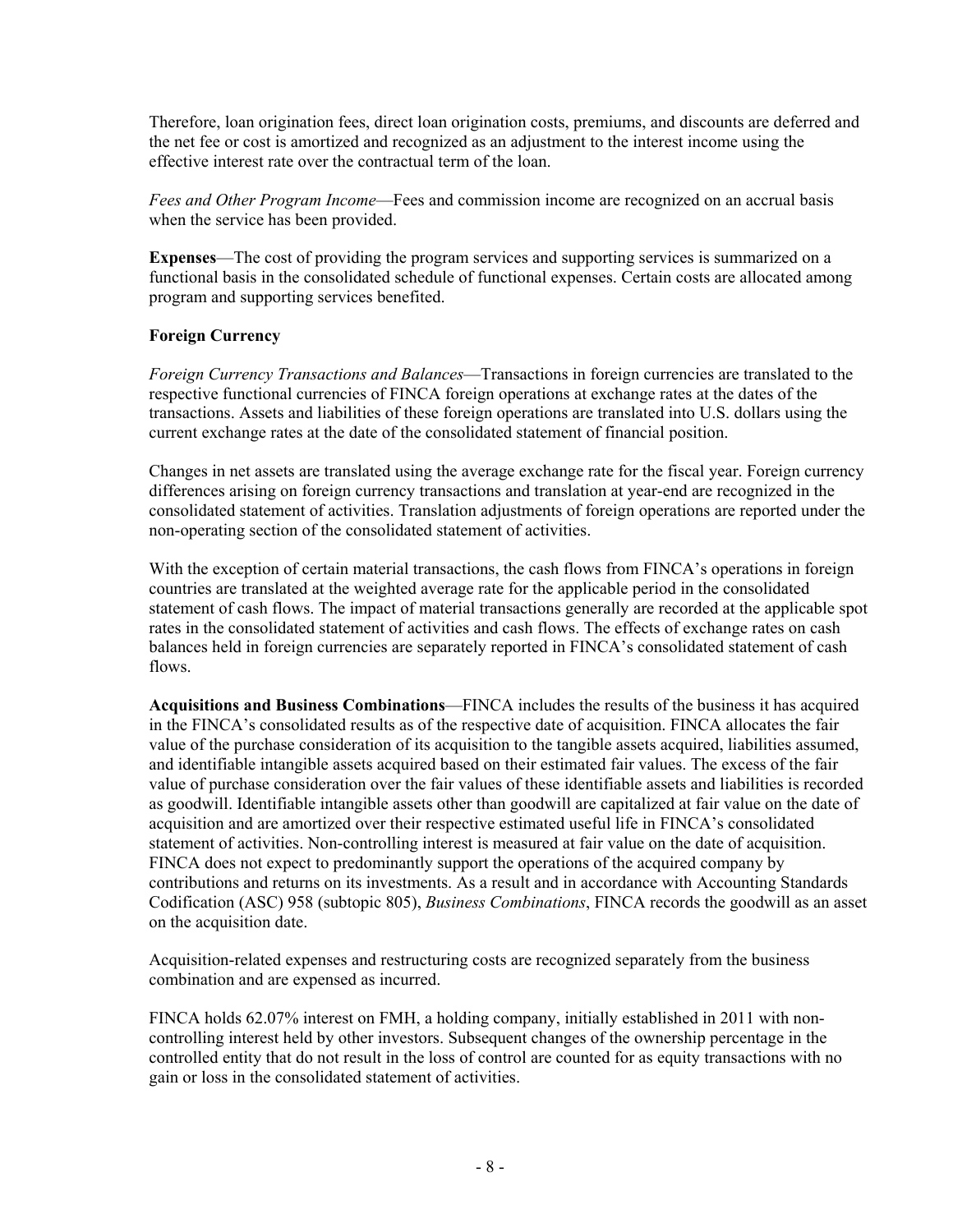Therefore, loan origination fees, direct loan origination costs, premiums, and discounts are deferred and the net fee or cost is amortized and recognized as an adjustment to the interest income using the effective interest rate over the contractual term of the loan.

*Fees and Other Program Income*—Fees and commission income are recognized on an accrual basis when the service has been provided.

**Expenses**—The cost of providing the program services and supporting services is summarized on a functional basis in the consolidated schedule of functional expenses. Certain costs are allocated among program and supporting services benefited.

**Foreign Currency**

*Foreign Currency Transactions and Balances*—Transactions in foreign currencies are translated to the respective functional currencies of FINCA foreign operations at exchange rates at the dates of the transactions. Assets and liabilities of these foreign operations are translated into U.S. dollars using the current exchange rates at the date of the consolidated statement of financial position.

Changes in net assets are translated using the average exchange rate for the fiscal year. Foreign currency differences arising on foreign currency transactions and translation at year-end are recognized in the consolidated statement of activities. Translation adjustments of foreign operations are reported under the non-operating section of the consolidated statement of activities.

With the exception of certain material transactions, the cash flows from FINCA's operations in foreign countries are translated at the weighted average rate for the applicable period in the consolidated statement of cash flows. The impact of material transactions generally are recorded at the applicable spot rates in the consolidated statement of activities and cash flows. The effects of exchange rates on cash balances held in foreign currencies are separately reported in FINCA's consolidated statement of cash flows.

**Acquisitions and Business Combinations**—FINCA includes the results of the business it has acquired in the FINCA's consolidated results as of the respective date of acquisition. FINCA allocates the fair value of the purchase consideration of its acquisition to the tangible assets acquired, liabilities assumed, and identifiable intangible assets acquired based on their estimated fair values. The excess of the fair value of purchase consideration over the fair values of these identifiable assets and liabilities is recorded as goodwill. Identifiable intangible assets other than goodwill are capitalized at fair value on the date of acquisition and are amortized over their respective estimated useful life in FINCA's consolidated statement of activities. Non-controlling interest is measured at fair value on the date of acquisition. FINCA does not expect to predominantly support the operations of the acquired company by contributions and returns on its investments. As a result and in accordance with Accounting Standards Codification (ASC) 958 (subtopic 805), *Business Combinations*, FINCA records the goodwill as an asset on the acquisition date.

Acquisition-related expenses and restructuring costs are recognized separately from the business combination and are expensed as incurred.

FINCA holds 62.07% interest on FMH, a holding company, initially established in 2011 with non-controlling interest held by other investors. Subsequent changes of the ownership percentage in the controlled entity that do not result in the loss of control are counted for as equity transactions with no gain or loss in the consolidated statement of activities.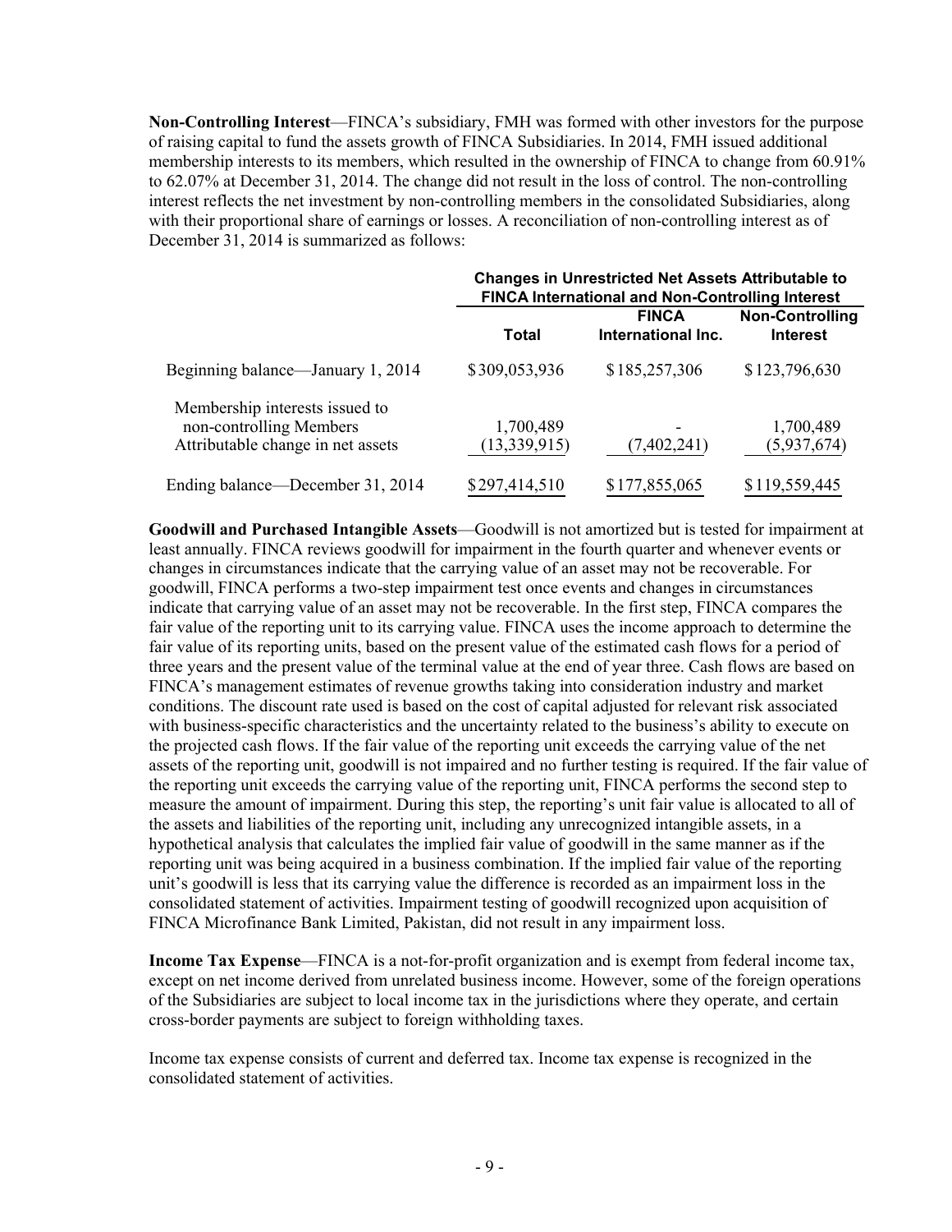**Non-Controlling Interest**—FINCA's subsidiary, FMH was formed with other investors for the purpose of raising capital to fund the assets growth of FINCA Subsidiaries. In 2014, FMH issued additional membership interests to its members, which resulted in the ownership of FINCA to change from 60.91% to 62.07% at December 31, 2014. The change did not result in the loss of control. The non-controlling interest reflects the net investment by non-controlling members in the consolidated Subsidiaries, along with their proportional share of earnings or losses. A reconciliation of non-controlling interest as of December 31, 2014 is summarized as follows:

| | Changes in Unrestricted Net Assets Attributable to FINCA International and Non-Controlling Interest | | |
|---|---|---|---|
| | **Total** | **FINCA International Inc.** | **Non-Controlling Interest** |
| Beginning balance—January 1, 2014 | $309,053,936 | $185,257,306 | $123,796,630 |
| Membership interests issued to non-controlling Members | 1,700,489 | - | 1,700,489 |
| Attributable change in net assets | (13,339,915) | (7,402,241) | (5,937,674) |
| Ending balance—December 31, 2014 | $297,414,510 | $177,855,065 | $119,559,445 |

**Goodwill and Purchased Intangible Assets**—Goodwill is not amortized but is tested for impairment at least annually. FINCA reviews goodwill for impairment in the fourth quarter and whenever events or changes in circumstances indicate that the carrying value of an asset may not be recoverable. For goodwill, FINCA performs a two-step impairment test once events and changes in circumstances indicate that carrying value of an asset may not be recoverable. In the first step, FINCA compares the fair value of the reporting unit to its carrying value. FINCA uses the income approach to determine the fair value of its reporting units, based on the present value of the estimated cash flows for a period of three years and the present value of the terminal value at the end of year three. Cash flows are based on FINCA's management estimates of revenue growths taking into consideration industry and market conditions. The discount rate used is based on the cost of capital adjusted for relevant risk associated with business-specific characteristics and the uncertainty related to the business's ability to execute on the projected cash flows. If the fair value of the reporting unit exceeds the carrying value of the net assets of the reporting unit, goodwill is not impaired and no further testing is required. If the fair value of the reporting unit exceeds the carrying value of the reporting unit, FINCA performs the second step to measure the amount of impairment. During this step, the reporting's unit fair value is allocated to all of the assets and liabilities of the reporting unit, including any unrecognized intangible assets, in a hypothetical analysis that calculates the implied fair value of goodwill in the same manner as if the reporting unit was being acquired in a business combination. If the implied fair value of the reporting unit's goodwill is less that its carrying value the difference is recorded as an impairment loss in the consolidated statement of activities. Impairment testing of goodwill recognized upon acquisition of FINCA Microfinance Bank Limited, Pakistan, did not result in any impairment loss.

**Income Tax Expense**—FINCA is a not-for-profit organization and is exempt from federal income tax, except on net income derived from unrelated business income. However, some of the foreign operations of the Subsidiaries are subject to local income tax in the jurisdictions where they operate, and certain cross-border payments are subject to foreign withholding taxes.

Income tax expense consists of current and deferred tax. Income tax expense is recognized in the consolidated statement of activities.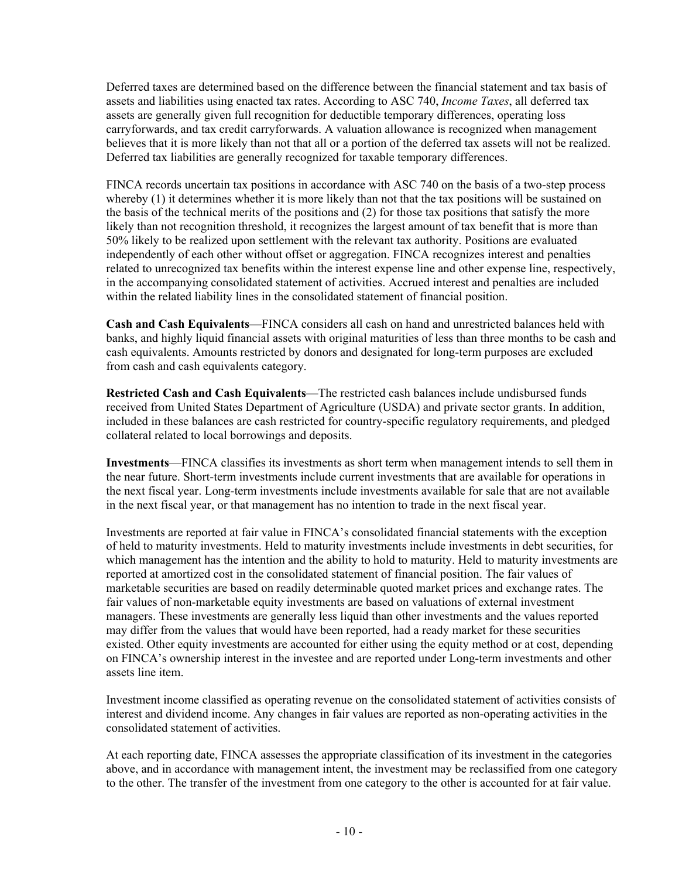Deferred taxes are determined based on the difference between the financial statement and tax basis of assets and liabilities using enacted tax rates. According to ASC 740, *Income Taxes*, all deferred tax assets are generally given full recognition for deductible temporary differences, operating loss carryforwards, and tax credit carryforwards. A valuation allowance is recognized when management believes that it is more likely than not that all or a portion of the deferred tax assets will not be realized. Deferred tax liabilities are generally recognized for taxable temporary differences.

FINCA records uncertain tax positions in accordance with ASC 740 on the basis of a two-step process whereby (1) it determines whether it is more likely than not that the tax positions will be sustained on the basis of the technical merits of the positions and (2) for those tax positions that satisfy the more likely than not recognition threshold, it recognizes the largest amount of tax benefit that is more than 50% likely to be realized upon settlement with the relevant tax authority. Positions are evaluated independently of each other without offset or aggregation. FINCA recognizes interest and penalties related to unrecognized tax benefits within the interest expense line and other expense line, respectively, in the accompanying consolidated statement of activities. Accrued interest and penalties are included within the related liability lines in the consolidated statement of financial position.

**Cash and Cash Equivalents**—FINCA considers all cash on hand and unrestricted balances held with banks, and highly liquid financial assets with original maturities of less than three months to be cash and cash equivalents. Amounts restricted by donors and designated for long-term purposes are excluded from cash and cash equivalents category.

**Restricted Cash and Cash Equivalents**—The restricted cash balances include undisbursed funds received from United States Department of Agriculture (USDA) and private sector grants. In addition, included in these balances are cash restricted for country-specific regulatory requirements, and pledged collateral related to local borrowings and deposits.

**Investments**—FINCA classifies its investments as short term when management intends to sell them in the near future. Short-term investments include current investments that are available for operations in the next fiscal year. Long-term investments include investments available for sale that are not available in the next fiscal year, or that management has no intention to trade in the next fiscal year.

Investments are reported at fair value in FINCA's consolidated financial statements with the exception of held to maturity investments. Held to maturity investments include investments in debt securities, for which management has the intention and the ability to hold to maturity. Held to maturity investments are reported at amortized cost in the consolidated statement of financial position. The fair values of marketable securities are based on readily determinable quoted market prices and exchange rates. The fair values of non-marketable equity investments are based on valuations of external investment managers. These investments are generally less liquid than other investments and the values reported may differ from the values that would have been reported, had a ready market for these securities existed. Other equity investments are accounted for either using the equity method or at cost, depending on FINCA's ownership interest in the investee and are reported under Long-term investments and other assets line item.

Investment income classified as operating revenue on the consolidated statement of activities consists of interest and dividend income. Any changes in fair values are reported as non-operating activities in the consolidated statement of activities.

At each reporting date, FINCA assesses the appropriate classification of its investment in the categories above, and in accordance with management intent, the investment may be reclassified from one category to the other. The transfer of the investment from one category to the other is accounted for at fair value.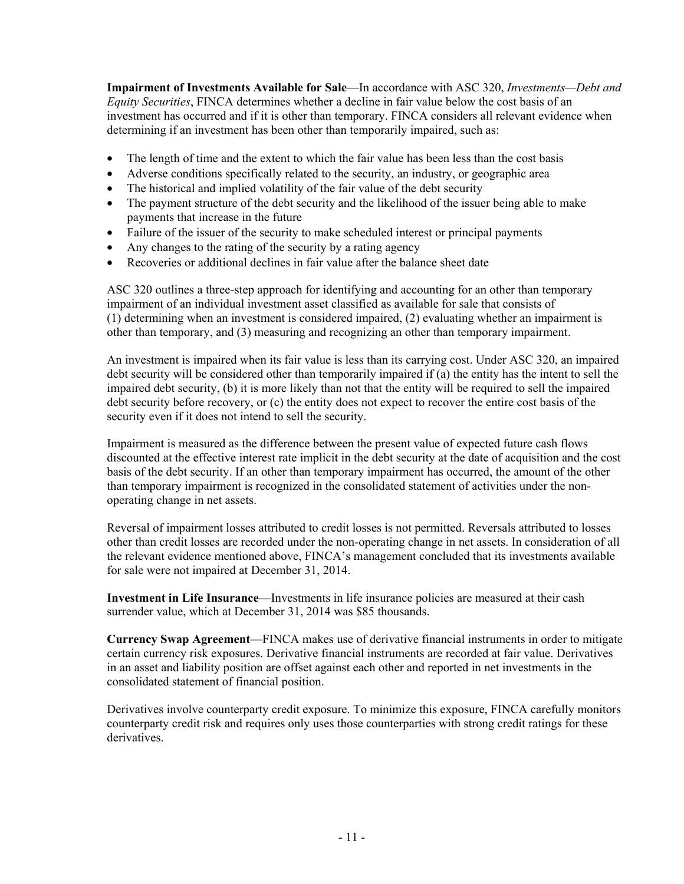**Impairment of Investments Available for Sale**—In accordance with ASC 320, *Investments—Debt and Equity Securities*, FINCA determines whether a decline in fair value below the cost basis of an investment has occurred and if it is other than temporary. FINCA considers all relevant evidence when determining if an investment has been other than temporarily impaired, such as:

- The length of time and the extent to which the fair value has been less than the cost basis
- Adverse conditions specifically related to the security, an industry, or geographic area
- The historical and implied volatility of the fair value of the debt security
- The payment structure of the debt security and the likelihood of the issuer being able to make payments that increase in the future
- Failure of the issuer of the security to make scheduled interest or principal payments
- Any changes to the rating of the security by a rating agency
- Recoveries or additional declines in fair value after the balance sheet date

ASC 320 outlines a three-step approach for identifying and accounting for an other than temporary impairment of an individual investment asset classified as available for sale that consists of (1) determining when an investment is considered impaired, (2) evaluating whether an impairment is other than temporary, and (3) measuring and recognizing an other than temporary impairment.

An investment is impaired when its fair value is less than its carrying cost. Under ASC 320, an impaired debt security will be considered other than temporarily impaired if (a) the entity has the intent to sell the impaired debt security, (b) it is more likely than not that the entity will be required to sell the impaired debt security before recovery, or (c) the entity does not expect to recover the entire cost basis of the security even if it does not intend to sell the security.

Impairment is measured as the difference between the present value of expected future cash flows discounted at the effective interest rate implicit in the debt security at the date of acquisition and the cost basis of the debt security. If an other than temporary impairment has occurred, the amount of the other than temporary impairment is recognized in the consolidated statement of activities under the non-operating change in net assets.

Reversal of impairment losses attributed to credit losses is not permitted. Reversals attributed to losses other than credit losses are recorded under the non-operating change in net assets. In consideration of all the relevant evidence mentioned above, FINCA's management concluded that its investments available for sale were not impaired at December 31, 2014.

**Investment in Life Insurance**—Investments in life insurance policies are measured at their cash surrender value, which at December 31, 2014 was $85 thousands.

**Currency Swap Agreement**—FINCA makes use of derivative financial instruments in order to mitigate certain currency risk exposures. Derivative financial instruments are recorded at fair value. Derivatives in an asset and liability position are offset against each other and reported in net investments in the consolidated statement of financial position.

Derivatives involve counterparty credit exposure. To minimize this exposure, FINCA carefully monitors counterparty credit risk and requires only uses those counterparties with strong credit ratings for these derivatives.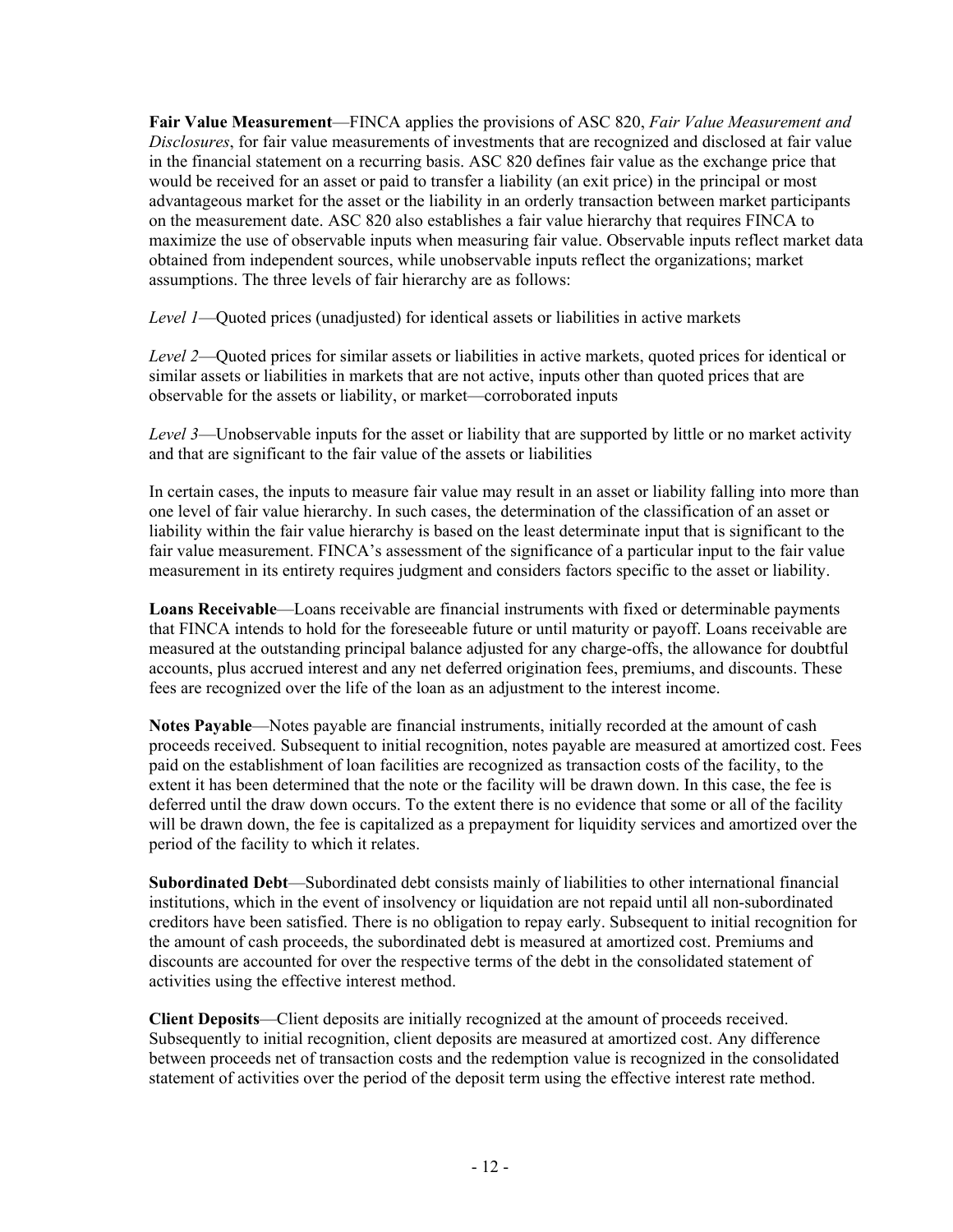**Fair Value Measurement**—FINCA applies the provisions of ASC 820, *Fair Value Measurement and Disclosures*, for fair value measurements of investments that are recognized and disclosed at fair value in the financial statement on a recurring basis. ASC 820 defines fair value as the exchange price that would be received for an asset or paid to transfer a liability (an exit price) in the principal or most advantageous market for the asset or the liability in an orderly transaction between market participants on the measurement date. ASC 820 also establishes a fair value hierarchy that requires FINCA to maximize the use of observable inputs when measuring fair value. Observable inputs reflect market data obtained from independent sources, while unobservable inputs reflect the organizations; market assumptions. The three levels of fair hierarchy are as follows:

*Level 1*—Quoted prices (unadjusted) for identical assets or liabilities in active markets

*Level 2*—Quoted prices for similar assets or liabilities in active markets, quoted prices for identical or similar assets or liabilities in markets that are not active, inputs other than quoted prices that are observable for the assets or liability, or market—corroborated inputs

*Level 3*—Unobservable inputs for the asset or liability that are supported by little or no market activity and that are significant to the fair value of the assets or liabilities

In certain cases, the inputs to measure fair value may result in an asset or liability falling into more than one level of fair value hierarchy. In such cases, the determination of the classification of an asset or liability within the fair value hierarchy is based on the least determinate input that is significant to the fair value measurement. FINCA's assessment of the significance of a particular input to the fair value measurement in its entirety requires judgment and considers factors specific to the asset or liability.

**Loans Receivable**—Loans receivable are financial instruments with fixed or determinable payments that FINCA intends to hold for the foreseeable future or until maturity or payoff. Loans receivable are measured at the outstanding principal balance adjusted for any charge-offs, the allowance for doubtful accounts, plus accrued interest and any net deferred origination fees, premiums, and discounts. These fees are recognized over the life of the loan as an adjustment to the interest income.

**Notes Payable**—Notes payable are financial instruments, initially recorded at the amount of cash proceeds received. Subsequent to initial recognition, notes payable are measured at amortized cost. Fees paid on the establishment of loan facilities are recognized as transaction costs of the facility, to the extent it has been determined that the note or the facility will be drawn down. In this case, the fee is deferred until the draw down occurs. To the extent there is no evidence that some or all of the facility will be drawn down, the fee is capitalized as a prepayment for liquidity services and amortized over the period of the facility to which it relates.

**Subordinated Debt**—Subordinated debt consists mainly of liabilities to other international financial institutions, which in the event of insolvency or liquidation are not repaid until all non-subordinated creditors have been satisfied. There is no obligation to repay early. Subsequent to initial recognition for the amount of cash proceeds, the subordinated debt is measured at amortized cost. Premiums and discounts are accounted for over the respective terms of the debt in the consolidated statement of activities using the effective interest method.

**Client Deposits**—Client deposits are initially recognized at the amount of proceeds received. Subsequently to initial recognition, client deposits are measured at amortized cost. Any difference between proceeds net of transaction costs and the redemption value is recognized in the consolidated statement of activities over the period of the deposit term using the effective interest rate method.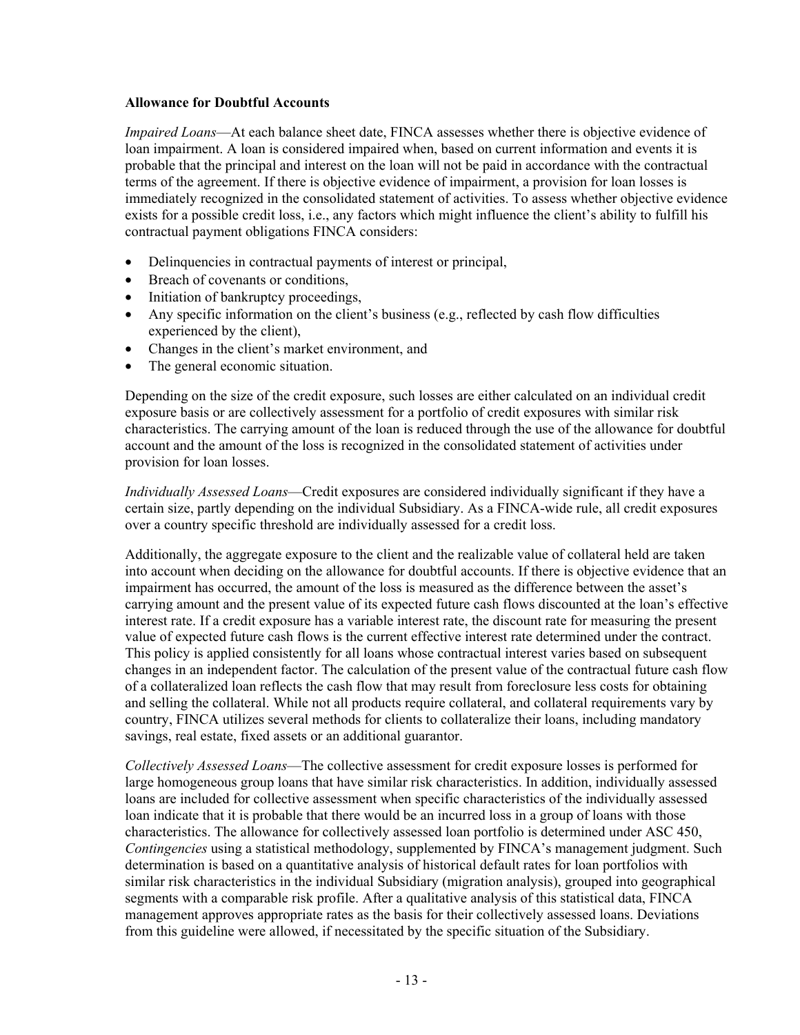**Allowance for Doubtful Accounts**

*Impaired Loans*—At each balance sheet date, FINCA assesses whether there is objective evidence of loan impairment. A loan is considered impaired when, based on current information and events it is probable that the principal and interest on the loan will not be paid in accordance with the contractual terms of the agreement. If there is objective evidence of impairment, a provision for loan losses is immediately recognized in the consolidated statement of activities. To assess whether objective evidence exists for a possible credit loss, i.e., any factors which might influence the client's ability to fulfill his contractual payment obligations FINCA considers:

- Delinquencies in contractual payments of interest or principal,
- Breach of covenants or conditions,
- Initiation of bankruptcy proceedings,
- Any specific information on the client's business (e.g., reflected by cash flow difficulties experienced by the client),
- Changes in the client's market environment, and
- The general economic situation.

Depending on the size of the credit exposure, such losses are either calculated on an individual credit exposure basis or are collectively assessment for a portfolio of credit exposures with similar risk characteristics. The carrying amount of the loan is reduced through the use of the allowance for doubtful account and the amount of the loss is recognized in the consolidated statement of activities under provision for loan losses.

*Individually Assessed Loans*—Credit exposures are considered individually significant if they have a certain size, partly depending on the individual Subsidiary. As a FINCA-wide rule, all credit exposures over a country specific threshold are individually assessed for a credit loss.

Additionally, the aggregate exposure to the client and the realizable value of collateral held are taken into account when deciding on the allowance for doubtful accounts. If there is objective evidence that an impairment has occurred, the amount of the loss is measured as the difference between the asset's carrying amount and the present value of its expected future cash flows discounted at the loan's effective interest rate. If a credit exposure has a variable interest rate, the discount rate for measuring the present value of expected future cash flows is the current effective interest rate determined under the contract. This policy is applied consistently for all loans whose contractual interest varies based on subsequent changes in an independent factor. The calculation of the present value of the contractual future cash flow of a collateralized loan reflects the cash flow that may result from foreclosure less costs for obtaining and selling the collateral. While not all products require collateral, and collateral requirements vary by country, FINCA utilizes several methods for clients to collateralize their loans, including mandatory savings, real estate, fixed assets or an additional guarantor.

*Collectively Assessed Loans*—The collective assessment for credit exposure losses is performed for large homogeneous group loans that have similar risk characteristics. In addition, individually assessed loans are included for collective assessment when specific characteristics of the individually assessed loan indicate that it is probable that there would be an incurred loss in a group of loans with those characteristics. The allowance for collectively assessed loan portfolio is determined under ASC 450, *Contingencies* using a statistical methodology, supplemented by FINCA's management judgment. Such determination is based on a quantitative analysis of historical default rates for loan portfolios with similar risk characteristics in the individual Subsidiary (migration analysis), grouped into geographical segments with a comparable risk profile. After a qualitative analysis of this statistical data, FINCA management approves appropriate rates as the basis for their collectively assessed loans. Deviations from this guideline were allowed, if necessitated by the specific situation of the Subsidiary.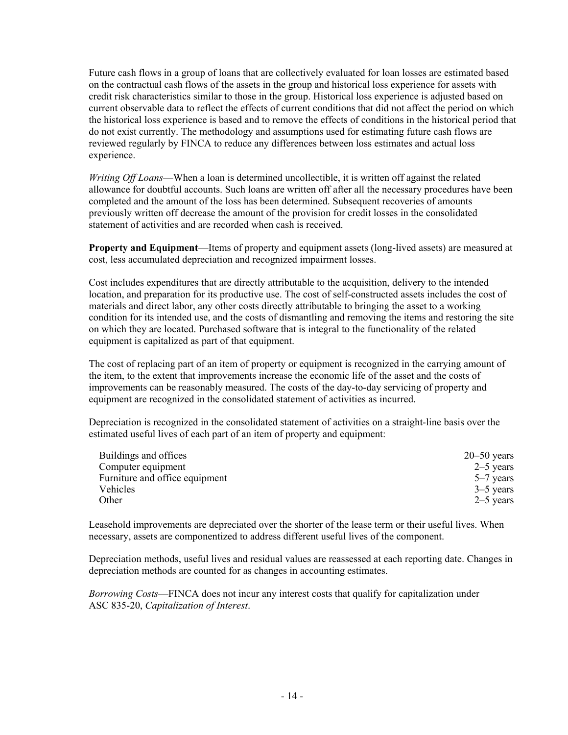Future cash flows in a group of loans that are collectively evaluated for loan losses are estimated based on the contractual cash flows of the assets in the group and historical loss experience for assets with credit risk characteristics similar to those in the group. Historical loss experience is adjusted based on current observable data to reflect the effects of current conditions that did not affect the period on which the historical loss experience is based and to remove the effects of conditions in the historical period that do not exist currently. The methodology and assumptions used for estimating future cash flows are reviewed regularly by FINCA to reduce any differences between loss estimates and actual loss experience.

*Writing Off Loans*—When a loan is determined uncollectible, it is written off against the related allowance for doubtful accounts. Such loans are written off after all the necessary procedures have been completed and the amount of the loss has been determined. Subsequent recoveries of amounts previously written off decrease the amount of the provision for credit losses in the consolidated statement of activities and are recorded when cash is received.

**Property and Equipment**—Items of property and equipment assets (long-lived assets) are measured at cost, less accumulated depreciation and recognized impairment losses.

Cost includes expenditures that are directly attributable to the acquisition, delivery to the intended location, and preparation for its productive use. The cost of self-constructed assets includes the cost of materials and direct labor, any other costs directly attributable to bringing the asset to a working condition for its intended use, and the costs of dismantling and removing the items and restoring the site on which they are located. Purchased software that is integral to the functionality of the related equipment is capitalized as part of that equipment.

The cost of replacing part of an item of property or equipment is recognized in the carrying amount of the item, to the extent that improvements increase the economic life of the asset and the costs of improvements can be reasonably measured. The costs of the day-to-day servicing of property and equipment are recognized in the consolidated statement of activities as incurred.

Depreciation is recognized in the consolidated statement of activities on a straight-line basis over the estimated useful lives of each part of an item of property and equipment:

| | |
|---|---|
| Buildings and offices | 20–50 years |
| Computer equipment | 2–5 years |
| Furniture and office equipment | 5–7 years |
| Vehicles | 3–5 years |
| Other | 2–5 years |

Leasehold improvements are depreciated over the shorter of the lease term or their useful lives. When necessary, assets are componentized to address different useful lives of the component.

Depreciation methods, useful lives and residual values are reassessed at each reporting date. Changes in depreciation methods are counted for as changes in accounting estimates.

*Borrowing Costs*—FINCA does not incur any interest costs that qualify for capitalization under ASC 835-20, *Capitalization of Interest*.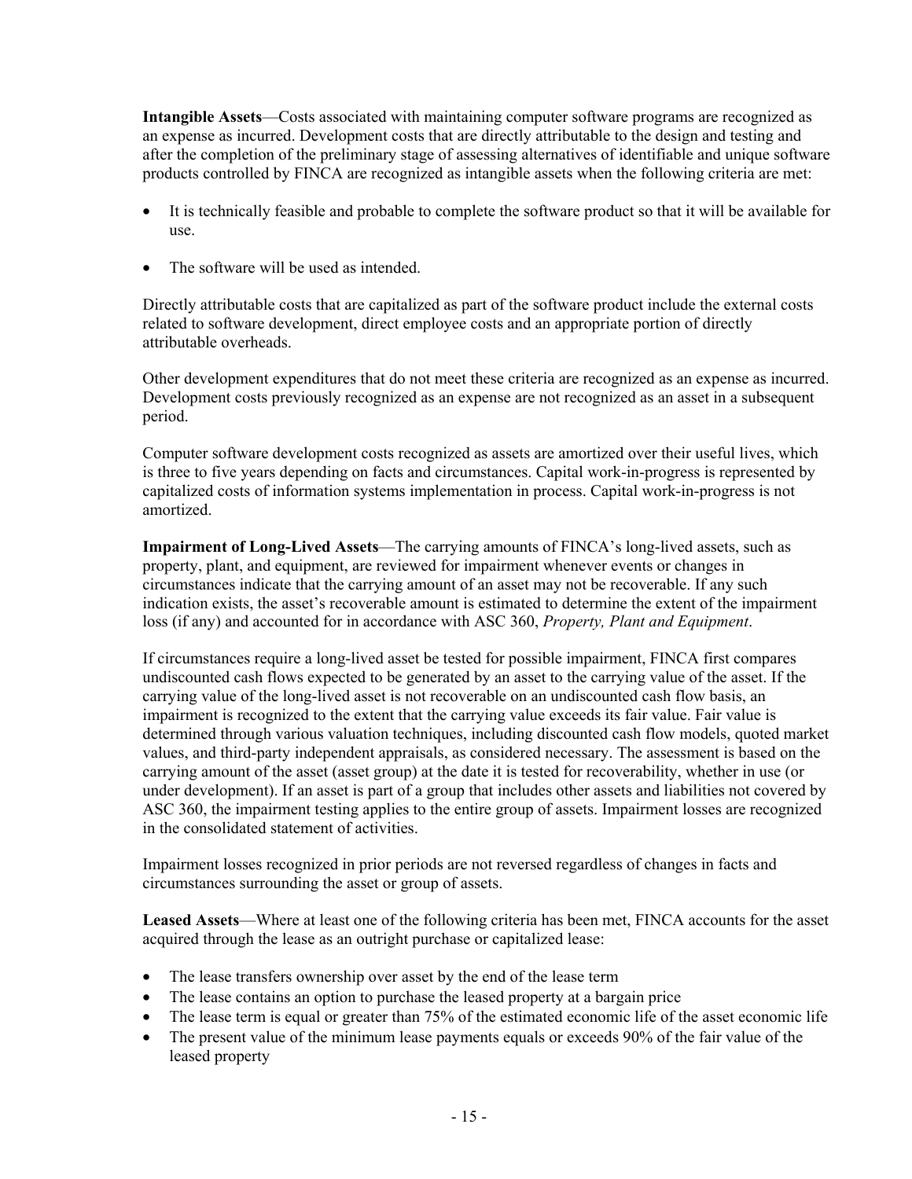**Intangible Assets**—Costs associated with maintaining computer software programs are recognized as an expense as incurred. Development costs that are directly attributable to the design and testing and after the completion of the preliminary stage of assessing alternatives of identifiable and unique software products controlled by FINCA are recognized as intangible assets when the following criteria are met:

- It is technically feasible and probable to complete the software product so that it will be available for use.
- The software will be used as intended.

Directly attributable costs that are capitalized as part of the software product include the external costs related to software development, direct employee costs and an appropriate portion of directly attributable overheads.

Other development expenditures that do not meet these criteria are recognized as an expense as incurred. Development costs previously recognized as an expense are not recognized as an asset in a subsequent period.

Computer software development costs recognized as assets are amortized over their useful lives, which is three to five years depending on facts and circumstances. Capital work-in-progress is represented by capitalized costs of information systems implementation in process. Capital work-in-progress is not amortized.

**Impairment of Long-Lived Assets**—The carrying amounts of FINCA's long-lived assets, such as property, plant, and equipment, are reviewed for impairment whenever events or changes in circumstances indicate that the carrying amount of an asset may not be recoverable. If any such indication exists, the asset's recoverable amount is estimated to determine the extent of the impairment loss (if any) and accounted for in accordance with ASC 360, *Property, Plant and Equipment*.

If circumstances require a long-lived asset be tested for possible impairment, FINCA first compares undiscounted cash flows expected to be generated by an asset to the carrying value of the asset. If the carrying value of the long-lived asset is not recoverable on an undiscounted cash flow basis, an impairment is recognized to the extent that the carrying value exceeds its fair value. Fair value is determined through various valuation techniques, including discounted cash flow models, quoted market values, and third-party independent appraisals, as considered necessary. The assessment is based on the carrying amount of the asset (asset group) at the date it is tested for recoverability, whether in use (or under development). If an asset is part of a group that includes other assets and liabilities not covered by ASC 360, the impairment testing applies to the entire group of assets. Impairment losses are recognized in the consolidated statement of activities.

Impairment losses recognized in prior periods are not reversed regardless of changes in facts and circumstances surrounding the asset or group of assets.

**Leased Assets**—Where at least one of the following criteria has been met, FINCA accounts for the asset acquired through the lease as an outright purchase or capitalized lease:

- The lease transfers ownership over asset by the end of the lease term
- The lease contains an option to purchase the leased property at a bargain price
- The lease term is equal or greater than 75% of the estimated economic life of the asset economic life
- The present value of the minimum lease payments equals or exceeds 90% of the fair value of the leased property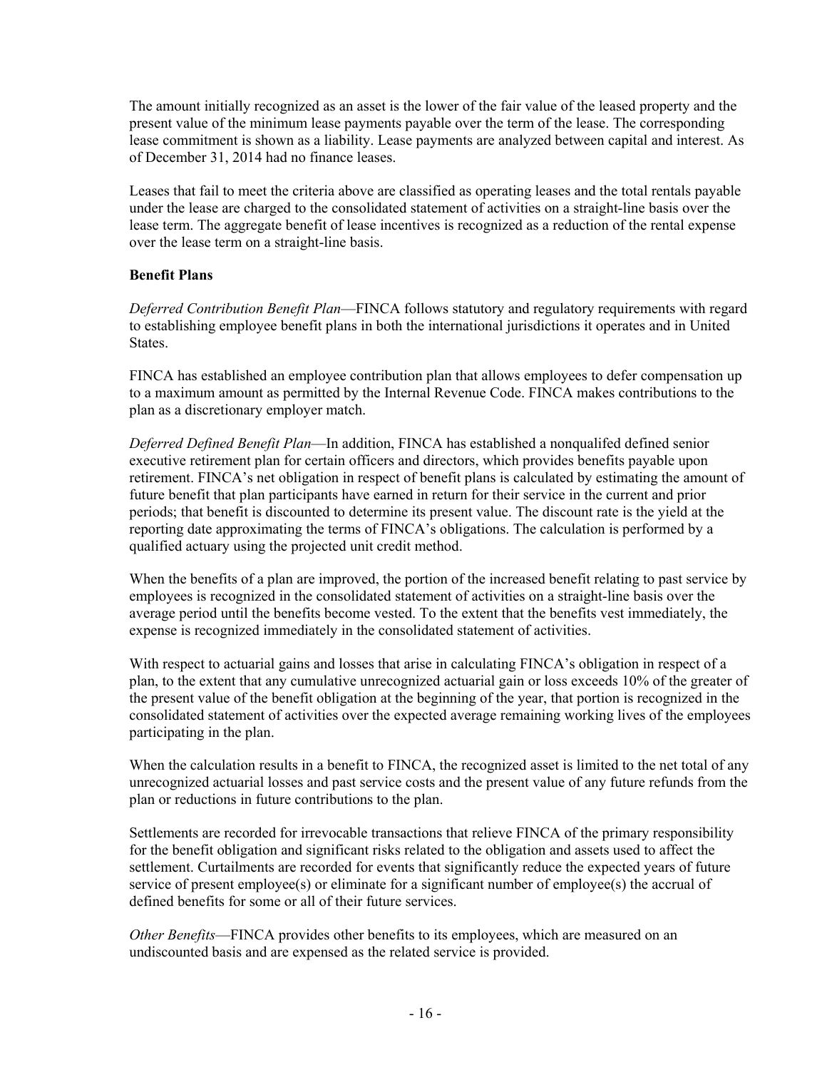The amount initially recognized as an asset is the lower of the fair value of the leased property and the present value of the minimum lease payments payable over the term of the lease. The corresponding lease commitment is shown as a liability. Lease payments are analyzed between capital and interest. As of December 31, 2014 had no finance leases.

Leases that fail to meet the criteria above are classified as operating leases and the total rentals payable under the lease are charged to the consolidated statement of activities on a straight-line basis over the lease term. The aggregate benefit of lease incentives is recognized as a reduction of the rental expense over the lease term on a straight-line basis.

**Benefit Plans**

*Deferred Contribution Benefit Plan*—FINCA follows statutory and regulatory requirements with regard to establishing employee benefit plans in both the international jurisdictions it operates and in United States.

FINCA has established an employee contribution plan that allows employees to defer compensation up to a maximum amount as permitted by the Internal Revenue Code. FINCA makes contributions to the plan as a discretionary employer match.

*Deferred Defined Benefit Plan*—In addition, FINCA has established a nonqualifed defined senior executive retirement plan for certain officers and directors, which provides benefits payable upon retirement. FINCA's net obligation in respect of benefit plans is calculated by estimating the amount of future benefit that plan participants have earned in return for their service in the current and prior periods; that benefit is discounted to determine its present value. The discount rate is the yield at the reporting date approximating the terms of FINCA's obligations. The calculation is performed by a qualified actuary using the projected unit credit method.

When the benefits of a plan are improved, the portion of the increased benefit relating to past service by employees is recognized in the consolidated statement of activities on a straight-line basis over the average period until the benefits become vested. To the extent that the benefits vest immediately, the expense is recognized immediately in the consolidated statement of activities.

With respect to actuarial gains and losses that arise in calculating FINCA's obligation in respect of a plan, to the extent that any cumulative unrecognized actuarial gain or loss exceeds 10% of the greater of the present value of the benefit obligation at the beginning of the year, that portion is recognized in the consolidated statement of activities over the expected average remaining working lives of the employees participating in the plan.

When the calculation results in a benefit to FINCA, the recognized asset is limited to the net total of any unrecognized actuarial losses and past service costs and the present value of any future refunds from the plan or reductions in future contributions to the plan.

Settlements are recorded for irrevocable transactions that relieve FINCA of the primary responsibility for the benefit obligation and significant risks related to the obligation and assets used to affect the settlement. Curtailments are recorded for events that significantly reduce the expected years of future service of present employee(s) or eliminate for a significant number of employee(s) the accrual of defined benefits for some or all of their future services.

*Other Benefits*—FINCA provides other benefits to its employees, which are measured on an undiscounted basis and are expensed as the related service is provided.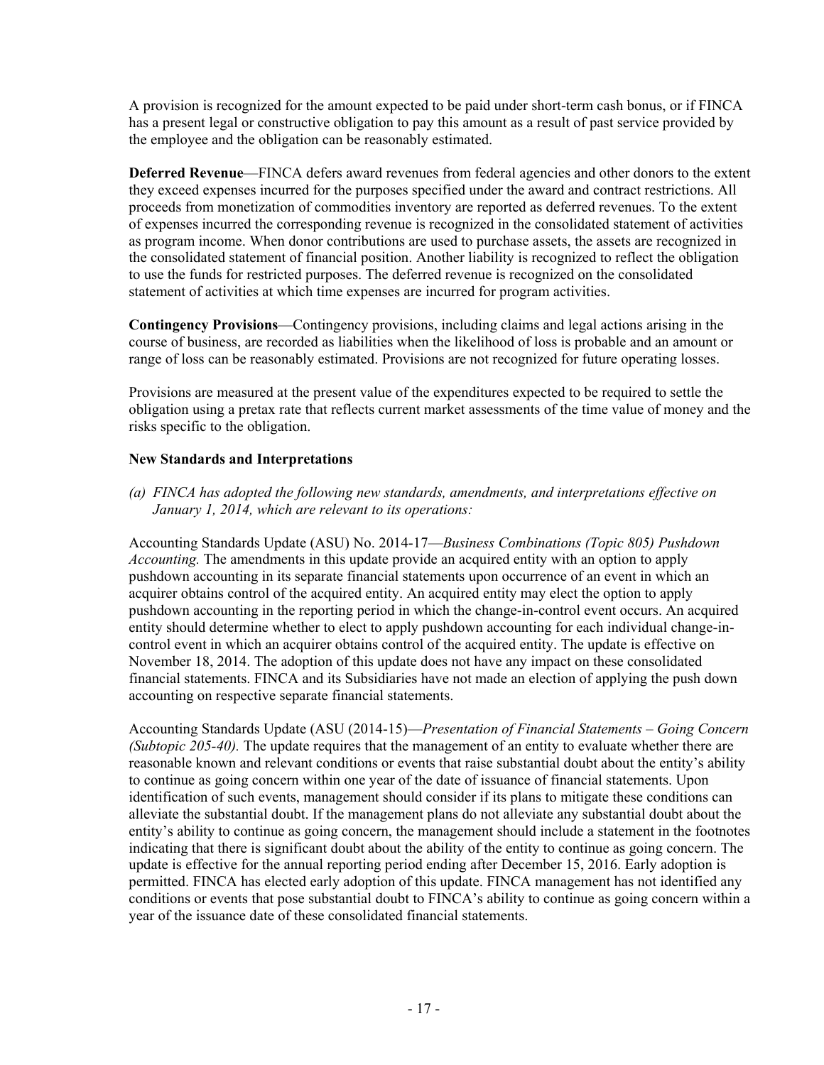A provision is recognized for the amount expected to be paid under short-term cash bonus, or if FINCA has a present legal or constructive obligation to pay this amount as a result of past service provided by the employee and the obligation can be reasonably estimated.

**Deferred Revenue**—FINCA defers award revenues from federal agencies and other donors to the extent they exceed expenses incurred for the purposes specified under the award and contract restrictions. All proceeds from monetization of commodities inventory are reported as deferred revenues. To the extent of expenses incurred the corresponding revenue is recognized in the consolidated statement of activities as program income. When donor contributions are used to purchase assets, the assets are recognized in the consolidated statement of financial position. Another liability is recognized to reflect the obligation to use the funds for restricted purposes. The deferred revenue is recognized on the consolidated statement of activities at which time expenses are incurred for program activities.

**Contingency Provisions**—Contingency provisions, including claims and legal actions arising in the course of business, are recorded as liabilities when the likelihood of loss is probable and an amount or range of loss can be reasonably estimated. Provisions are not recognized for future operating losses.

Provisions are measured at the present value of the expenditures expected to be required to settle the obligation using a pretax rate that reflects current market assessments of the time value of money and the risks specific to the obligation.

**New Standards and Interpretations**

*(a) FINCA has adopted the following new standards, amendments, and interpretations effective on January 1, 2014, which are relevant to its operations:*

Accounting Standards Update (ASU) No. 2014-17—*Business Combinations (Topic 805) Pushdown Accounting.* The amendments in this update provide an acquired entity with an option to apply pushdown accounting in its separate financial statements upon occurrence of an event in which an acquirer obtains control of the acquired entity. An acquired entity may elect the option to apply pushdown accounting in the reporting period in which the change-in-control event occurs. An acquired entity should determine whether to elect to apply pushdown accounting for each individual change-in-control event in which an acquirer obtains control of the acquired entity. The update is effective on November 18, 2014. The adoption of this update does not have any impact on these consolidated financial statements. FINCA and its Subsidiaries have not made an election of applying the push down accounting on respective separate financial statements.

Accounting Standards Update (ASU (2014-15)—*Presentation of Financial Statements – Going Concern (Subtopic 205-40).* The update requires that the management of an entity to evaluate whether there are reasonable known and relevant conditions or events that raise substantial doubt about the entity's ability to continue as going concern within one year of the date of issuance of financial statements. Upon identification of such events, management should consider if its plans to mitigate these conditions can alleviate the substantial doubt. If the management plans do not alleviate any substantial doubt about the entity's ability to continue as going concern, the management should include a statement in the footnotes indicating that there is significant doubt about the ability of the entity to continue as going concern. The update is effective for the annual reporting period ending after December 15, 2016. Early adoption is permitted. FINCA has elected early adoption of this update. FINCA management has not identified any conditions or events that pose substantial doubt to FINCA's ability to continue as going concern within a year of the issuance date of these consolidated financial statements.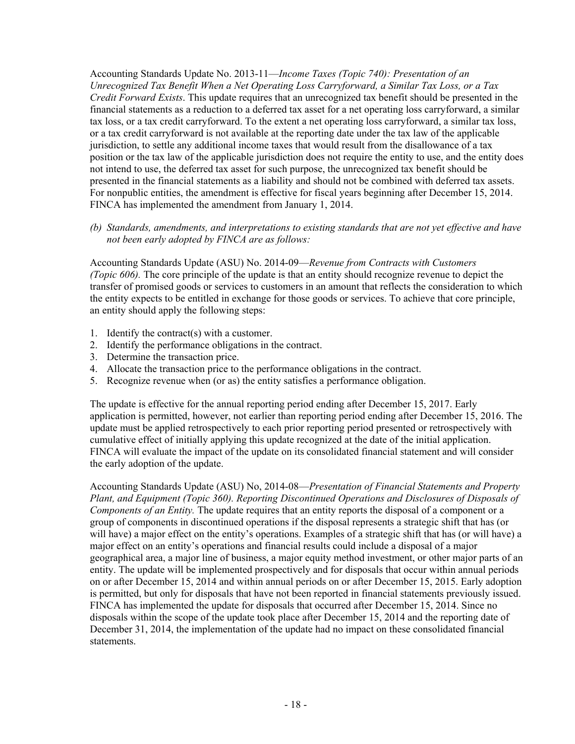Accounting Standards Update No. 2013-11—*Income Taxes (Topic 740): Presentation of an Unrecognized Tax Benefit When a Net Operating Loss Carryforward, a Similar Tax Loss, or a Tax Credit Forward Exists*. This update requires that an unrecognized tax benefit should be presented in the financial statements as a reduction to a deferred tax asset for a net operating loss carryforward, a similar tax loss, or a tax credit carryforward. To the extent a net operating loss carryforward, a similar tax loss, or a tax credit carryforward is not available at the reporting date under the tax law of the applicable jurisdiction, to settle any additional income taxes that would result from the disallowance of a tax position or the tax law of the applicable jurisdiction does not require the entity to use, and the entity does not intend to use, the deferred tax asset for such purpose, the unrecognized tax benefit should be presented in the financial statements as a liability and should not be combined with deferred tax assets. For nonpublic entities, the amendment is effective for fiscal years beginning after December 15, 2014. FINCA has implemented the amendment from January 1, 2014.

*(b) Standards, amendments, and interpretations to existing standards that are not yet effective and have not been early adopted by FINCA are as follows:*

Accounting Standards Update (ASU) No. 2014-09—*Revenue from Contracts with Customers (Topic 606).* The core principle of the update is that an entity should recognize revenue to depict the transfer of promised goods or services to customers in an amount that reflects the consideration to which the entity expects to be entitled in exchange for those goods or services. To achieve that core principle, an entity should apply the following steps:

1. Identify the contract(s) with a customer.
2. Identify the performance obligations in the contract.
3. Determine the transaction price.
4. Allocate the transaction price to the performance obligations in the contract.
5. Recognize revenue when (or as) the entity satisfies a performance obligation.

The update is effective for the annual reporting period ending after December 15, 2017. Early application is permitted, however, not earlier than reporting period ending after December 15, 2016. The update must be applied retrospectively to each prior reporting period presented or retrospectively with cumulative effect of initially applying this update recognized at the date of the initial application. FINCA will evaluate the impact of the update on its consolidated financial statement and will consider the early adoption of the update.

Accounting Standards Update (ASU) No, 2014-08—*Presentation of Financial Statements and Property Plant, and Equipment (Topic 360). Reporting Discontinued Operations and Disclosures of Disposals of Components of an Entity.* The update requires that an entity reports the disposal of a component or a group of components in discontinued operations if the disposal represents a strategic shift that has (or will have) a major effect on the entity's operations. Examples of a strategic shift that has (or will have) a major effect on an entity's operations and financial results could include a disposal of a major geographical area, a major line of business, a major equity method investment, or other major parts of an entity. The update will be implemented prospectively and for disposals that occur within annual periods on or after December 15, 2014 and within annual periods on or after December 15, 2015. Early adoption is permitted, but only for disposals that have not been reported in financial statements previously issued. FINCA has implemented the update for disposals that occurred after December 15, 2014. Since no disposals within the scope of the update took place after December 15, 2014 and the reporting date of December 31, 2014, the implementation of the update had no impact on these consolidated financial statements.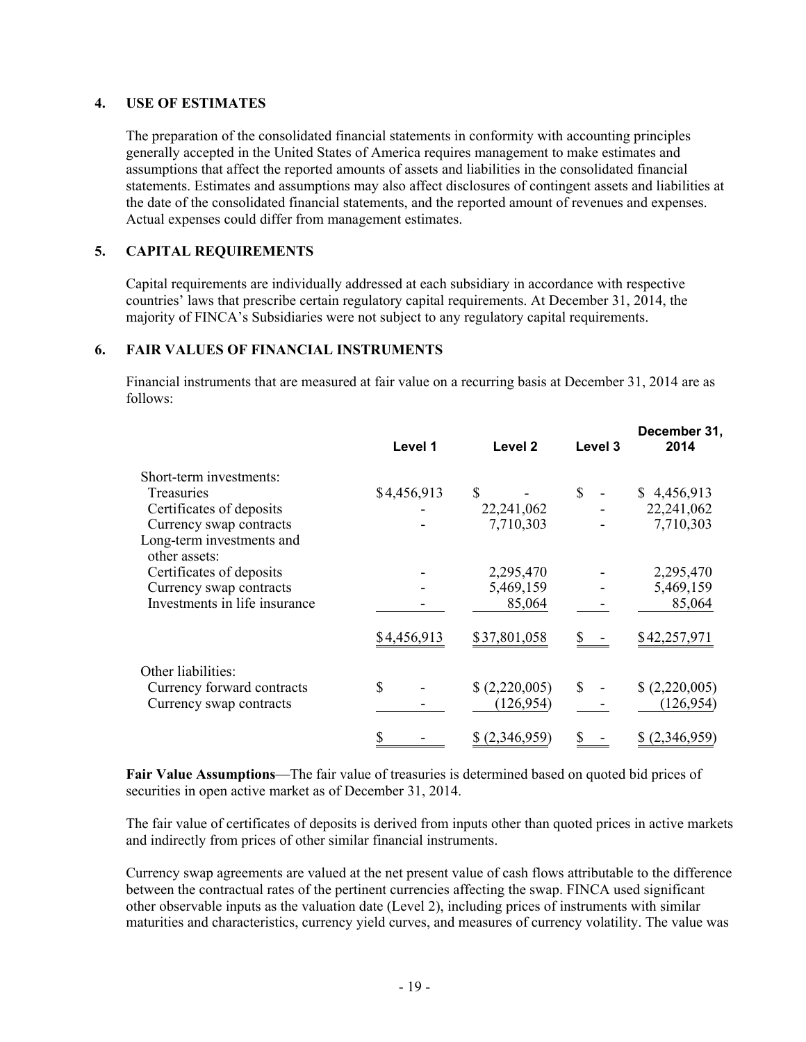## 4. USE OF ESTIMATES

The preparation of the consolidated financial statements in conformity with accounting principles generally accepted in the United States of America requires management to make estimates and assumptions that affect the reported amounts of assets and liabilities in the consolidated financial statements. Estimates and assumptions may also affect disclosures of contingent assets and liabilities at the date of the consolidated financial statements, and the reported amount of revenues and expenses. Actual expenses could differ from management estimates.

## 5. CAPITAL REQUIREMENTS

Capital requirements are individually addressed at each subsidiary in accordance with respective countries' laws that prescribe certain regulatory capital requirements. At December 31, 2014, the majority of FINCA's Subsidiaries were not subject to any regulatory capital requirements.

## 6. FAIR VALUES OF FINANCIAL INSTRUMENTS

Financial instruments that are measured at fair value on a recurring basis at December 31, 2014 are as follows:

| | Level 1 | Level 2 | Level 3 | December 31, 2014 |
|---|---|---|---|---|
| Short-term investments: | | | | |
| Treasuries | $4,456,913 | $ - | $ - | $ 4,456,913 |
| Certificates of deposits | - | 22,241,062 | - | 22,241,062 |
| Currency swap contracts | - | 7,710,303 | - | 7,710,303 |
| Long-term investments and other assets: | | | | |
| Certificates of deposits | - | 2,295,470 | - | 2,295,470 |
| Currency swap contracts | - | 5,469,159 | - | 5,469,159 |
| Investments in life insurance | - | 85,064 | - | 85,064 |
| | $4,456,913 | $37,801,058 | $ - | $42,257,971 |
| Other liabilities: | | | | |
| Currency forward contracts | $ - | $ (2,220,005) | $ - | $ (2,220,005) |
| Currency swap contracts | - | (126,954) | - | (126,954) |
| | $ - | $ (2,346,959) | $ - | $ (2,346,959) |

**Fair Value Assumptions**—The fair value of treasuries is determined based on quoted bid prices of securities in open active market as of December 31, 2014.

The fair value of certificates of deposits is derived from inputs other than quoted prices in active markets and indirectly from prices of other similar financial instruments.

Currency swap agreements are valued at the net present value of cash flows attributable to the difference between the contractual rates of the pertinent currencies affecting the swap. FINCA used significant other observable inputs as the valuation date (Level 2), including prices of instruments with similar maturities and characteristics, currency yield curves, and measures of currency volatility. The value was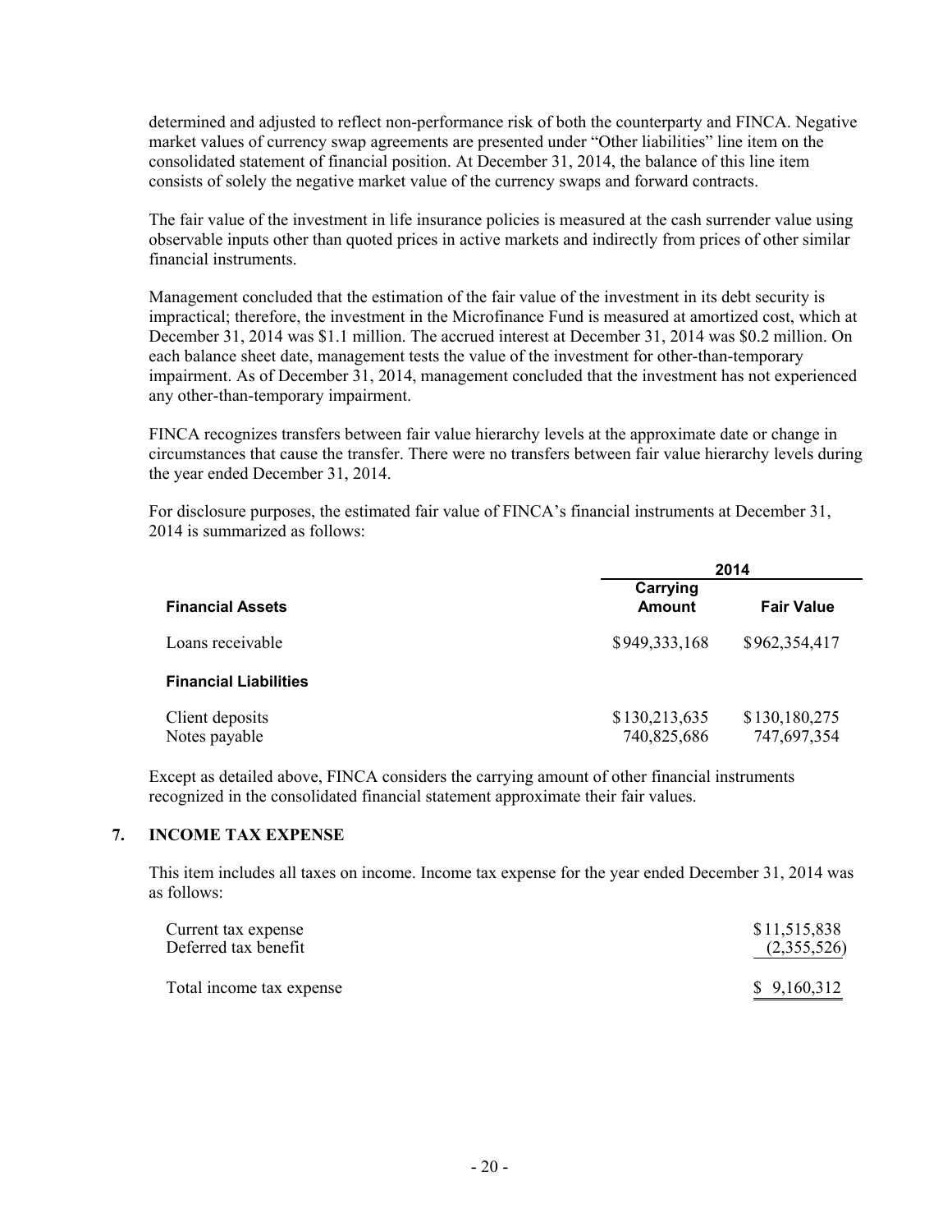determined and adjusted to reflect non-performance risk of both the counterparty and FINCA. Negative market values of currency swap agreements are presented under "Other liabilities" line item on the consolidated statement of financial position. At December 31, 2014, the balance of this line item consists of solely the negative market value of the currency swaps and forward contracts.

The fair value of the investment in life insurance policies is measured at the cash surrender value using observable inputs other than quoted prices in active markets and indirectly from prices of other similar financial instruments.

Management concluded that the estimation of the fair value of the investment in its debt security is impractical; therefore, the investment in the Microfinance Fund is measured at amortized cost, which at December 31, 2014 was $1.1 million. The accrued interest at December 31, 2014 was $0.2 million. On each balance sheet date, management tests the value of the investment for other-than-temporary impairment. As of December 31, 2014, management concluded that the investment has not experienced any other-than-temporary impairment.

FINCA recognizes transfers between fair value hierarchy levels at the approximate date or change in circumstances that cause the transfer. There were no transfers between fair value hierarchy levels during the year ended December 31, 2014.

For disclosure purposes, the estimated fair value of FINCA's financial instruments at December 31, 2014 is summarized as follows:

| | 2014 | |
|---|---|---|
| **Financial Assets** | **Carrying Amount** | **Fair Value** |
| Loans receivable | $949,333,168 | $962,354,417 |
| **Financial Liabilities** | | |
| Client deposits | $130,213,635 | $130,180,275 |
| Notes payable | 740,825,686 | 747,697,354 |

Except as detailed above, FINCA considers the carrying amount of other financial instruments recognized in the consolidated financial statement approximate their fair values.

## 7. INCOME TAX EXPENSE

This item includes all taxes on income. Income tax expense for the year ended December 31, 2014 was as follows:

| | |
|---|---|
| Current tax expense | $11,515,838 |
| Deferred tax benefit | (2,355,526) |
| Total income tax expense | $ 9,160,312 |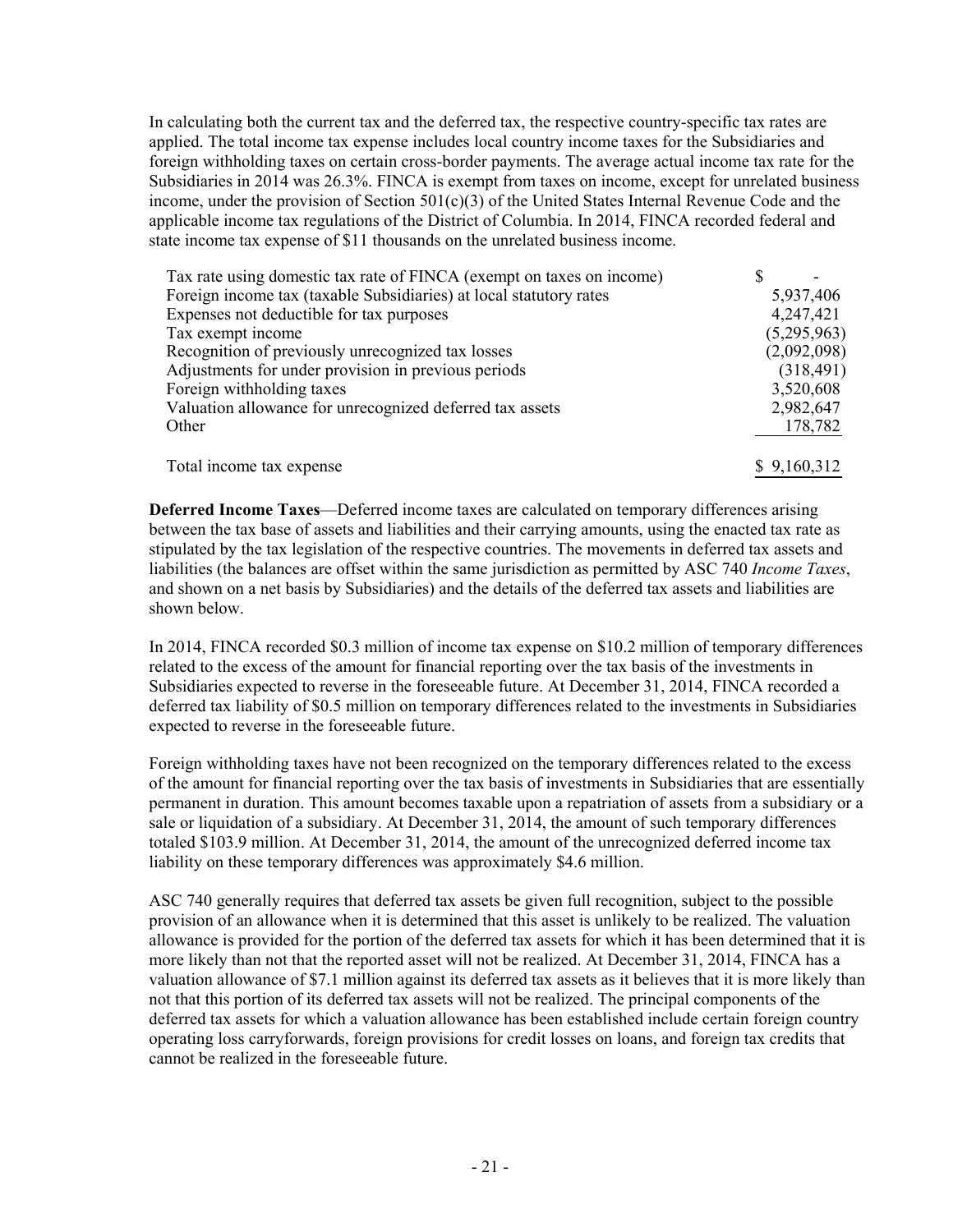In calculating both the current tax and the deferred tax, the respective country-specific tax rates are applied. The total income tax expense includes local country income taxes for the Subsidiaries and foreign withholding taxes on certain cross-border payments. The average actual income tax rate for the Subsidiaries in 2014 was 26.3%. FINCA is exempt from taxes on income, except for unrelated business income, under the provision of Section 501(c)(3) of the United States Internal Revenue Code and the applicable income tax regulations of the District of Columbia. In 2014, FINCA recorded federal and state income tax expense of $11 thousands on the unrelated business income.

| | |
|---|---|
| Tax rate using domestic tax rate of FINCA (exempt on taxes on income) | $ - |
| Foreign income tax (taxable Subsidiaries) at local statutory rates | 5,937,406 |
| Expenses not deductible for tax purposes | 4,247,421 |
| Tax exempt income | (5,295,963) |
| Recognition of previously unrecognized tax losses | (2,092,098) |
| Adjustments for under provision in previous periods | (318,491) |
| Foreign withholding taxes | 3,520,608 |
| Valuation allowance for unrecognized deferred tax assets | 2,982,647 |
| Other | 178,782 |
| Total income tax expense | $ 9,160,312 |

**Deferred Income Taxes**—Deferred income taxes are calculated on temporary differences arising between the tax base of assets and liabilities and their carrying amounts, using the enacted tax rate as stipulated by the tax legislation of the respective countries. The movements in deferred tax assets and liabilities (the balances are offset within the same jurisdiction as permitted by ASC 740 *Income Taxes*, and shown on a net basis by Subsidiaries) and the details of the deferred tax assets and liabilities are shown below.

In 2014, FINCA recorded $0.3 million of income tax expense on $10.2 million of temporary differences related to the excess of the amount for financial reporting over the tax basis of the investments in Subsidiaries expected to reverse in the foreseeable future. At December 31, 2014, FINCA recorded a deferred tax liability of $0.5 million on temporary differences related to the investments in Subsidiaries expected to reverse in the foreseeable future.

Foreign withholding taxes have not been recognized on the temporary differences related to the excess of the amount for financial reporting over the tax basis of investments in Subsidiaries that are essentially permanent in duration. This amount becomes taxable upon a repatriation of assets from a subsidiary or a sale or liquidation of a subsidiary. At December 31, 2014, the amount of such temporary differences totaled $103.9 million. At December 31, 2014, the amount of the unrecognized deferred income tax liability on these temporary differences was approximately $4.6 million.

ASC 740 generally requires that deferred tax assets be given full recognition, subject to the possible provision of an allowance when it is determined that this asset is unlikely to be realized. The valuation allowance is provided for the portion of the deferred tax assets for which it has been determined that it is more likely than not that the reported asset will not be realized. At December 31, 2014, FINCA has a valuation allowance of $7.1 million against its deferred tax assets as it believes that it is more likely than not that this portion of its deferred tax assets will not be realized. The principal components of the deferred tax assets for which a valuation allowance has been established include certain foreign country operating loss carryforwards, foreign provisions for credit losses on loans, and foreign tax credits that cannot be realized in the foreseeable future.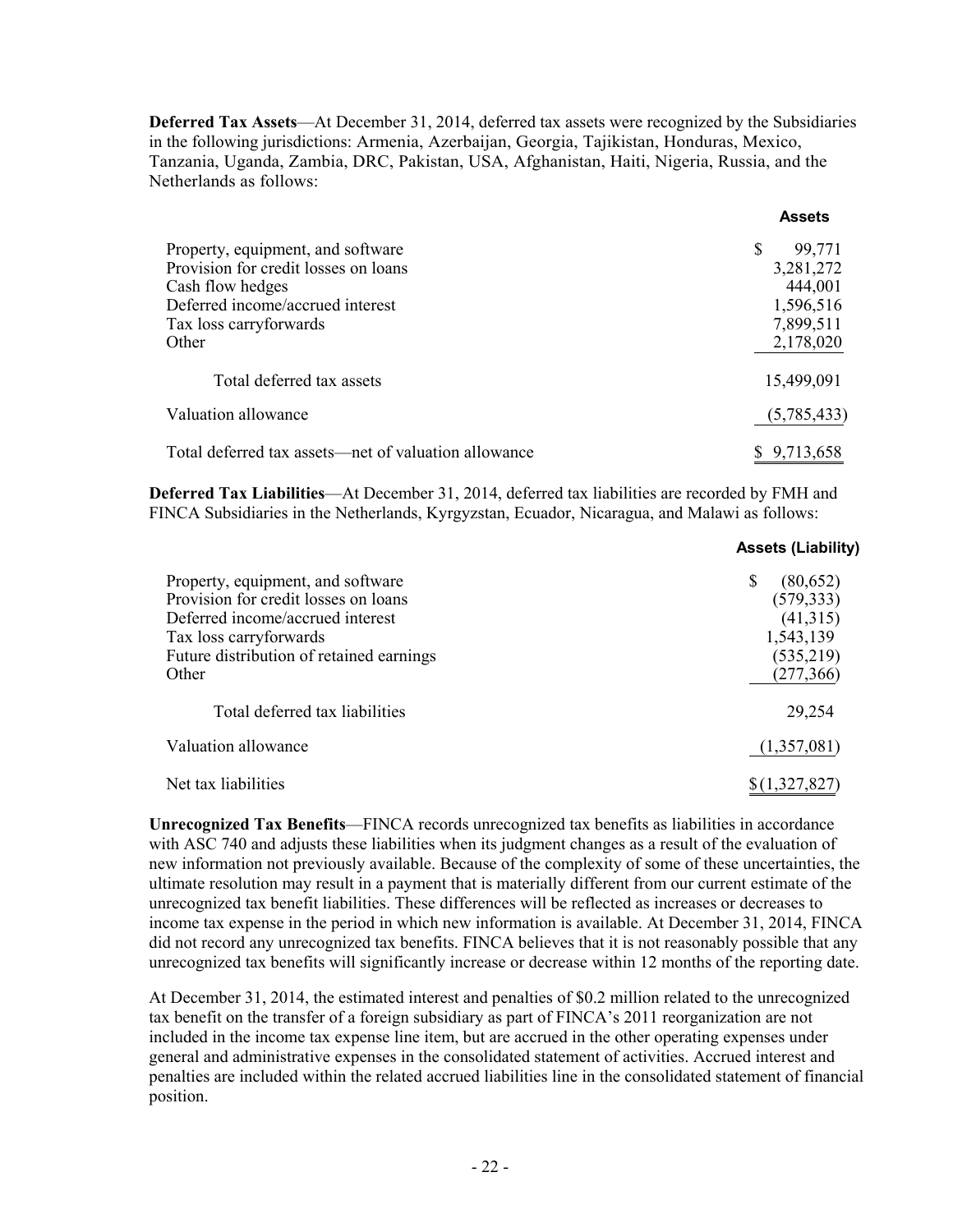**Deferred Tax Assets**—At December 31, 2014, deferred tax assets were recognized by the Subsidiaries in the following jurisdictions: Armenia, Azerbaijan, Georgia, Tajikistan, Honduras, Mexico, Tanzania, Uganda, Zambia, DRC, Pakistan, USA, Afghanistan, Haiti, Nigeria, Russia, and the Netherlands as follows:

| | Assets |
|---|---|
| Property, equipment, and software | $ 99,771 |
| Provision for credit losses on loans | 3,281,272 |
| Cash flow hedges | 444,001 |
| Deferred income/accrued interest | 1,596,516 |
| Tax loss carryforwards | 7,899,511 |
| Other | 2,178,020 |
| Total deferred tax assets | 15,499,091 |
| Valuation allowance | (5,785,433) |
| Total deferred tax assets—net of valuation allowance | $ 9,713,658 |

**Deferred Tax Liabilities**—At December 31, 2014, deferred tax liabilities are recorded by FMH and FINCA Subsidiaries in the Netherlands, Kyrgyzstan, Ecuador, Nicaragua, and Malawi as follows:

| | Assets (Liability) |
|---|---|
| Property, equipment, and software | $ (80,652) |
| Provision for credit losses on loans | (579,333) |
| Deferred income/accrued interest | (41,315) |
| Tax loss carryforwards | 1,543,139 |
| Future distribution of retained earnings | (535,219) |
| Other | (277,366) |
| Total deferred tax liabilities | 29,254 |
| Valuation allowance | (1,357,081) |
| Net tax liabilities | $(1,327,827) |

**Unrecognized Tax Benefits**—FINCA records unrecognized tax benefits as liabilities in accordance with ASC 740 and adjusts these liabilities when its judgment changes as a result of the evaluation of new information not previously available. Because of the complexity of some of these uncertainties, the ultimate resolution may result in a payment that is materially different from our current estimate of the unrecognized tax benefit liabilities. These differences will be reflected as increases or decreases to income tax expense in the period in which new information is available. At December 31, 2014, FINCA did not record any unrecognized tax benefits. FINCA believes that it is not reasonably possible that any unrecognized tax benefits will significantly increase or decrease within 12 months of the reporting date.

At December 31, 2014, the estimated interest and penalties of $0.2 million related to the unrecognized tax benefit on the transfer of a foreign subsidiary as part of FINCA's 2011 reorganization are not included in the income tax expense line item, but are accrued in the other operating expenses under general and administrative expenses in the consolidated statement of activities. Accrued interest and penalties are included within the related accrued liabilities line in the consolidated statement of financial position.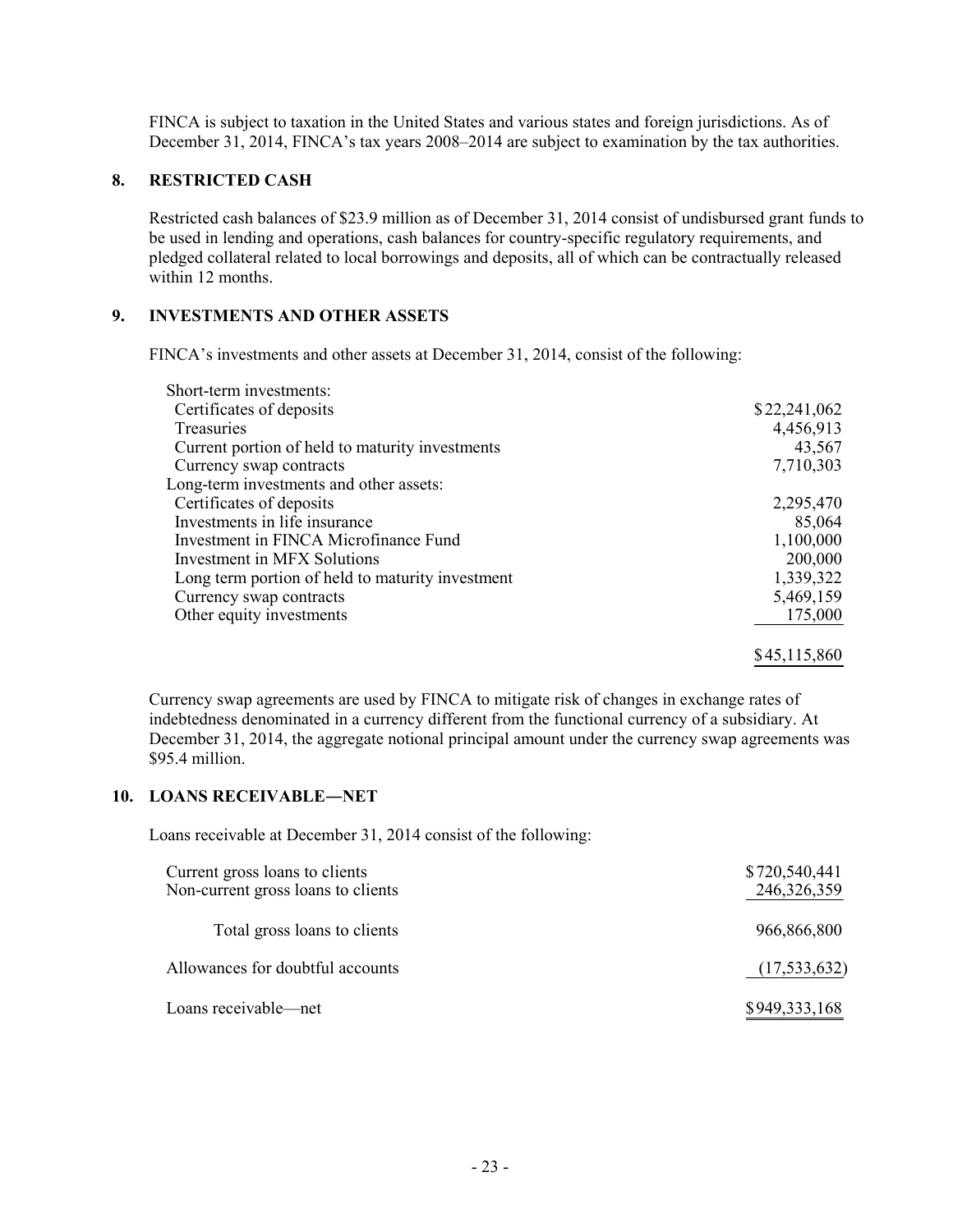FINCA is subject to taxation in the United States and various states and foreign jurisdictions. As of December 31, 2014, FINCA's tax years 2008–2014 are subject to examination by the tax authorities.

## 8. RESTRICTED CASH

Restricted cash balances of $23.9 million as of December 31, 2014 consist of undisbursed grant funds to be used in lending and operations, cash balances for country-specific regulatory requirements, and pledged collateral related to local borrowings and deposits, all of which can be contractually released within 12 months.

## 9. INVESTMENTS AND OTHER ASSETS

FINCA's investments and other assets at December 31, 2014, consist of the following:

| | |
|---|---|
| Short-term investments: | |
| Certificates of deposits | $22,241,062 |
| Treasuries | 4,456,913 |
| Current portion of held to maturity investments | 43,567 |
| Currency swap contracts | 7,710,303 |
| Long-term investments and other assets: | |
| Certificates of deposits | 2,295,470 |
| Investments in life insurance | 85,064 |
| Investment in FINCA Microfinance Fund | 1,100,000 |
| Investment in MFX Solutions | 200,000 |
| Long term portion of held to maturity investment | 1,339,322 |
| Currency swap contracts | 5,469,159 |
| Other equity investments | 175,000 |
| | $45,115,860 |

Currency swap agreements are used by FINCA to mitigate risk of changes in exchange rates of indebtedness denominated in a currency different from the functional currency of a subsidiary. At December 31, 2014, the aggregate notional principal amount under the currency swap agreements was $95.4 million.

## 10. LOANS RECEIVABLE—NET

Loans receivable at December 31, 2014 consist of the following:

| | |
|---|---|
| Current gross loans to clients | $720,540,441 |
| Non-current gross loans to clients | 246,326,359 |
| Total gross loans to clients | 966,866,800 |
| Allowances for doubtful accounts | (17,533,632) |
| Loans receivable—net | $949,333,168 |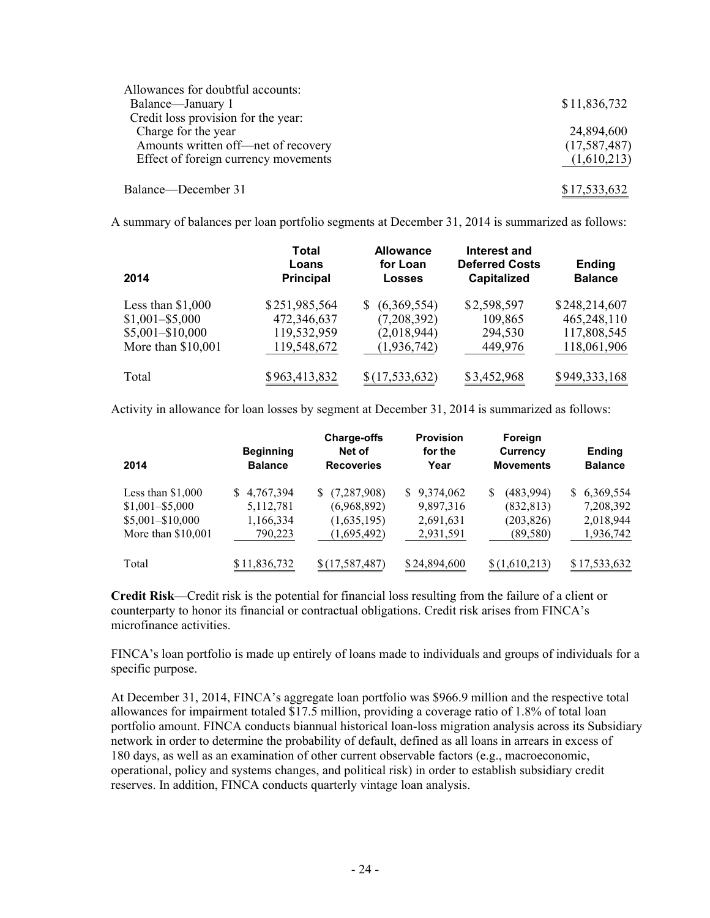| | |
|---|---|
| Allowances for doubtful accounts: | |
| Balance—January 1 | $11,836,732 |
| Credit loss provision for the year: | |
| Charge for the year | 24,894,600 |
| Amounts written off—net of recovery | (17,587,487) |
| Effect of foreign currency movements | (1,610,213) |
| Balance—December 31 | $17,533,632 |

A summary of balances per loan portfolio segments at December 31, 2014 is summarized as follows:

| 2014 | Total Loans Principal | Allowance for Loan Losses | Interest and Deferred Costs Capitalized | Ending Balance |
|---|---|---|---|---|
| Less than $1,000 | $251,985,564 | $ (6,369,554) | $2,598,597 | $248,214,607 |
| $1,001–$5,000 | 472,346,637 | (7,208,392) | 109,865 | 465,248,110 |
| $5,001–$10,000 | 119,532,959 | (2,018,944) | 294,530 | 117,808,545 |
| More than $10,001 | 119,548,672 | (1,936,742) | 449,976 | 118,061,906 |
| Total | $963,413,832 | $(17,533,632) | $3,452,968 | $949,333,168 |

Activity in allowance for loan losses by segment at December 31, 2014 is summarized as follows:

| 2014 | Beginning Balance | Charge-offs Net of Recoveries | Provision for the Year | Foreign Currency Movements | Ending Balance |
|---|---|---|---|---|---|
| Less than $1,000 | $ 4,767,394 | $ (7,287,908) | $ 9,374,062 | $ (483,994) | $ 6,369,554 |
| $1,001–$5,000 | 5,112,781 | (6,968,892) | 9,897,316 | (832,813) | 7,208,392 |
| $5,001–$10,000 | 1,166,334 | (1,635,195) | 2,691,631 | (203,826) | 2,018,944 |
| More than $10,001 | 790,223 | (1,695,492) | 2,931,591 | (89,580) | 1,936,742 |
| Total | $11,836,732 | $(17,587,487) | $24,894,600 | $(1,610,213) | $17,533,632 |

**Credit Risk**—Credit risk is the potential for financial loss resulting from the failure of a client or counterparty to honor its financial or contractual obligations. Credit risk arises from FINCA's microfinance activities.

FINCA's loan portfolio is made up entirely of loans made to individuals and groups of individuals for a specific purpose.

At December 31, 2014, FINCA's aggregate loan portfolio was $966.9 million and the respective total allowances for impairment totaled $17.5 million, providing a coverage ratio of 1.8% of total loan portfolio amount. FINCA conducts biannual historical loan-loss migration analysis across its Subsidiary network in order to determine the probability of default, defined as all loans in arrears in excess of 180 days, as well as an examination of other current observable factors (e.g., macroeconomic, operational, policy and systems changes, and political risk) in order to establish subsidiary credit reserves. In addition, FINCA conducts quarterly vintage loan analysis.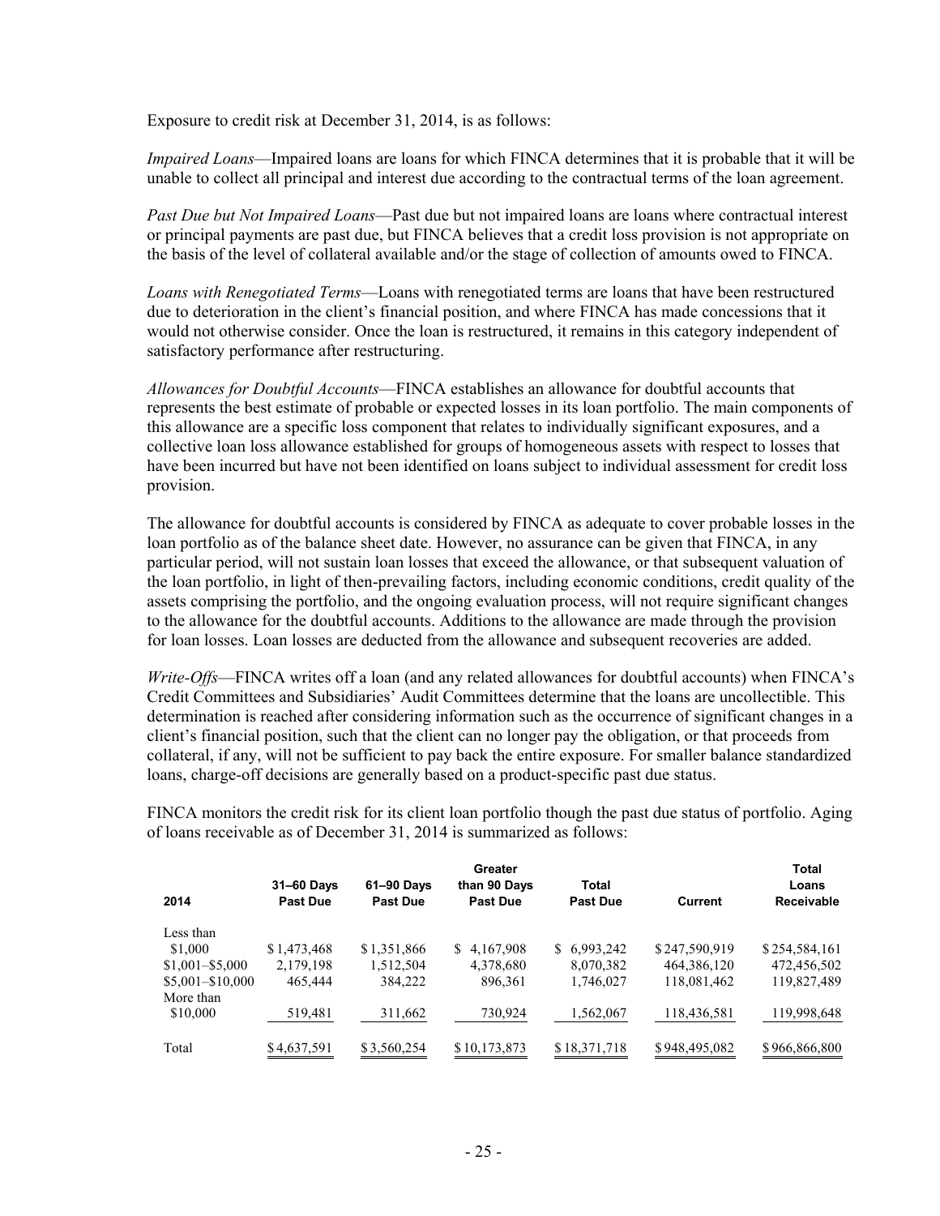Exposure to credit risk at December 31, 2014, is as follows:

*Impaired Loans*—Impaired loans are loans for which FINCA determines that it is probable that it will be unable to collect all principal and interest due according to the contractual terms of the loan agreement.

*Past Due but Not Impaired Loans*—Past due but not impaired loans are loans where contractual interest or principal payments are past due, but FINCA believes that a credit loss provision is not appropriate on the basis of the level of collateral available and/or the stage of collection of amounts owed to FINCA.

*Loans with Renegotiated Terms*—Loans with renegotiated terms are loans that have been restructured due to deterioration in the client's financial position, and where FINCA has made concessions that it would not otherwise consider. Once the loan is restructured, it remains in this category independent of satisfactory performance after restructuring.

*Allowances for Doubtful Accounts*—FINCA establishes an allowance for doubtful accounts that represents the best estimate of probable or expected losses in its loan portfolio. The main components of this allowance are a specific loss component that relates to individually significant exposures, and a collective loan loss allowance established for groups of homogeneous assets with respect to losses that have been incurred but have not been identified on loans subject to individual assessment for credit loss provision.

The allowance for doubtful accounts is considered by FINCA as adequate to cover probable losses in the loan portfolio as of the balance sheet date. However, no assurance can be given that FINCA, in any particular period, will not sustain loan losses that exceed the allowance, or that subsequent valuation of the loan portfolio, in light of then-prevailing factors, including economic conditions, credit quality of the assets comprising the portfolio, and the ongoing evaluation process, will not require significant changes to the allowance for the doubtful accounts. Additions to the allowance are made through the provision for loan losses. Loan losses are deducted from the allowance and subsequent recoveries are added.

*Write-Offs*—FINCA writes off a loan (and any related allowances for doubtful accounts) when FINCA's Credit Committees and Subsidiaries' Audit Committees determine that the loans are uncollectible. This determination is reached after considering information such as the occurrence of significant changes in a client's financial position, such that the client can no longer pay the obligation, or that proceeds from collateral, if any, will not be sufficient to pay back the entire exposure. For smaller balance standardized loans, charge-off decisions are generally based on a product-specific past due status.

FINCA monitors the credit risk for its client loan portfolio though the past due status of portfolio. Aging of loans receivable as of December 31, 2014 is summarized as follows:

| 2014 | 31–60 Days Past Due | 61–90 Days Past Due | Greater than 90 Days Past Due | Total Past Due | Current | Total Loans Receivable |
|---|---|---|---|---|---|---|
| Less than $1,000 | $1,473,468 | $1,351,866 | $ 4,167,908 | $ 6,993,242 | $247,590,919 | $254,584,161 |
| $1,001–$5,000 | 2,179,198 | 1,512,504 | 4,378,680 | 8,070,382 | 464,386,120 | 472,456,502 |
| $5,001–$10,000 | 465,444 | 384,222 | 896,361 | 1,746,027 | 118,081,462 | 119,827,489 |
| More than $10,000 | 519,481 | 311,662 | 730,924 | 1,562,067 | 118,436,581 | 119,998,648 |
| Total | $4,637,591 | $3,560,254 | $10,173,873 | $18,371,718 | $948,495,082 | $966,866,800 |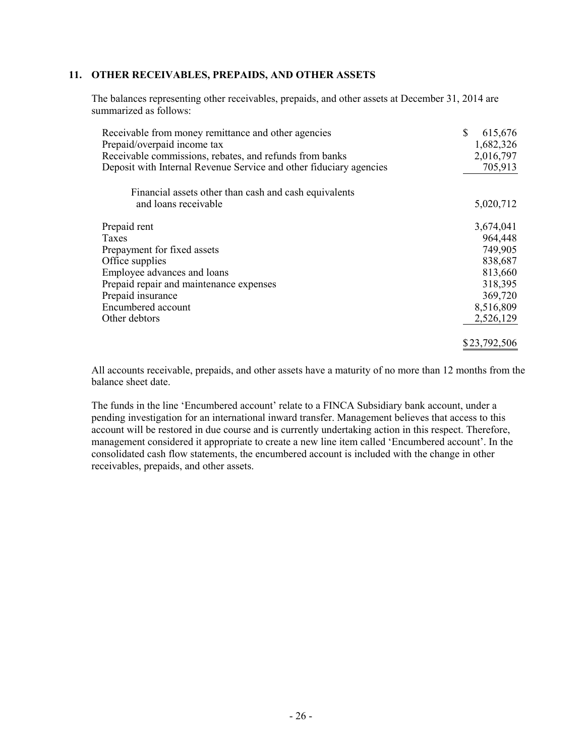## 11. OTHER RECEIVABLES, PREPAIDS, AND OTHER ASSETS

The balances representing other receivables, prepaids, and other assets at December 31, 2014 are summarized as follows:

| | |
|---|---|
| Receivable from money remittance and other agencies | $ 615,676 |
| Prepaid/overpaid income tax | 1,682,326 |
| Receivable commissions, rebates, and refunds from banks | 2,016,797 |
| Deposit with Internal Revenue Service and other fiduciary agencies | 705,913 |
| Financial assets other than cash and cash equivalents and loans receivable | 5,020,712 |
| Prepaid rent | 3,674,041 |
| Taxes | 964,448 |
| Prepayment for fixed assets | 749,905 |
| Office supplies | 838,687 |
| Employee advances and loans | 813,660 |
| Prepaid repair and maintenance expenses | 318,395 |
| Prepaid insurance | 369,720 |
| Encumbered account | 8,516,809 |
| Other debtors | 2,526,129 |
| | $23,792,506 |

All accounts receivable, prepaids, and other assets have a maturity of no more than 12 months from the balance sheet date.

The funds in the line 'Encumbered account' relate to a FINCA Subsidiary bank account, under a pending investigation for an international inward transfer. Management believes that access to this account will be restored in due course and is currently undertaking action in this respect. Therefore, management considered it appropriate to create a new line item called 'Encumbered account'. In the consolidated cash flow statements, the encumbered account is included with the change in other receivables, prepaids, and other assets.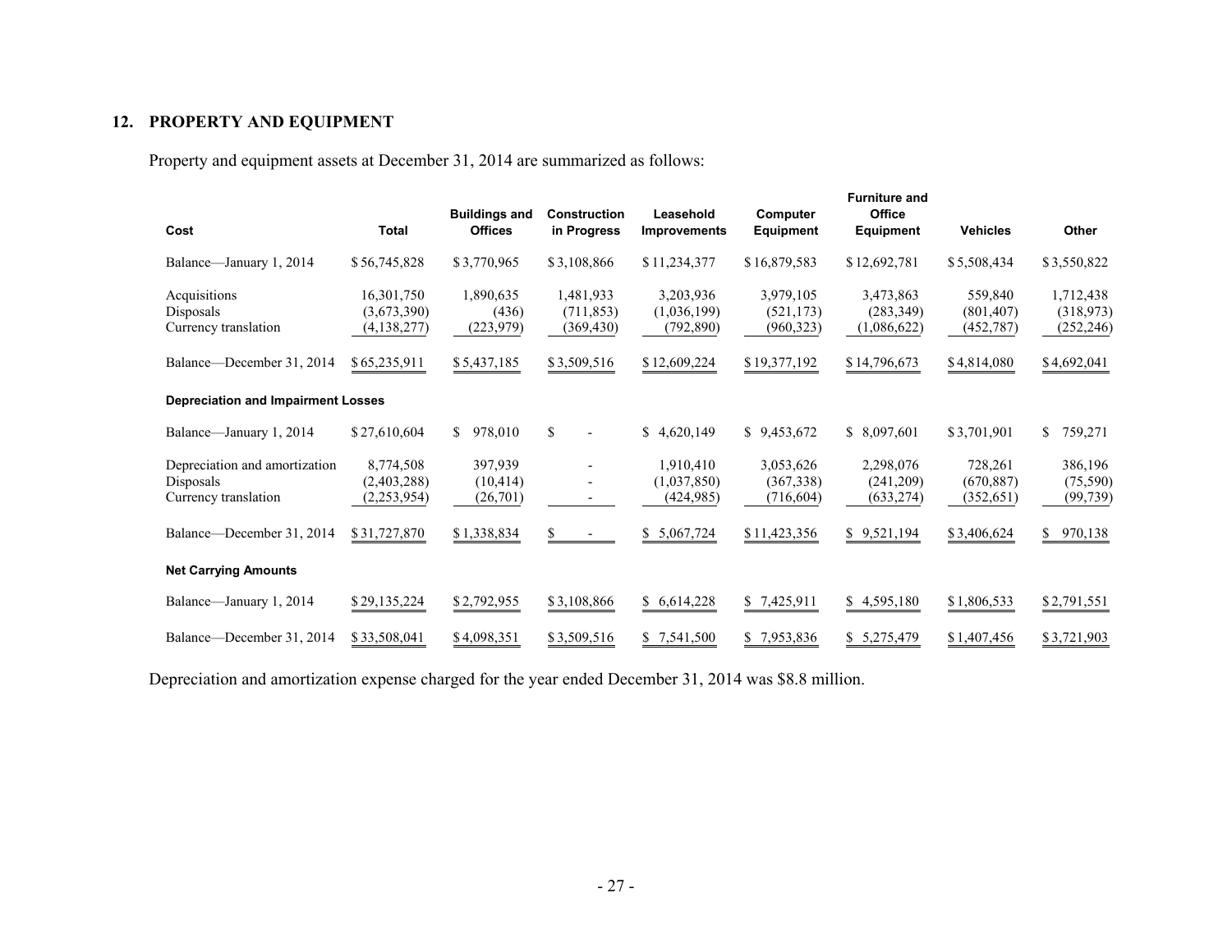## 12. PROPERTY AND EQUIPMENT

Property and equipment assets at December 31, 2014 are summarized as follows:

| Cost | Total | Buildings and Offices | Construction in Progress | Leasehold Improvements | Computer Equipment | Furniture and Office Equipment | Vehicles | Other |
|---|---|---|---|---|---|---|---|---|
| Balance—January 1, 2014 | $56,745,828 | $3,770,965 | $3,108,866 | $11,234,377 | $16,879,583 | $12,692,781 | $5,508,434 | $3,550,822 |
| Acquisitions | 16,301,750 | 1,890,635 | 1,481,933 | 3,203,936 | 3,979,105 | 3,473,863 | 559,840 | 1,712,438 |
| Disposals | (3,673,390) | (436) | (711,853) | (1,036,199) | (521,173) | (283,349) | (801,407) | (318,973) |
| Currency translation | (4,138,277) | (223,979) | (369,430) | (792,890) | (960,323) | (1,086,622) | (452,787) | (252,246) |
| Balance—December 31, 2014 | $65,235,911 | $5,437,185 | $3,509,516 | $12,609,224 | $19,377,192 | $14,796,673 | $4,814,080 | $4,692,041 |
| **Depreciation and Impairment Losses** | | | | | | | | |
| Balance—January 1, 2014 | $27,610,604 | $ 978,010 | $ - | $ 4,620,149 | $ 9,453,672 | $ 8,097,601 | $3,701,901 | $ 759,271 |
| Depreciation and amortization | 8,774,508 | 397,939 | - | 1,910,410 | 3,053,626 | 2,298,076 | 728,261 | 386,196 |
| Disposals | (2,403,288) | (10,414) | - | (1,037,850) | (367,338) | (241,209) | (670,887) | (75,590) |
| Currency translation | (2,253,954) | (26,701) | - | (424,985) | (716,604) | (633,274) | (352,651) | (99,739) |
| Balance—December 31, 2014 | $31,727,870 | $1,338,834 | $ - | $ 5,067,724 | $11,423,356 | $ 9,521,194 | $3,406,624 | $ 970,138 |
| **Net Carrying Amounts** | | | | | | | | |
| Balance—January 1, 2014 | $29,135,224 | $2,792,955 | $3,108,866 | $ 6,614,228 | $ 7,425,911 | $ 4,595,180 | $1,806,533 | $2,791,551 |
| Balance—December 31, 2014 | $33,508,041 | $4,098,351 | $3,509,516 | $ 7,541,500 | $ 7,953,836 | $ 5,275,479 | $1,407,456 | $3,721,903 |

Depreciation and amortization expense charged for the year ended December 31, 2014 was $8.8 million.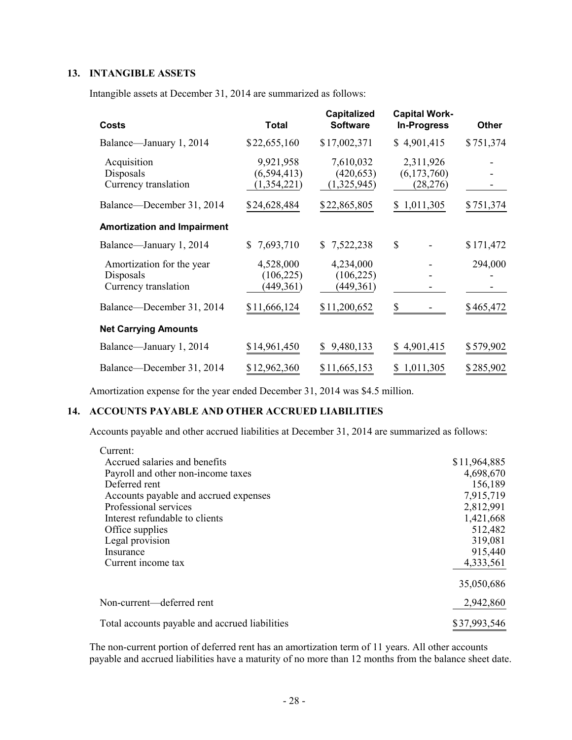## 13. INTANGIBLE ASSETS

Intangible assets at December 31, 2014 are summarized as follows:

| Costs | Total | Capitalized Software | Capital Work-In-Progress | Other |
|---|---|---|---|---|
| Balance—January 1, 2014 | $22,655,160 | $17,002,371 | $ 4,901,415 | $751,374 |
| Acquisition | 9,921,958 | 7,610,032 | 2,311,926 | - |
| Disposals | (6,594,413) | (420,653) | (6,173,760) | - |
| Currency translation | (1,354,221) | (1,325,945) | (28,276) | - |
| Balance—December 31, 2014 | $24,628,484 | $22,865,805 | $ 1,011,305 | $751,374 |
| **Amortization and Impairment** | | | | |
| Balance—January 1, 2014 | $ 7,693,710 | $ 7,522,238 | $ - | $171,472 |
| Amortization for the year | 4,528,000 | 4,234,000 | - | 294,000 |
| Disposals | (106,225) | (106,225) | - | - |
| Currency translation | (449,361) | (449,361) | - | - |
| Balance—December 31, 2014 | $11,666,124 | $11,200,652 | $ - | $465,472 |
| **Net Carrying Amounts** | | | | |
| Balance—January 1, 2014 | $14,961,450 | $ 9,480,133 | $ 4,901,415 | $579,902 |
| Balance—December 31, 2014 | $12,962,360 | $11,665,153 | $ 1,011,305 | $285,902 |

Amortization expense for the year ended December 31, 2014 was $4.5 million.

## 14. ACCOUNTS PAYABLE AND OTHER ACCRUED LIABILITIES

Accounts payable and other accrued liabilities at December 31, 2014 are summarized as follows:

| | |
|---|---|
| Current: | |
| Accrued salaries and benefits | $11,964,885 |
| Payroll and other non-income taxes | 4,698,670 |
| Deferred rent | 156,189 |
| Accounts payable and accrued expenses | 7,915,719 |
| Professional services | 2,812,991 |
| Interest refundable to clients | 1,421,668 |
| Office supplies | 512,482 |
| Legal provision | 319,081 |
| Insurance | 915,440 |
| Current income tax | 4,333,561 |
| | 35,050,686 |
| Non-current—deferred rent | 2,942,860 |
| Total accounts payable and accrued liabilities | $37,993,546 |

The non-current portion of deferred rent has an amortization term of 11 years. All other accounts payable and accrued liabilities have a maturity of no more than 12 months from the balance sheet date.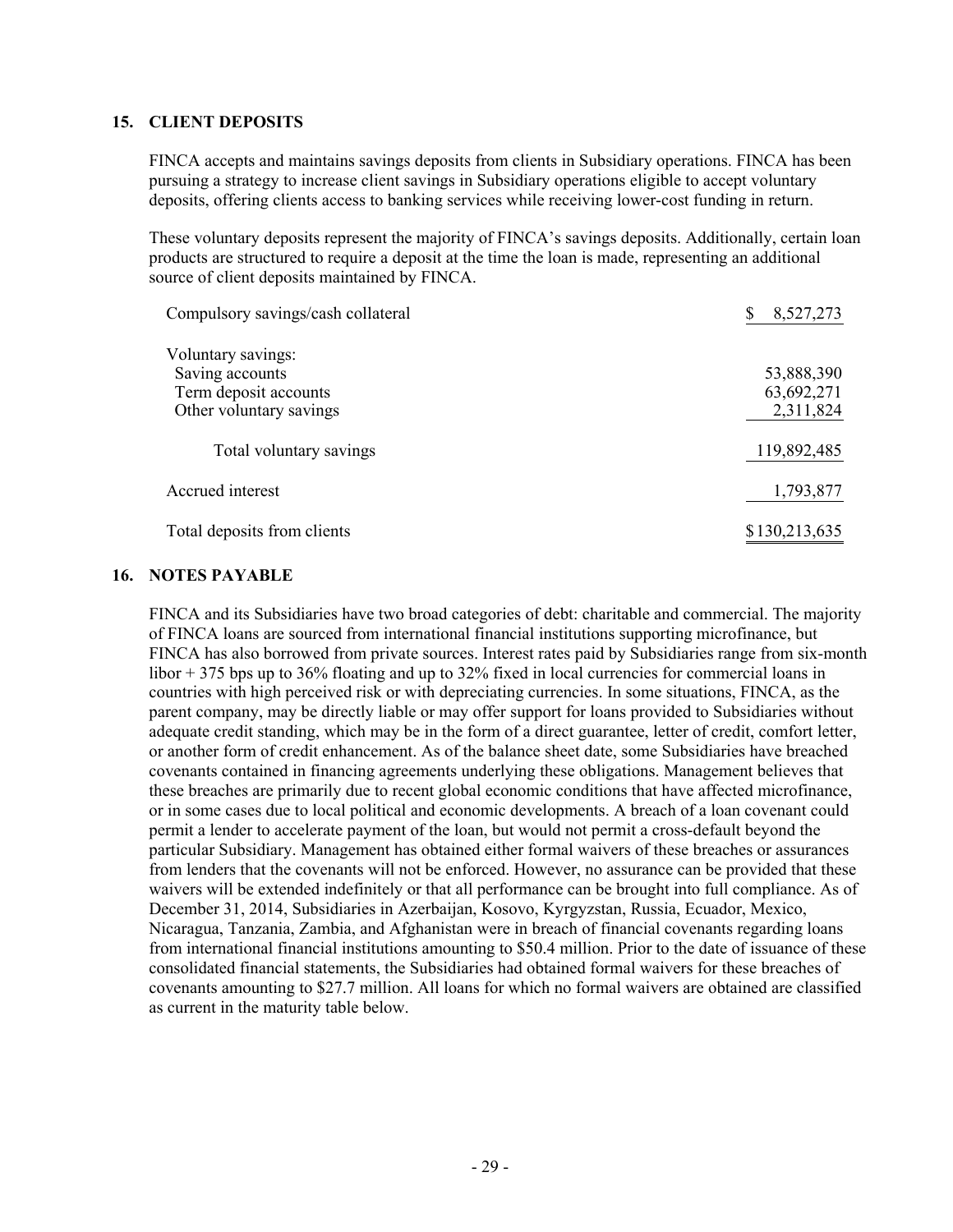## 15. CLIENT DEPOSITS

FINCA accepts and maintains savings deposits from clients in Subsidiary operations. FINCA has been pursuing a strategy to increase client savings in Subsidiary operations eligible to accept voluntary deposits, offering clients access to banking services while receiving lower-cost funding in return.

These voluntary deposits represent the majority of FINCA's savings deposits. Additionally, certain loan products are structured to require a deposit at the time the loan is made, representing an additional source of client deposits maintained by FINCA.

| | |
|---|---|
| Compulsory savings/cash collateral | $ 8,527,273 |
| Voluntary savings: | |
| Saving accounts | 53,888,390 |
| Term deposit accounts | 63,692,271 |
| Other voluntary savings | 2,311,824 |
| Total voluntary savings | 119,892,485 |
| Accrued interest | 1,793,877 |
| Total deposits from clients | $130,213,635 |

## 16. NOTES PAYABLE

FINCA and its Subsidiaries have two broad categories of debt: charitable and commercial. The majority of FINCA loans are sourced from international financial institutions supporting microfinance, but FINCA has also borrowed from private sources. Interest rates paid by Subsidiaries range from six-month libor + 375 bps up to 36% floating and up to 32% fixed in local currencies for commercial loans in countries with high perceived risk or with depreciating currencies. In some situations, FINCA, as the parent company, may be directly liable or may offer support for loans provided to Subsidiaries without adequate credit standing, which may be in the form of a direct guarantee, letter of credit, comfort letter, or another form of credit enhancement. As of the balance sheet date, some Subsidiaries have breached covenants contained in financing agreements underlying these obligations. Management believes that these breaches are primarily due to recent global economic conditions that have affected microfinance, or in some cases due to local political and economic developments. A breach of a loan covenant could permit a lender to accelerate payment of the loan, but would not permit a cross-default beyond the particular Subsidiary. Management has obtained either formal waivers of these breaches or assurances from lenders that the covenants will not be enforced. However, no assurance can be provided that these waivers will be extended indefinitely or that all performance can be brought into full compliance. As of December 31, 2014, Subsidiaries in Azerbaijan, Kosovo, Kyrgyzstan, Russia, Ecuador, Mexico, Nicaragua, Tanzania, Zambia, and Afghanistan were in breach of financial covenants regarding loans from international financial institutions amounting to $50.4 million. Prior to the date of issuance of these consolidated financial statements, the Subsidiaries had obtained formal waivers for these breaches of covenants amounting to $27.7 million. All loans for which no formal waivers are obtained are classified as current in the maturity table below.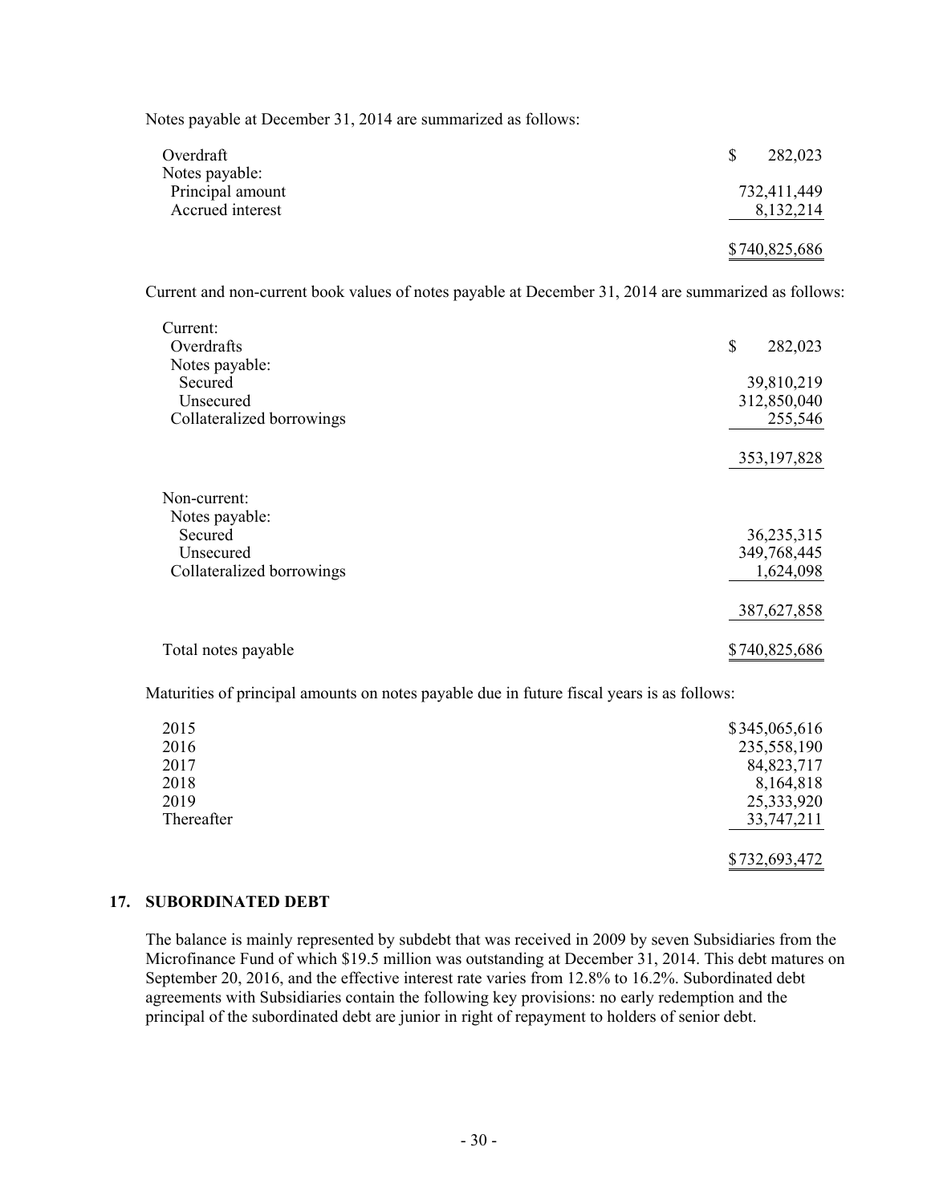Notes payable at December 31, 2014 are summarized as follows:

| | |
|---|---|
| Overdraft | $ 282,023 |
| Notes payable: | |
| Principal amount | 732,411,449 |
| Accrued interest | 8,132,214 |
| | $740,825,686 |

Current and non-current book values of notes payable at December 31, 2014 are summarized as follows:

| | |
|---|---|
| Current: | |
| Overdrafts | $ 282,023 |
| Notes payable: | |
| Secured | 39,810,219 |
| Unsecured | 312,850,040 |
| Collateralized borrowings | 255,546 |
| | 353,197,828 |
| Non-current: | |
| Notes payable: | |
| Secured | 36,235,315 |
| Unsecured | 349,768,445 |
| Collateralized borrowings | 1,624,098 |
| | 387,627,858 |
| Total notes payable | $740,825,686 |

Maturities of principal amounts on notes payable due in future fiscal years is as follows:

| | |
|---|---|
| 2015 | $345,065,616 |
| 2016 | 235,558,190 |
| 2017 | 84,823,717 |
| 2018 | 8,164,818 |
| 2019 | 25,333,920 |
| Thereafter | 33,747,211 |
| | $732,693,472 |

## 17. SUBORDINATED DEBT

The balance is mainly represented by subdebt that was received in 2009 by seven Subsidiaries from the Microfinance Fund of which $19.5 million was outstanding at December 31, 2014. This debt matures on September 20, 2016, and the effective interest rate varies from 12.8% to 16.2%. Subordinated debt agreements with Subsidiaries contain the following key provisions: no early redemption and the principal of the subordinated debt are junior in right of repayment to holders of senior debt.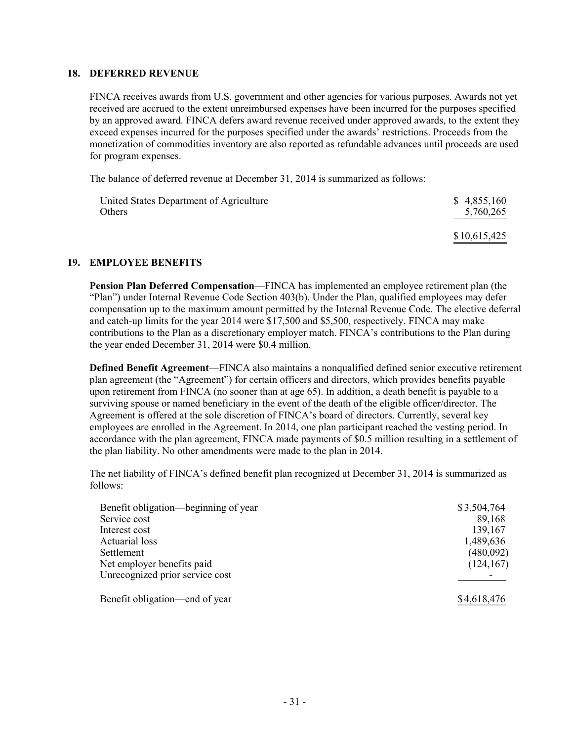## 18. DEFERRED REVENUE

FINCA receives awards from U.S. government and other agencies for various purposes. Awards not yet received are accrued to the extent unreimbursed expenses have been incurred for the purposes specified by an approved award. FINCA defers award revenue received under approved awards, to the extent they exceed expenses incurred for the purposes specified under the awards' restrictions. Proceeds from the monetization of commodities inventory are also reported as refundable advances until proceeds are used for program expenses.

The balance of deferred revenue at December 31, 2014 is summarized as follows:

| | |
|---|---|
| United States Department of Agriculture | $ 4,855,160 |
| Others | 5,760,265 |
| | $10,615,425 |

## 19. EMPLOYEE BENEFITS

**Pension Plan Deferred Compensation**—FINCA has implemented an employee retirement plan (the "Plan") under Internal Revenue Code Section 403(b). Under the Plan, qualified employees may defer compensation up to the maximum amount permitted by the Internal Revenue Code. The elective deferral and catch-up limits for the year 2014 were $17,500 and $5,500, respectively. FINCA may make contributions to the Plan as a discretionary employer match. FINCA's contributions to the Plan during the year ended December 31, 2014 were $0.4 million.

**Defined Benefit Agreement**—FINCA also maintains a nonqualified defined senior executive retirement plan agreement (the "Agreement") for certain officers and directors, which provides benefits payable upon retirement from FINCA (no sooner than at age 65). In addition, a death benefit is payable to a surviving spouse or named beneficiary in the event of the death of the eligible officer/director. The Agreement is offered at the sole discretion of FINCA's board of directors. Currently, several key employees are enrolled in the Agreement. In 2014, one plan participant reached the vesting period. In accordance with the plan agreement, FINCA made payments of $0.5 million resulting in a settlement of the plan liability. No other amendments were made to the plan in 2014.

The net liability of FINCA's defined benefit plan recognized at December 31, 2014 is summarized as follows:

| | |
|---|---|
| Benefit obligation—beginning of year | $3,504,764 |
| Service cost | 89,168 |
| Interest cost | 139,167 |
| Actuarial loss | 1,489,636 |
| Settlement | (480,092) |
| Net employer benefits paid | (124,167) |
| Unrecognized prior service cost | - |
| Benefit obligation—end of year | $4,618,476 |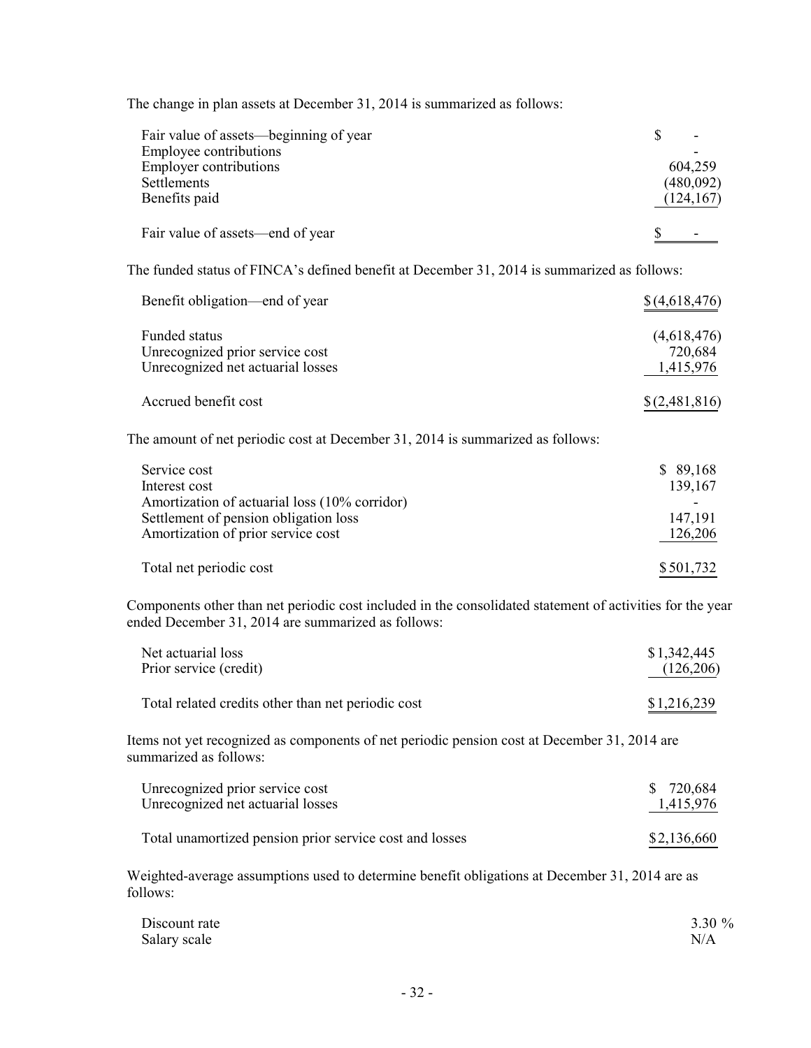The change in plan assets at December 31, 2014 is summarized as follows:

| | |
|---|---|
| Fair value of assets—beginning of year | $ - |
| Employee contributions | - |
| Employer contributions | 604,259 |
| Settlements | (480,092) |
| Benefits paid | (124,167) |
| Fair value of assets—end of year | $ - |

The funded status of FINCA's defined benefit at December 31, 2014 is summarized as follows:

| | |
|---|---|
| Benefit obligation—end of year | $ (4,618,476) |
| Funded status | (4,618,476) |
| Unrecognized prior service cost | 720,684 |
| Unrecognized net actuarial losses | 1,415,976 |
| Accrued benefit cost | $ (2,481,816) |

The amount of net periodic cost at December 31, 2014 is summarized as follows:

| | |
|---|---|
| Service cost | $ 89,168 |
| Interest cost | 139,167 |
| Amortization of actuarial loss (10% corridor) | - |
| Settlement of pension obligation loss | 147,191 |
| Amortization of prior service cost | 126,206 |
| Total net periodic cost | $ 501,732 |

Components other than net periodic cost included in the consolidated statement of activities for the year ended December 31, 2014 are summarized as follows:

| | |
|---|---|
| Net actuarial loss | $ 1,342,445 |
| Prior service (credit) | (126,206) |
| Total related credits other than net periodic cost | $ 1,216,239 |

Items not yet recognized as components of net periodic pension cost at December 31, 2014 are summarized as follows:

| | |
|---|---|
| Unrecognized prior service cost | $ 720,684 |
| Unrecognized net actuarial losses | 1,415,976 |
| Total unamortized pension prior service cost and losses | $ 2,136,660 |

Weighted-average assumptions used to determine benefit obligations at December 31, 2014 are as follows:

| | |
|---|---|
| Discount rate | 3.30 % |
| Salary scale | N/A |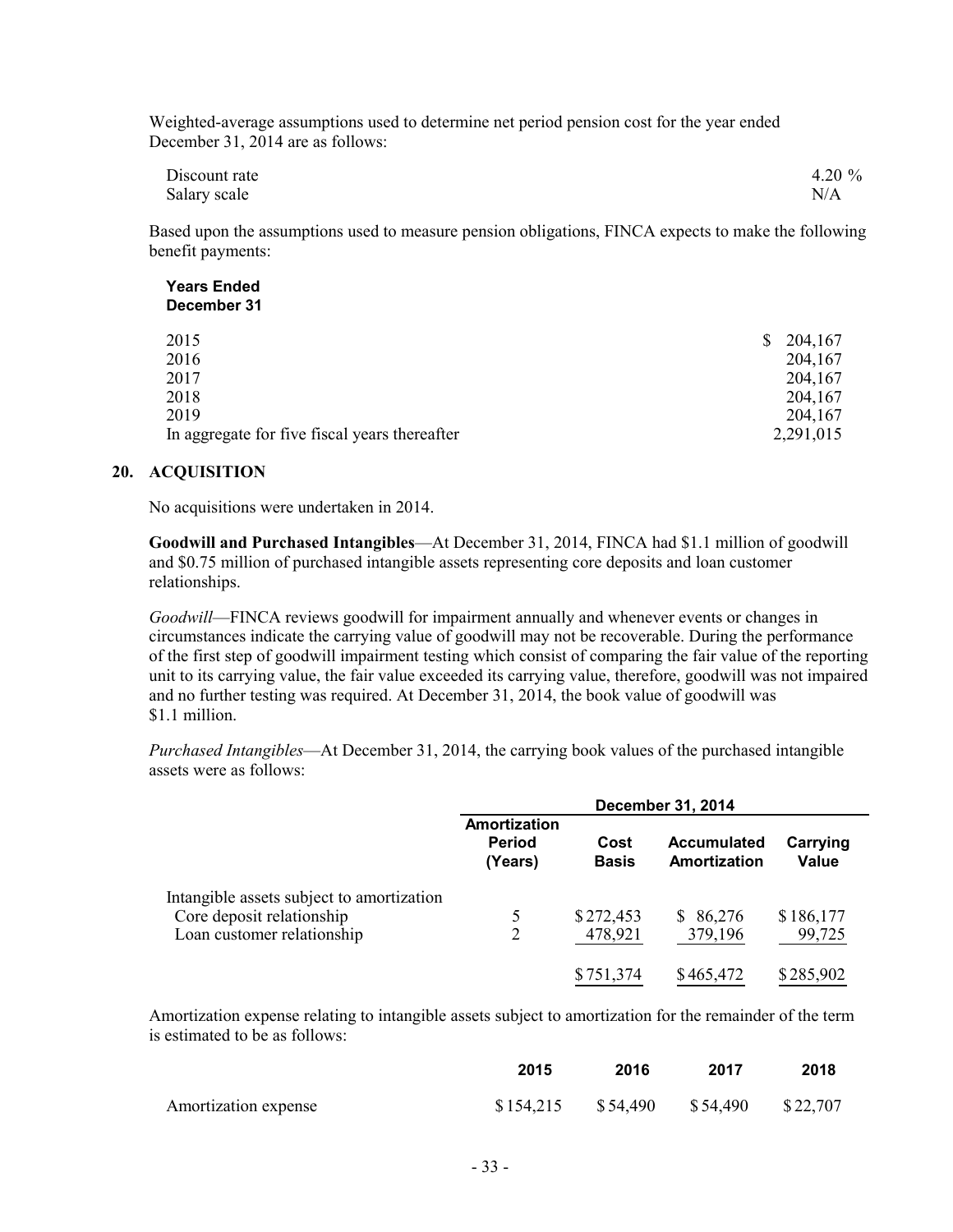Weighted-average assumptions used to determine net period pension cost for the year ended December 31, 2014 are as follows:

| | |
|---|---|
| Discount rate | 4.20 % |
| Salary scale | N/A |

Based upon the assumptions used to measure pension obligations, FINCA expects to make the following benefit payments:

| Years Ended December 31 | |
|---|---|
| 2015 | $ 204,167 |
| 2016 | 204,167 |
| 2017 | 204,167 |
| 2018 | 204,167 |
| 2019 | 204,167 |
| In aggregate for five fiscal years thereafter | 2,291,015 |

## 20. ACQUISITION

No acquisitions were undertaken in 2014.

**Goodwill and Purchased Intangibles**—At December 31, 2014, FINCA had $1.1 million of goodwill and $0.75 million of purchased intangible assets representing core deposits and loan customer relationships.

*Goodwill*—FINCA reviews goodwill for impairment annually and whenever events or changes in circumstances indicate the carrying value of goodwill may not be recoverable. During the performance of the first step of goodwill impairment testing which consist of comparing the fair value of the reporting unit to its carrying value, the fair value exceeded its carrying value, therefore, goodwill was not impaired and no further testing was required. At December 31, 2014, the book value of goodwill was $1.1 million.

*Purchased Intangibles*—At December 31, 2014, the carrying book values of the purchased intangible assets were as follows:

| | December 31, 2014 | | | |
|---|---|---|---|---|
| | **Amortization Period (Years)** | **Cost Basis** | **Accumulated Amortization** | **Carrying Value** |
| Intangible assets subject to amortization | | | | |
| Core deposit relationship | 5 | $272,453 | $ 86,276 | $186,177 |
| Loan customer relationship | 2 | 478,921 | 379,196 | 99,725 |
| | | $751,374 | $465,472 | $285,902 |

Amortization expense relating to intangible assets subject to amortization for the remainder of the term is estimated to be as follows:

| | 2015 | 2016 | 2017 | 2018 |
|---|---|---|---|---|
| Amortization expense | $154,215 | $54,490 | $54,490 | $22,707 |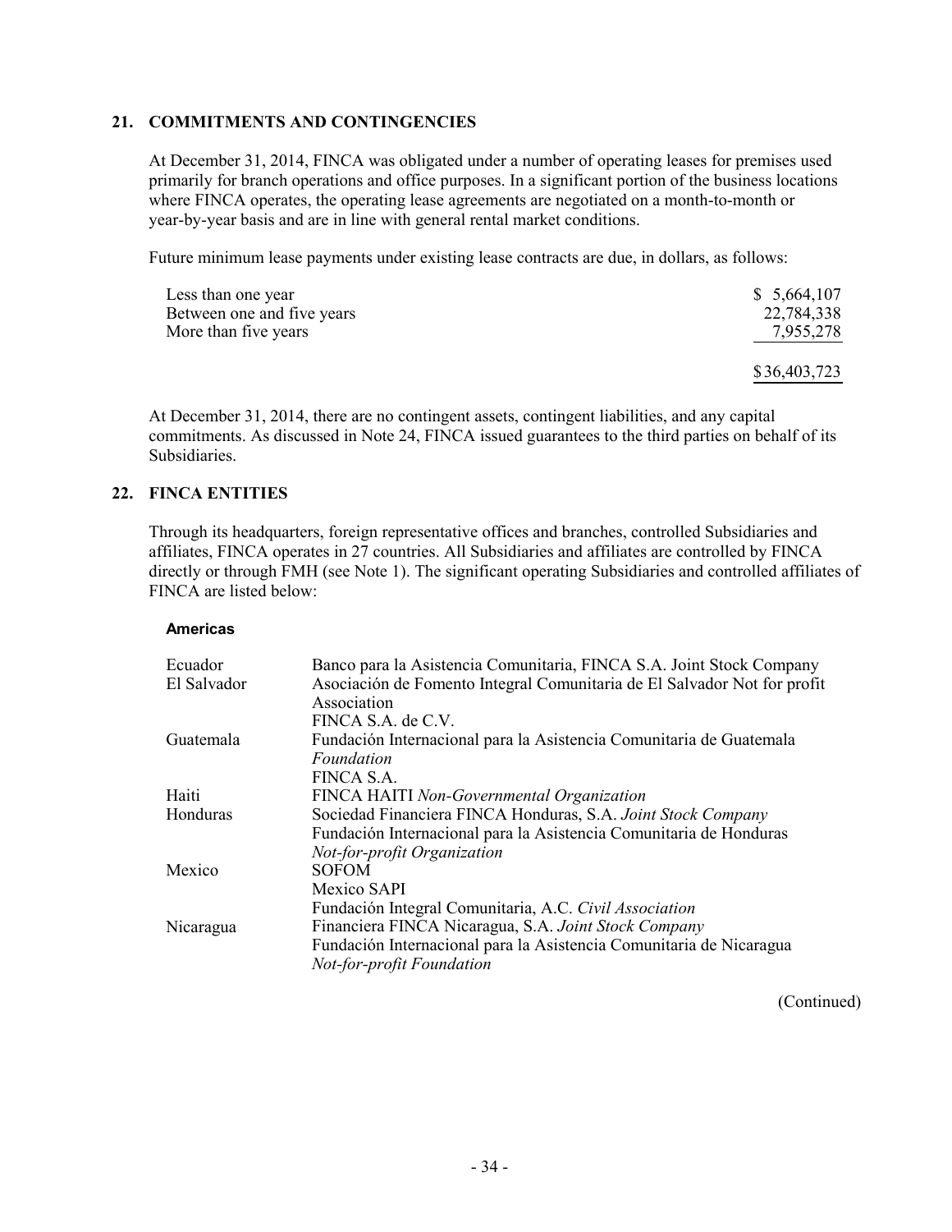## 21. COMMITMENTS AND CONTINGENCIES

At December 31, 2014, FINCA was obligated under a number of operating leases for premises used primarily for branch operations and office purposes. In a significant portion of the business locations where FINCA operates, the operating lease agreements are negotiated on a month-to-month or year-by-year basis and are in line with general rental market conditions.

Future minimum lease payments under existing lease contracts are due, in dollars, as follows:

| | |
|---|---|
| Less than one year | $ 5,664,107 |
| Between one and five years | 22,784,338 |
| More than five years | 7,955,278 |
| | $36,403,723 |

At December 31, 2014, there are no contingent assets, contingent liabilities, and any capital commitments. As discussed in Note 24, FINCA issued guarantees to the third parties on behalf of its Subsidiaries.

## 22. FINCA ENTITIES

Through its headquarters, foreign representative offices and branches, controlled Subsidiaries and affiliates, FINCA operates in 27 countries. All Subsidiaries and affiliates are controlled by FINCA directly or through FMH (see Note 1). The significant operating Subsidiaries and controlled affiliates of FINCA are listed below:

**Americas**

| | |
|---|---|
| Ecuador | Banco para la Asistencia Comunitaria, FINCA S.A. Joint Stock Company |
| El Salvador | Asociación de Fomento Integral Comunitaria de El Salvador Not for profit Association |
| | FINCA S.A. de C.V. |
| Guatemala | Fundación Internacional para la Asistencia Comunitaria de Guatemala *Foundation* |
| | FINCA S.A. |
| Haiti | FINCA HAITI *Non-Governmental Organization* |
| Honduras | Sociedad Financiera FINCA Honduras, S.A. *Joint Stock Company* |
| | Fundación Internacional para la Asistencia Comunitaria de Honduras *Not-for-profit Organization* |
| Mexico | SOFOM |
| | Mexico SAPI |
| | Fundación Integral Comunitaria, A.C. *Civil Association* |
| Nicaragua | Financiera FINCA Nicaragua, S.A. *Joint Stock Company* |
| | Fundación Internacional para la Asistencia Comunitaria de Nicaragua *Not-for-profit Foundation* |

(Continued)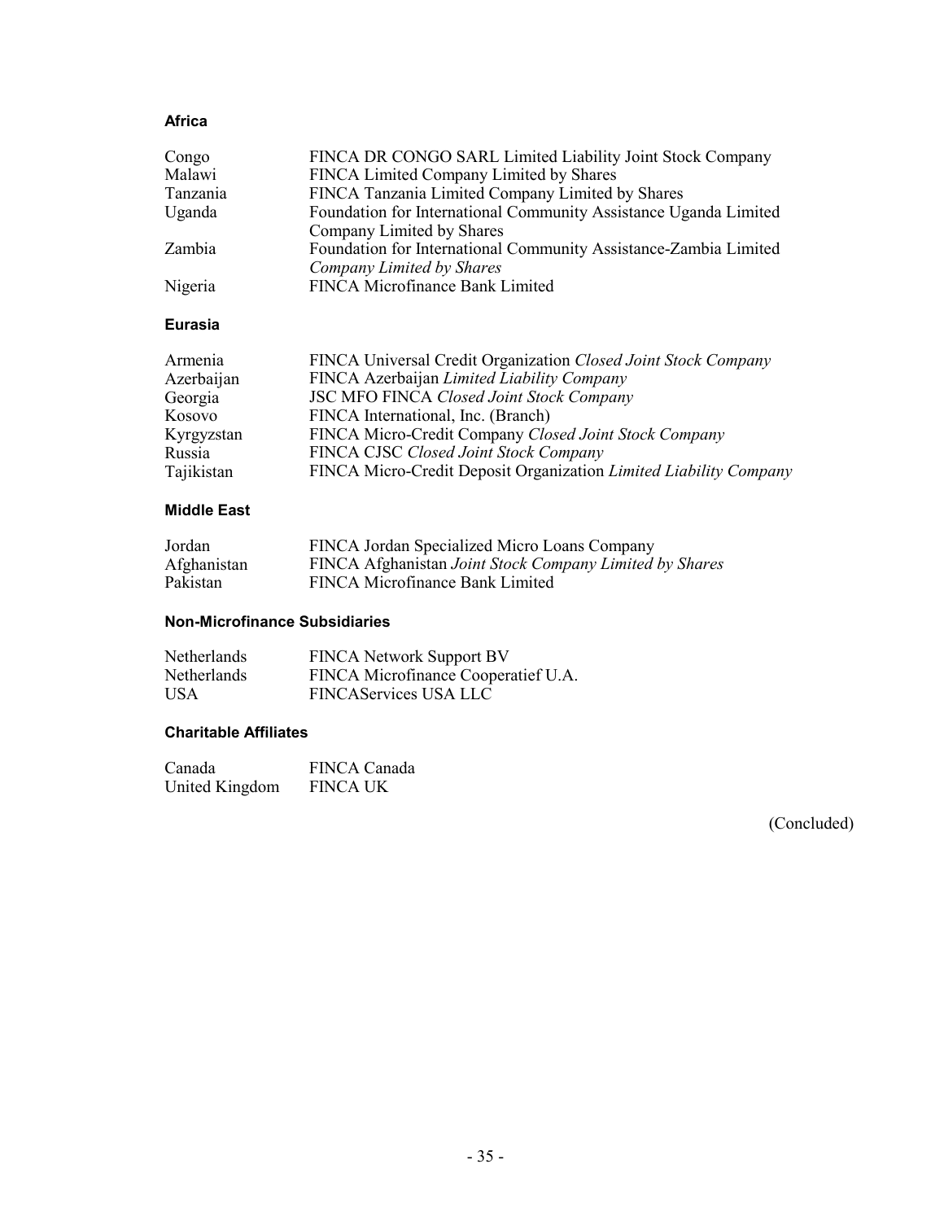**Africa**

| | |
|---|---|
| Congo | FINCA DR CONGO SARL Limited Liability Joint Stock Company |
| Malawi | FINCA Limited Company Limited by Shares |
| Tanzania | FINCA Tanzania Limited Company Limited by Shares |
| Uganda | Foundation for International Community Assistance Uganda Limited Company Limited by Shares |
| Zambia | Foundation for International Community Assistance-Zambia Limited *Company Limited by Shares* |
| Nigeria | FINCA Microfinance Bank Limited |

**Eurasia**

| | |
|---|---|
| Armenia | FINCA Universal Credit Organization *Closed Joint Stock Company* |
| Azerbaijan | FINCA Azerbaijan *Limited Liability Company* |
| Georgia | JSC MFO FINCA *Closed Joint Stock Company* |
| Kosovo | FINCA International, Inc. (Branch) |
| Kyrgyzstan | FINCA Micro-Credit Company *Closed Joint Stock Company* |
| Russia | FINCA CJSC *Closed Joint Stock Company* |
| Tajikistan | FINCA Micro-Credit Deposit Organization *Limited Liability Company* |

**Middle East**

| | |
|---|---|
| Jordan | FINCA Jordan Specialized Micro Loans Company |
| Afghanistan | FINCA Afghanistan *Joint Stock Company Limited by Shares* |
| Pakistan | FINCA Microfinance Bank Limited |

**Non-Microfinance Subsidiaries**

| | |
|---|---|
| Netherlands | FINCA Network Support BV |
| Netherlands | FINCA Microfinance Cooperatief U.A. |
| USA | FINCAServices USA LLC |

**Charitable Affiliates**

| | |
|---|---|
| Canada | FINCA Canada |
| United Kingdom | FINCA UK |

(Concluded)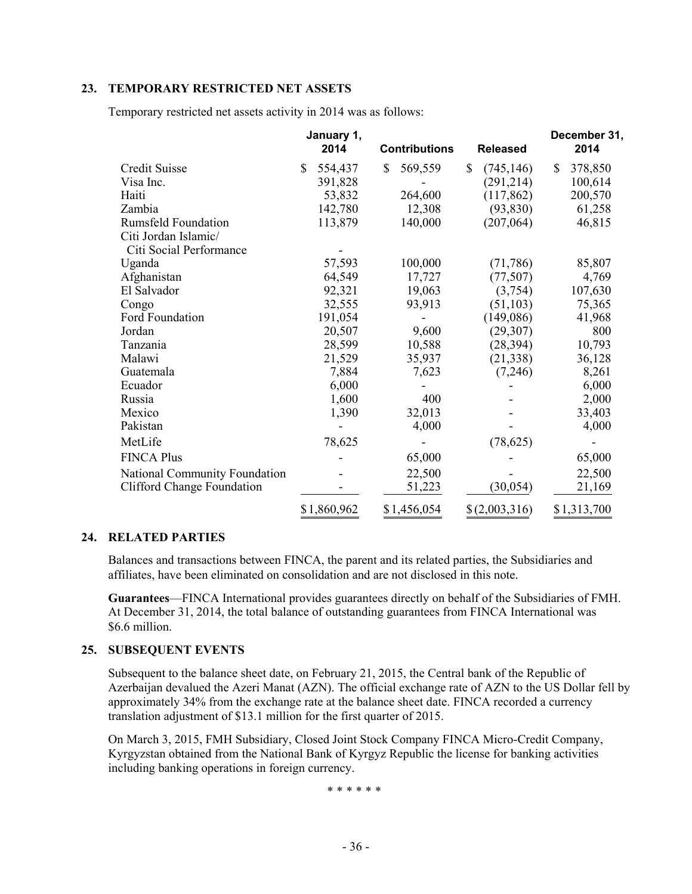## 23. TEMPORARY RESTRICTED NET ASSETS

Temporary restricted net assets activity in 2014 was as follows:

| | January 1, 2014 | Contributions | Released | December 31, 2014 |
|---|---|---|---|---|
| Credit Suisse | $ 554,437 | $ 569,559 | $ (745,146) | $ 378,850 |
| Visa Inc. | 391,828 | - | (291,214) | 100,614 |
| Haiti | 53,832 | 264,600 | (117,862) | 200,570 |
| Zambia | 142,780 | 12,308 | (93,830) | 61,258 |
| Rumsfeld Foundation | 113,879 | 140,000 | (207,064) | 46,815 |
| Citi Jordan Islamic/ Citi Social Performance | - | | | |
| Uganda | 57,593 | 100,000 | (71,786) | 85,807 |
| Afghanistan | 64,549 | 17,727 | (77,507) | 4,769 |
| El Salvador | 92,321 | 19,063 | (3,754) | 107,630 |
| Congo | 32,555 | 93,913 | (51,103) | 75,365 |
| Ford Foundation | 191,054 | - | (149,086) | 41,968 |
| Jordan | 20,507 | 9,600 | (29,307) | 800 |
| Tanzania | 28,599 | 10,588 | (28,394) | 10,793 |
| Malawi | 21,529 | 35,937 | (21,338) | 36,128 |
| Guatemala | 7,884 | 7,623 | (7,246) | 8,261 |
| Ecuador | 6,000 | - | - | 6,000 |
| Russia | 1,600 | 400 | - | 2,000 |
| Mexico | 1,390 | 32,013 | - | 33,403 |
| Pakistan | - | 4,000 | - | 4,000 |
| MetLife | 78,625 | - | (78,625) | - |
| FINCA Plus | - | 65,000 | - | 65,000 |
| National Community Foundation | - | 22,500 | - | 22,500 |
| Clifford Change Foundation | - | 51,223 | (30,054) | 21,169 |
| | $ 1,860,962 | $ 1,456,054 | $ (2,003,316) | $ 1,313,700 |

## 24. RELATED PARTIES

Balances and transactions between FINCA, the parent and its related parties, the Subsidiaries and affiliates, have been eliminated on consolidation and are not disclosed in this note.

**Guarantees**—FINCA International provides guarantees directly on behalf of the Subsidiaries of FMH. At December 31, 2014, the total balance of outstanding guarantees from FINCA International was $6.6 million.

## 25. SUBSEQUENT EVENTS

Subsequent to the balance sheet date, on February 21, 2015, the Central bank of the Republic of Azerbaijan devalued the Azeri Manat (AZN). The official exchange rate of AZN to the US Dollar fell by approximately 34% from the exchange rate at the balance sheet date. FINCA recorded a currency translation adjustment of $13.1 million for the first quarter of 2015.

On March 3, 2015, FMH Subsidiary, Closed Joint Stock Company FINCA Micro-Credit Company, Kyrgyzstan obtained from the National Bank of Kyrgyz Republic the license for banking activities including banking operations in foreign currency.

\* \* \* \* \* \*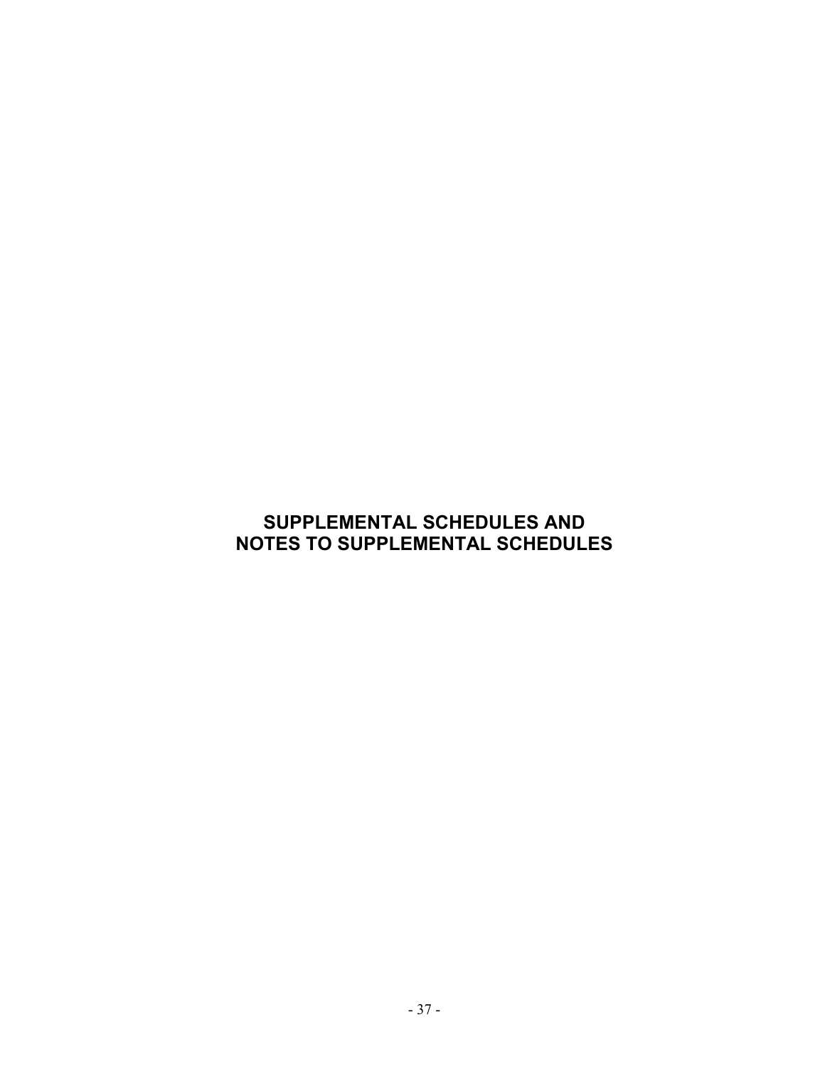# SUPPLEMENTAL SCHEDULES AND NOTES TO SUPPLEMENTAL SCHEDULES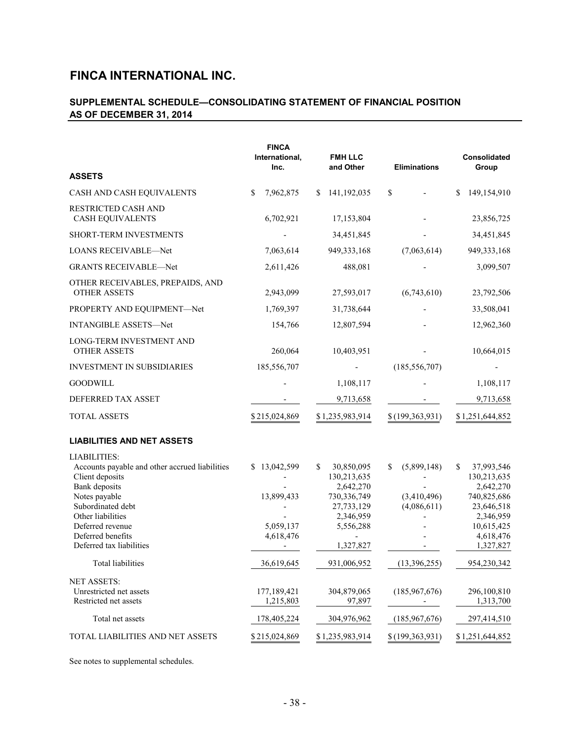# FINCA INTERNATIONAL INC.

## SUPPLEMENTAL SCHEDULE—CONSOLIDATING STATEMENT OF FINANCIAL POSITION AS OF DECEMBER 31, 2014

| ASSETS | FINCA International, Inc. | FMH LLC and Other | Eliminations | Consolidated Group |
|---|---|---|---|---|
| CASH AND CASH EQUIVALENTS | $ 7,962,875 | $ 141,192,035 | $ - | $ 149,154,910 |
| RESTRICTED CASH AND CASH EQUIVALENTS | 6,702,921 | 17,153,804 | - | 23,856,725 |
| SHORT-TERM INVESTMENTS | - | 34,451,845 | - | 34,451,845 |
| LOANS RECEIVABLE—Net | 7,063,614 | 949,333,168 | (7,063,614) | 949,333,168 |
| GRANTS RECEIVABLE—Net | 2,611,426 | 488,081 | - | 3,099,507 |
| OTHER RECEIVABLES, PREPAIDS, AND OTHER ASSETS | 2,943,099 | 27,593,017 | (6,743,610) | 23,792,506 |
| PROPERTY AND EQUIPMENT—Net | 1,769,397 | 31,738,644 | - | 33,508,041 |
| INTANGIBLE ASSETS—Net | 154,766 | 12,807,594 | - | 12,962,360 |
| LONG-TERM INVESTMENT AND OTHER ASSETS | 260,064 | 10,403,951 | - | 10,664,015 |
| INVESTMENT IN SUBSIDIARIES | 185,556,707 | - | (185,556,707) | - |
| GOODWILL | - | 1,108,117 | - | 1,108,117 |
| DEFERRED TAX ASSET | - | 9,713,658 | - | 9,713,658 |
| TOTAL ASSETS | $ 215,024,869 | $ 1,235,983,914 | $ (199,363,931) | $ 1,251,644,852 |
| **LIABILITIES AND NET ASSETS** | | | | |
| LIABILITIES: | | | | |
| Accounts payable and other accrued liabilities | $ 13,042,599 | $ 30,850,095 | $ (5,899,148) | $ 37,993,546 |
| Client deposits | - | 130,213,635 | - | 130,213,635 |
| Bank deposits | - | 2,642,270 | - | 2,642,270 |
| Notes payable | 13,899,433 | 730,336,749 | (3,410,496) | 740,825,686 |
| Subordinated debt | - | 27,733,129 | (4,086,611) | 23,646,518 |
| Other liabilities | - | 2,346,959 | - | 2,346,959 |
| Deferred revenue | 5,059,137 | 5,556,288 | - | 10,615,425 |
| Deferred benefits | 4,618,476 | - | - | 4,618,476 |
| Deferred tax liabilities | - | 1,327,827 | - | 1,327,827 |
| Total liabilities | 36,619,645 | 931,006,952 | (13,396,255) | 954,230,342 |
| NET ASSETS: | | | | |
| Unrestricted net assets | 177,189,421 | 304,879,065 | (185,967,676) | 296,100,810 |
| Restricted net assets | 1,215,803 | 97,897 | - | 1,313,700 |
| Total net assets | 178,405,224 | 304,976,962 | (185,967,676) | 297,414,510 |
| TOTAL LIABILITIES AND NET ASSETS | $ 215,024,869 | $ 1,235,983,914 | $ (199,363,931) | $ 1,251,644,852 |

See notes to supplemental schedules.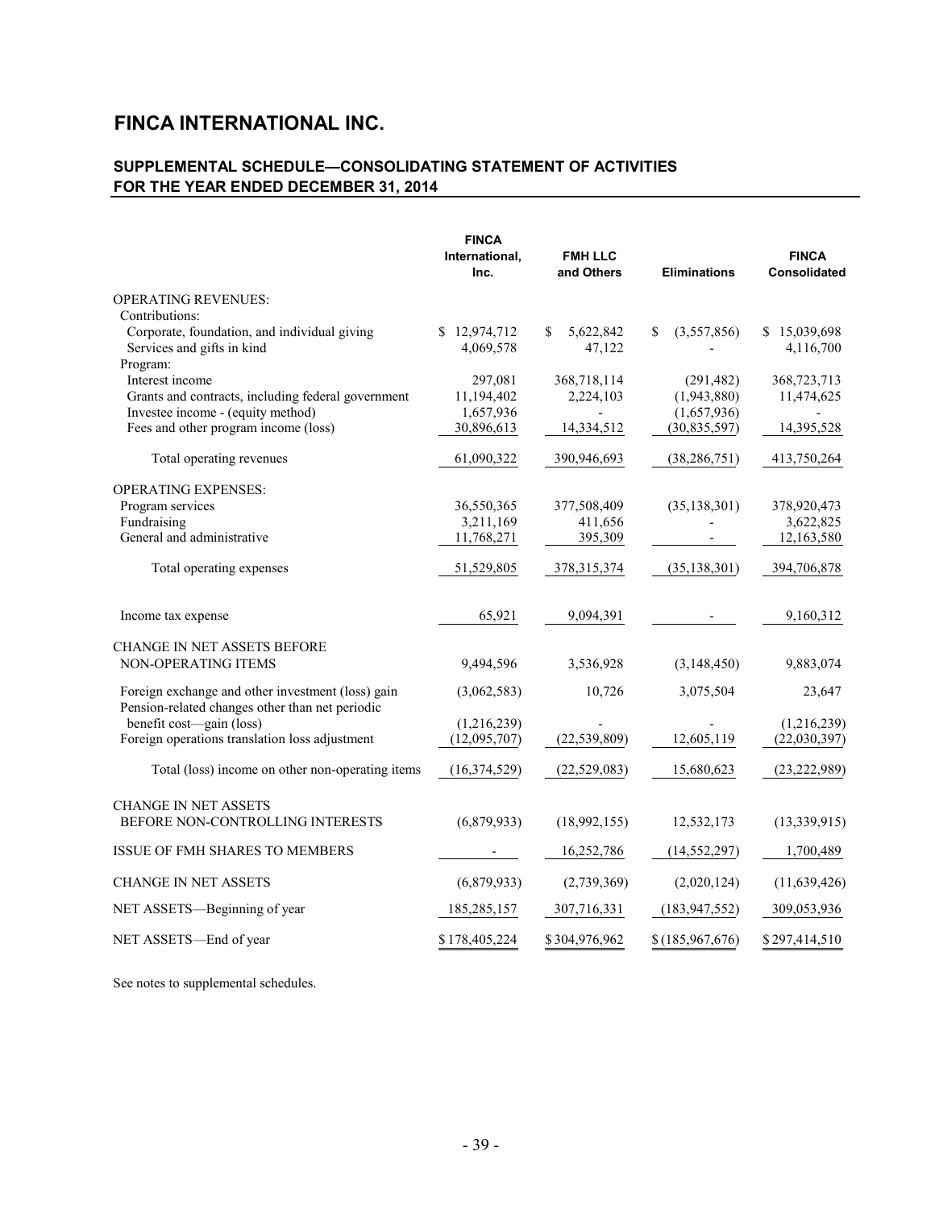# FINCA INTERNATIONAL INC.

## SUPPLEMENTAL SCHEDULE—CONSOLIDATING STATEMENT OF ACTIVITIES FOR THE YEAR ENDED DECEMBER 31, 2014

| | FINCA International, Inc. | FMH LLC and Others | Eliminations | FINCA Consolidated |
|---|---|---|---|---|
| OPERATING REVENUES: | | | | |
| Contributions: | | | | |
| Corporate, foundation, and individual giving | $ 12,974,712 | $ 5,622,842 | $ (3,557,856) | $ 15,039,698 |
| Services and gifts in kind | 4,069,578 | 47,122 | - | 4,116,700 |
| Program: | | | | |
| Interest income | 297,081 | 368,718,114 | (291,482) | 368,723,713 |
| Grants and contracts, including federal government | 11,194,402 | 2,224,103 | (1,943,880) | 11,474,625 |
| Investee income - (equity method) | 1,657,936 | - | (1,657,936) | - |
| Fees and other program income (loss) | 30,896,613 | 14,334,512 | (30,835,597) | 14,395,528 |
| Total operating revenues | 61,090,322 | 390,946,693 | (38,286,751) | 413,750,264 |
| OPERATING EXPENSES: | | | | |
| Program services | 36,550,365 | 377,508,409 | (35,138,301) | 378,920,473 |
| Fundraising | 3,211,169 | 411,656 | - | 3,622,825 |
| General and administrative | 11,768,271 | 395,309 | - | 12,163,580 |
| Total operating expenses | 51,529,805 | 378,315,374 | (35,138,301) | 394,706,878 |
| Income tax expense | 65,921 | 9,094,391 | - | 9,160,312 |
| CHANGE IN NET ASSETS BEFORE NON-OPERATING ITEMS | 9,494,596 | 3,536,928 | (3,148,450) | 9,883,074 |
| Foreign exchange and other investment (loss) gain | (3,062,583) | 10,726 | 3,075,504 | 23,647 |
| Pension-related changes other than net periodic benefit cost—gain (loss) | (1,216,239) | - | - | (1,216,239) |
| Foreign operations translation loss adjustment | (12,095,707) | (22,539,809) | 12,605,119 | (22,030,397) |
| Total (loss) income on other non-operating items | (16,374,529) | (22,529,083) | 15,680,623 | (23,222,989) |
| CHANGE IN NET ASSETS BEFORE NON-CONTROLLING INTERESTS | (6,879,933) | (18,992,155) | 12,532,173 | (13,339,915) |
| ISSUE OF FMH SHARES TO MEMBERS | - | 16,252,786 | (14,552,297) | 1,700,489 |
| CHANGE IN NET ASSETS | (6,879,933) | (2,739,369) | (2,020,124) | (11,639,426) |
| NET ASSETS—Beginning of year | 185,285,157 | 307,716,331 | (183,947,552) | 309,053,936 |
| NET ASSETS—End of year | $ 178,405,224 | $ 304,976,962 | $ (185,967,676) | $ 297,414,510 |

See notes to supplemental schedules.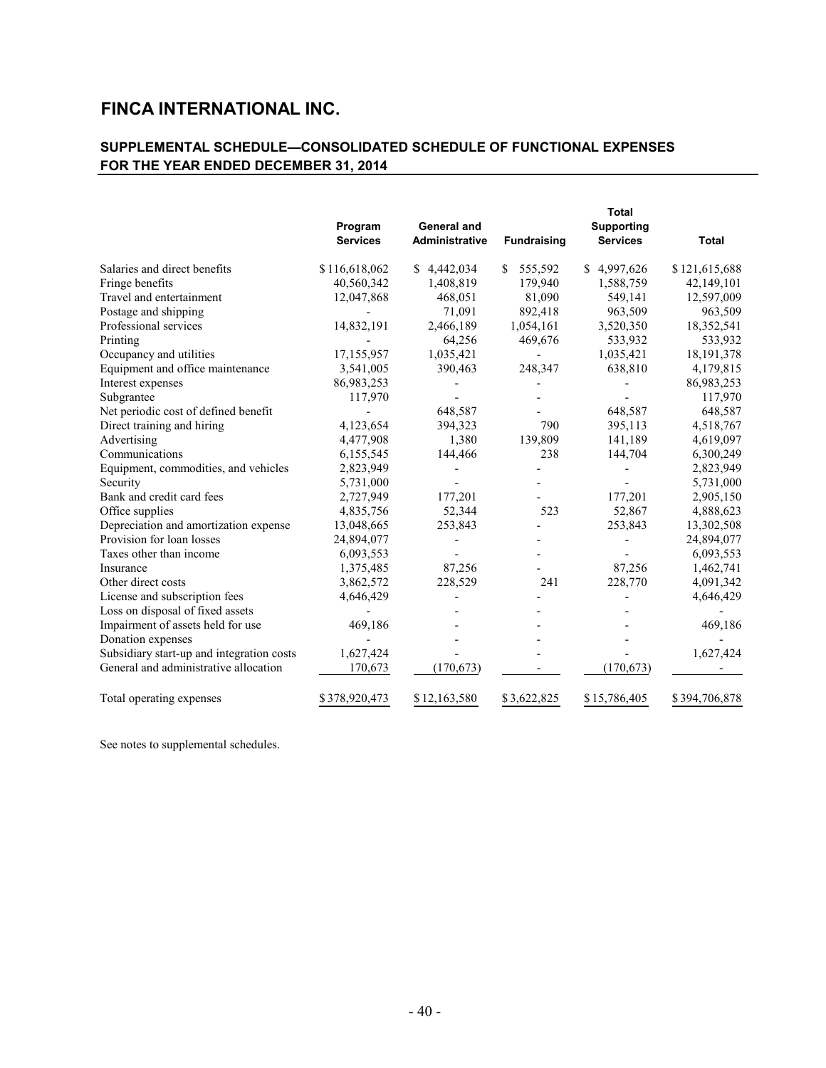# FINCA INTERNATIONAL INC.

## SUPPLEMENTAL SCHEDULE—CONSOLIDATED SCHEDULE OF FUNCTIONAL EXPENSES FOR THE YEAR ENDED DECEMBER 31, 2014

| | Program Services | General and Administrative | Fundraising | Total Supporting Services | Total |
|---|---|---|---|---|---|
| Salaries and direct benefits | $116,618,062 | $ 4,442,034 | $ 555,592 | $ 4,997,626 | $121,615,688 |
| Fringe benefits | 40,560,342 | 1,408,819 | 179,940 | 1,588,759 | 42,149,101 |
| Travel and entertainment | 12,047,868 | 468,051 | 81,090 | 549,141 | 12,597,009 |
| Postage and shipping | - | 71,091 | 892,418 | 963,509 | 963,509 |
| Professional services | 14,832,191 | 2,466,189 | 1,054,161 | 3,520,350 | 18,352,541 |
| Printing | - | 64,256 | 469,676 | 533,932 | 533,932 |
| Occupancy and utilities | 17,155,957 | 1,035,421 | - | 1,035,421 | 18,191,378 |
| Equipment and office maintenance | 3,541,005 | 390,463 | 248,347 | 638,810 | 4,179,815 |
| Interest expenses | 86,983,253 | - | - | - | 86,983,253 |
| Subgrantee | 117,970 | - | - | - | 117,970 |
| Net periodic cost of defined benefit | - | 648,587 | - | 648,587 | 648,587 |
| Direct training and hiring | 4,123,654 | 394,323 | 790 | 395,113 | 4,518,767 |
| Advertising | 4,477,908 | 1,380 | 139,809 | 141,189 | 4,619,097 |
| Communications | 6,155,545 | 144,466 | 238 | 144,704 | 6,300,249 |
| Equipment, commodities, and vehicles | 2,823,949 | - | - | - | 2,823,949 |
| Security | 5,731,000 | - | - | - | 5,731,000 |
| Bank and credit card fees | 2,727,949 | 177,201 | - | 177,201 | 2,905,150 |
| Office supplies | 4,835,756 | 52,344 | 523 | 52,867 | 4,888,623 |
| Depreciation and amortization expense | 13,048,665 | 253,843 | - | 253,843 | 13,302,508 |
| Provision for loan losses | 24,894,077 | - | - | - | 24,894,077 |
| Taxes other than income | 6,093,553 | - | - | - | 6,093,553 |
| Insurance | 1,375,485 | 87,256 | - | 87,256 | 1,462,741 |
| Other direct costs | 3,862,572 | 228,529 | 241 | 228,770 | 4,091,342 |
| License and subscription fees | 4,646,429 | - | - | - | 4,646,429 |
| Loss on disposal of fixed assets | - | - | - | - | - |
| Impairment of assets held for use | 469,186 | - | - | - | 469,186 |
| Donation expenses | - | - | - | - | - |
| Subsidiary start-up and integration costs | 1,627,424 | - | - | - | 1,627,424 |
| General and administrative allocation | 170,673 | (170,673) | - | (170,673) | - |
| Total operating expenses | $378,920,473 | $12,163,580 | $3,622,825 | $15,786,405 | $394,706,878 |

See notes to supplemental schedules.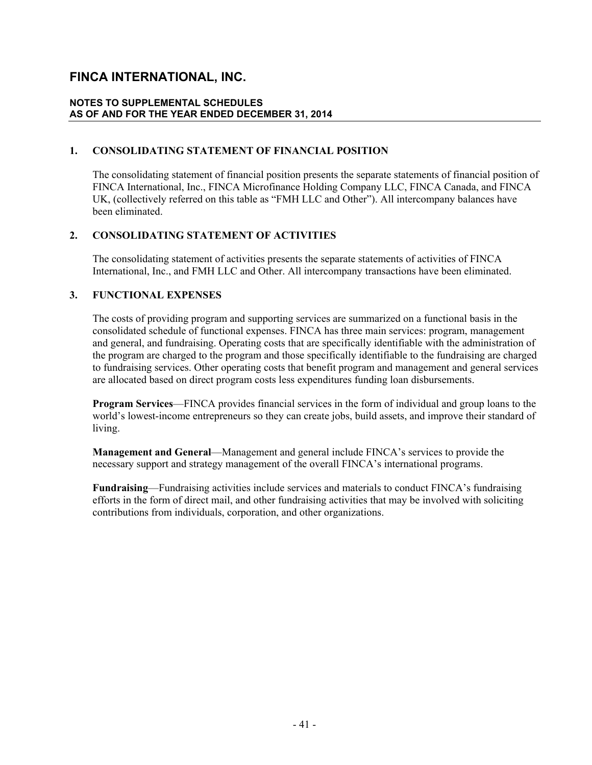# FINCA INTERNATIONAL, INC.

**NOTES TO SUPPLEMENTAL SCHEDULES**
**AS OF AND FOR THE YEAR ENDED DECEMBER 31, 2014**

## 1. CONSOLIDATING STATEMENT OF FINANCIAL POSITION

The consolidating statement of financial position presents the separate statements of financial position of FINCA International, Inc., FINCA Microfinance Holding Company LLC, FINCA Canada, and FINCA UK, (collectively referred on this table as "FMH LLC and Other"). All intercompany balances have been eliminated.

## 2. CONSOLIDATING STATEMENT OF ACTIVITIES

The consolidating statement of activities presents the separate statements of activities of FINCA International, Inc., and FMH LLC and Other. All intercompany transactions have been eliminated.

## 3. FUNCTIONAL EXPENSES

The costs of providing program and supporting services are summarized on a functional basis in the consolidated schedule of functional expenses. FINCA has three main services: program, management and general, and fundraising. Operating costs that are specifically identifiable with the administration of the program are charged to the program and those specifically identifiable to the fundraising are charged to fundraising services. Other operating costs that benefit program and management and general services are allocated based on direct program costs less expenditures funding loan disbursements.

**Program Services**—FINCA provides financial services in the form of individual and group loans to the world's lowest-income entrepreneurs so they can create jobs, build assets, and improve their standard of living.

**Management and General**—Management and general include FINCA's services to provide the necessary support and strategy management of the overall FINCA's international programs.

**Fundraising**—Fundraising activities include services and materials to conduct FINCA's fundraising efforts in the form of direct mail, and other fundraising activities that may be involved with soliciting contributions from individuals, corporation, and other organizations.